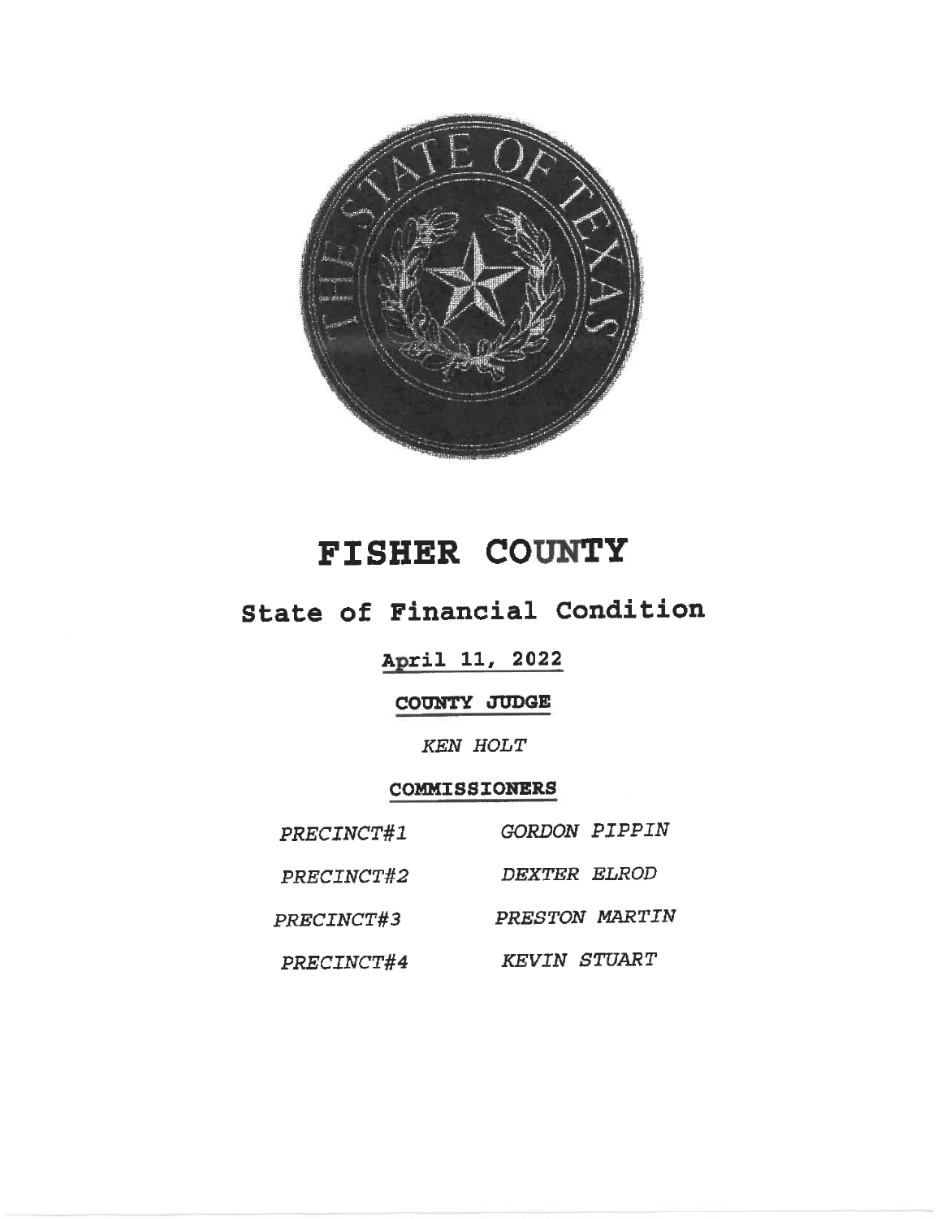# FISHER COUNTY

## State of Financial Condition

**April 11, 2022**

**COUNTY JUDGE**

*KEN HOLT*

**COMMISSIONERS**

| | |
|---|---|
| *PRECINCT#1* | *GORDON PIPPIN* |
| *PRECINCT#2* | *DEXTER ELROD* |
| *PRECINCT#3* | *PRESTON MARTIN* |
| *PRECINCT#4* | *KEVIN STUART* |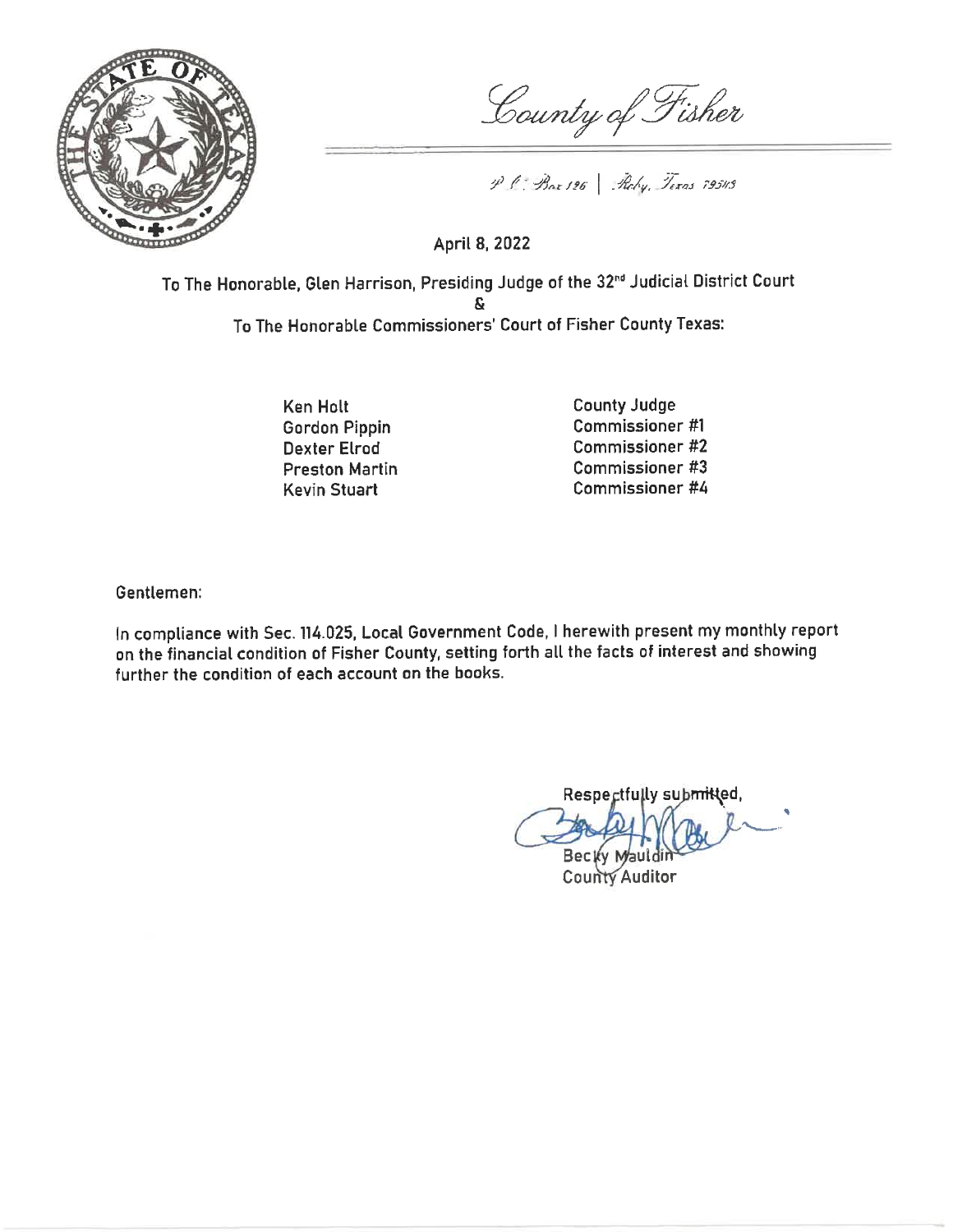County of Fisher

P.O. Box 126 | Roby, Texas 79543

April 8, 2022

To The Honorable, Glen Harrison, Presiding Judge of the 32nd Judicial District Court

&

To The Honorable Commissioners' Court of Fisher County Texas:

| | |
|---|---|
| Ken Holt | County Judge |
| Gordon Pippin | Commissioner #1 |
| Dexter Elrod | Commissioner #2 |
| Preston Martin | Commissioner #3 |
| Kevin Stuart | Commissioner #4 |

Gentlemen:

In compliance with Sec. 114.025, Local Government Code, I herewith present my monthly report on the financial condition of Fisher County, setting forth all the facts of interest and showing further the condition of each account on the books.

Respectfully submitted,

Becky Mauldin
County Auditor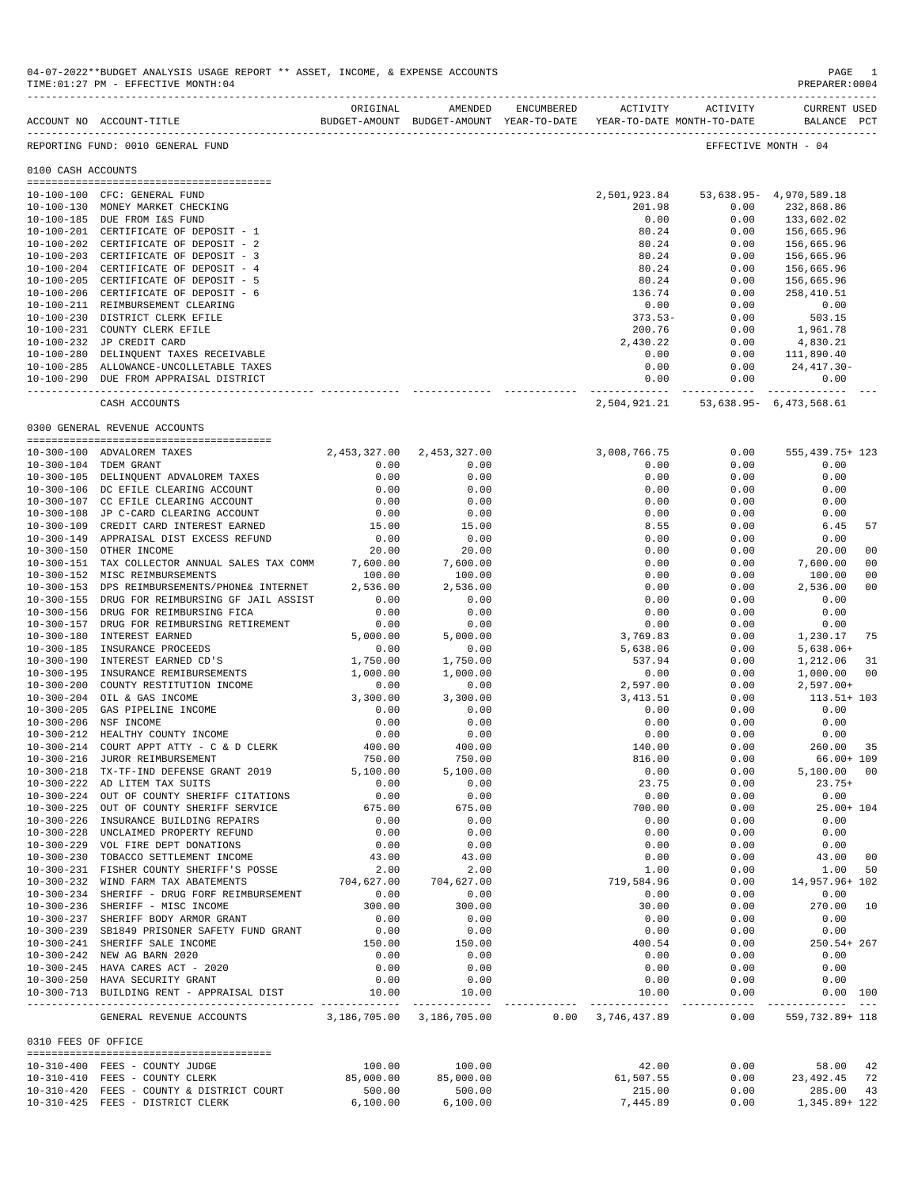04-07-2022**BUDGET ANALYSIS USAGE REPORT ** ASSET, INCOME, & EXPENSE ACCOUNTS

TIME:01:27 PM - EFFECTIVE MONTH:04

PREPARER:0004

REPORTING FUND: 0010 GENERAL FUND — EFFECTIVE MONTH - 04

## 0100 CASH ACCOUNTS

| ACCOUNT NO | ACCOUNT-TITLE | ORIGINAL BUDGET-AMOUNT | AMENDED BUDGET-AMOUNT | ENCUMBERED YEAR-TO-DATE | ACTIVITY YEAR-TO-DATE | ACTIVITY MONTH-TO-DATE | CURRENT USED BALANCE | PCT |
|---|---|---|---|---|---|---|---|---|
| 10-100-100 | CFC: GENERAL FUND | | | | 2,501,923.84 | 53,638.95- | 4,970,589.18 | |
| 10-100-130 | MONEY MARKET CHECKING | | | | 201.98 | 0.00 | 232,868.86 | |
| 10-100-185 | DUE FROM I&S FUND | | | | 0.00 | 0.00 | 133,602.02 | |
| 10-100-201 | CERTIFICATE OF DEPOSIT - 1 | | | | 80.24 | 0.00 | 156,665.96 | |
| 10-100-202 | CERTIFICATE OF DEPOSIT - 2 | | | | 80.24 | 0.00 | 156,665.96 | |
| 10-100-203 | CERTIFICATE OF DEPOSIT - 3 | | | | 80.24 | 0.00 | 156,665.96 | |
| 10-100-204 | CERTIFICATE OF DEPOSIT - 4 | | | | 80.24 | 0.00 | 156,665.96 | |
| 10-100-205 | CERTIFICATE OF DEPOSIT - 5 | | | | 80.24 | 0.00 | 156,665.96 | |
| 10-100-206 | CERTIFICATE OF DEPOSIT - 6 | | | | 136.74 | 0.00 | 258,410.51 | |
| 10-100-211 | REIMBURSEMENT CLEARING | | | | 0.00 | 0.00 | 0.00 | |
| 10-100-230 | DISTRICT CLERK EFILE | | | | 373.53- | 0.00 | 503.15 | |
| 10-100-231 | COUNTY CLERK EFILE | | | | 200.76 | 0.00 | 1,961.78 | |
| 10-100-232 | JP CREDIT CARD | | | | 2,430.22 | 0.00 | 4,830.21 | |
| 10-100-280 | DELINQUENT TAXES RECEIVABLE | | | | 0.00 | 0.00 | 111,890.40 | |
| 10-100-285 | ALLOWANCE-UNCOLLETABLE TAXES | | | | 0.00 | 0.00 | 24,417.30- | |
| 10-100-290 | DUE FROM APPRAISAL DISTRICT | | | | 0.00 | 0.00 | 0.00 | |
| | CASH ACCOUNTS | | | | 2,504,921.21 | 53,638.95- | 6,473,568.61 | |

## 0300 GENERAL REVENUE ACCOUNTS

| ACCOUNT NO | ACCOUNT-TITLE | ORIGINAL BUDGET-AMOUNT | AMENDED BUDGET-AMOUNT | ENCUMBERED YEAR-TO-DATE | ACTIVITY YEAR-TO-DATE | ACTIVITY MONTH-TO-DATE | CURRENT USED BALANCE | PCT |
|---|---|---|---|---|---|---|---|---|
| 10-300-100 | ADVALOREM TAXES | 2,453,327.00 | 2,453,327.00 | | 3,008,766.75 | 0.00 | 555,439.75+ | 123 |
| 10-300-104 | TDEM GRANT | 0.00 | 0.00 | | 0.00 | 0.00 | 0.00 | |
| 10-300-105 | DELINQUENT ADVALOREM TAXES | 0.00 | 0.00 | | 0.00 | 0.00 | 0.00 | |
| 10-300-106 | DC EFILE CLEARING ACCOUNT | 0.00 | 0.00 | | 0.00 | 0.00 | 0.00 | |
| 10-300-107 | CC EFILE CLEARING ACCOUNT | 0.00 | 0.00 | | 0.00 | 0.00 | 0.00 | |
| 10-300-108 | JP C-CARD CLEARING ACCOUNT | 0.00 | 0.00 | | 0.00 | 0.00 | 0.00 | |
| 10-300-109 | CREDIT CARD INTEREST EARNED | 15.00 | 15.00 | | 8.55 | 0.00 | 6.45 | 57 |
| 10-300-149 | APPRAISAL DIST EXCESS REFUND | 0.00 | 0.00 | | 0.00 | 0.00 | 0.00 | |
| 10-300-150 | OTHER INCOME | 20.00 | 20.00 | | 0.00 | 0.00 | 20.00 | 00 |
| 10-300-151 | TAX COLLECTOR ANNUAL SALES TAX COMM | 7,600.00 | 7,600.00 | | 0.00 | 0.00 | 7,600.00 | 00 |
| 10-300-152 | MISC REIMBURSEMENTS | 100.00 | 100.00 | | 0.00 | 0.00 | 100.00 | 00 |
| 10-300-153 | DPS REIMBURSEMENTS/PHONE& INTERNET | 2,536.00 | 2,536.00 | | 0.00 | 0.00 | 2,536.00 | 00 |
| 10-300-155 | DRUG FOR REIMBURSING GF JAIL ASSIST | 0.00 | 0.00 | | 0.00 | 0.00 | 0.00 | |
| 10-300-156 | DRUG FOR REIMBURSING FICA | 0.00 | 0.00 | | 0.00 | 0.00 | 0.00 | |
| 10-300-157 | DRUG FOR REIMBURSING RETIREMENT | 0.00 | 0.00 | | 0.00 | 0.00 | 0.00 | |
| 10-300-180 | INTEREST EARNED | 5,000.00 | 5,000.00 | | 3,769.83 | 0.00 | 1,230.17 | 75 |
| 10-300-185 | INSURANCE PROCEEDS | 0.00 | 0.00 | | 5,638.06 | 0.00 | 5,638.06+ | |
| 10-300-190 | INTEREST EARNED CD'S | 1,750.00 | 1,750.00 | | 537.94 | 0.00 | 1,212.06 | 31 |
| 10-300-195 | INSURANCE REMIBURSEMENTS | 1,000.00 | 1,000.00 | | 0.00 | 0.00 | 1,000.00 | 00 |
| 10-300-200 | COUNTY RESTITUTION INCOME | 0.00 | 0.00 | | 2,597.00 | 0.00 | 2,597.00+ | |
| 10-300-204 | OIL & GAS INCOME | 3,300.00 | 3,300.00 | | 3,413.51 | 0.00 | 113.51+ | 103 |
| 10-300-205 | GAS PIPELINE INCOME | 0.00 | 0.00 | | 0.00 | 0.00 | 0.00 | |
| 10-300-206 | NSF INCOME | 0.00 | 0.00 | | 0.00 | 0.00 | 0.00 | |
| 10-300-212 | HEALTHY COUNTY INCOME | 0.00 | 0.00 | | 0.00 | 0.00 | 0.00 | |
| 10-300-214 | COURT APPT ATTY - C & D CLERK | 400.00 | 400.00 | | 140.00 | 0.00 | 260.00 | 35 |
| 10-300-216 | JUROR REIMBURSEMENT | 750.00 | 750.00 | | 816.00 | 0.00 | 66.00+ | 109 |
| 10-300-218 | TX-TF-IND DEFENSE GRANT 2019 | 5,100.00 | 5,100.00 | | 0.00 | 0.00 | 5,100.00 | 00 |
| 10-300-222 | AD LITEM TAX SUITS | 0.00 | 0.00 | | 23.75 | 0.00 | 23.75+ | |
| 10-300-224 | OUT OF COUNTY SHERIFF CITATIONS | 0.00 | 0.00 | | 0.00 | 0.00 | 0.00 | |
| 10-300-225 | OUT OF COUNTY SHERIFF SERVICE | 675.00 | 675.00 | | 700.00 | 0.00 | 25.00+ | 104 |
| 10-300-226 | INSURANCE BUILDING REPAIRS | 0.00 | 0.00 | | 0.00 | 0.00 | 0.00 | |
| 10-300-228 | UNCLAIMED PROPERTY REFUND | 0.00 | 0.00 | | 0.00 | 0.00 | 0.00 | |
| 10-300-229 | VOL FIRE DEPT DONATIONS | 0.00 | 0.00 | | 0.00 | 0.00 | 0.00 | |
| 10-300-230 | TOBACCO SETTLEMENT INCOME | 43.00 | 43.00 | | 0.00 | 0.00 | 43.00 | 00 |
| 10-300-231 | FISHER COUNTY SHERIFF'S POSSE | 2.00 | 2.00 | | 1.00 | 0.00 | 1.00 | 50 |
| 10-300-232 | WIND FARM TAX ABATEMENTS | 704,627.00 | 704,627.00 | | 719,584.96 | 0.00 | 14,957.96+ | 102 |
| 10-300-234 | SHERIFF - DRUG FORF REIMBURSEMENT | 0.00 | 0.00 | | 0.00 | 0.00 | 0.00 | |
| 10-300-236 | SHERIFF - MISC INCOME | 300.00 | 300.00 | | 30.00 | 0.00 | 270.00 | 10 |
| 10-300-237 | SHERIFF BODY ARMOR GRANT | 0.00 | 0.00 | | 0.00 | 0.00 | 0.00 | |
| 10-300-239 | SB1849 PRISONER SAFETY FUND GRANT | 0.00 | 0.00 | | 0.00 | 0.00 | 0.00 | |
| 10-300-241 | SHERIFF SALE INCOME | 150.00 | 150.00 | | 400.54 | 0.00 | 250.54+ | 267 |
| 10-300-242 | NEW AG BARN 2020 | 0.00 | 0.00 | | 0.00 | 0.00 | 0.00 | |
| 10-300-245 | HAVA CARES ACT - 2020 | 0.00 | 0.00 | | 0.00 | 0.00 | 0.00 | |
| 10-300-250 | HAVA SECURITY GRANT | 0.00 | 0.00 | | 0.00 | 0.00 | 0.00 | |
| 10-300-713 | BUILDING RENT - APPRAISAL DIST | 10.00 | 10.00 | | 10.00 | 0.00 | 0.00 | 100 |
| | GENERAL REVENUE ACCOUNTS | 3,186,705.00 | 3,186,705.00 | 0.00 | 3,746,437.89 | 0.00 | 559,732.89+ | 118 |

## 0310 FEES OF OFFICE

| ACCOUNT NO | ACCOUNT-TITLE | ORIGINAL BUDGET-AMOUNT | AMENDED BUDGET-AMOUNT | ENCUMBERED YEAR-TO-DATE | ACTIVITY YEAR-TO-DATE | ACTIVITY MONTH-TO-DATE | CURRENT USED BALANCE | PCT |
|---|---|---|---|---|---|---|---|---|
| 10-310-400 | FEES - COUNTY JUDGE | 100.00 | 100.00 | | 42.00 | 0.00 | 58.00 | 42 |
| 10-310-410 | FEES - COUNTY CLERK | 85,000.00 | 85,000.00 | | 61,507.55 | 0.00 | 23,492.45 | 72 |
| 10-310-420 | FEES - COUNTY & DISTRICT COURT | 500.00 | 500.00 | | 215.00 | 0.00 | 285.00 | 43 |
| 10-310-425 | FEES - DISTRICT CLERK | 6,100.00 | 6,100.00 | | 7,445.89 | 0.00 | 1,345.89+ | 122 |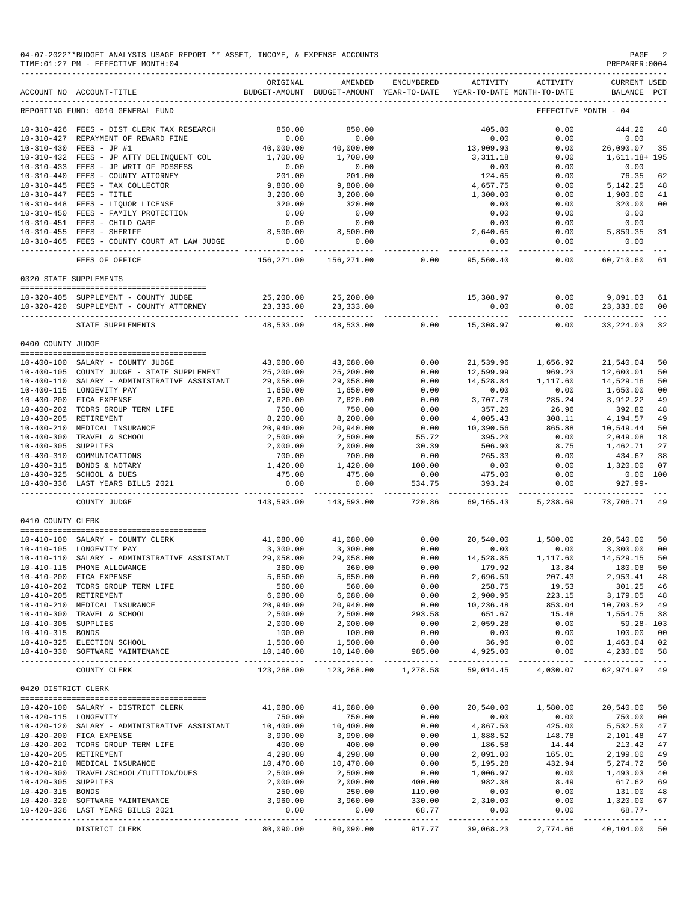04-07-2022**BUDGET ANALYSIS USAGE REPORT ** ASSET, INCOME, & EXPENSE ACCOUNTS
TIME:01:27 PM - EFFECTIVE MONTH:04
PREPARER:0004

| ACCOUNT NO | ACCOUNT-TITLE | ORIGINAL BUDGET-AMOUNT | AMENDED BUDGET-AMOUNT | ENCUMBERED YEAR-TO-DATE | ACTIVITY YEAR-TO-DATE | ACTIVITY MONTH-TO-DATE | CURRENT BALANCE | USED PCT |
|---|---|---|---|---|---|---|---|---|
| REPORTING FUND: 0010 GENERAL FUND | | | | | | | EFFECTIVE MONTH - 04 | |
| 10-310-426 | FEES - DIST CLERK TAX RESEARCH | 850.00 | 850.00 | | 405.80 | 0.00 | 444.20 | 48 |
| 10-310-427 | REPAYMENT OF REWARD FINE | 0.00 | 0.00 | | 0.00 | 0.00 | 0.00 | |
| 10-310-430 | FEES - JP #1 | 40,000.00 | 40,000.00 | | 13,909.93 | 0.00 | 26,090.07 | 35 |
| 10-310-432 | FEES - JP ATTY DELINQUENT COL | 1,700.00 | 1,700.00 | | 3,311.18 | 0.00 | 1,611.18+ | 195 |
| 10-310-433 | FEES - JP WRIT OF POSSESS | 0.00 | 0.00 | | 0.00 | 0.00 | 0.00 | |
| 10-310-440 | FEES - COUNTY ATTORNEY | 201.00 | 201.00 | | 124.65 | 0.00 | 76.35 | 62 |
| 10-310-445 | FEES - TAX COLLECTOR | 9,800.00 | 9,800.00 | | 4,657.75 | 0.00 | 5,142.25 | 48 |
| 10-310-447 | FEES - TITLE | 3,200.00 | 3,200.00 | | 1,300.00 | 0.00 | 1,900.00 | 41 |
| 10-310-448 | FEES - LIQUOR LICENSE | 320.00 | 320.00 | | 0.00 | 0.00 | 320.00 | 00 |
| 10-310-450 | FEES - FAMILY PROTECTION | 0.00 | 0.00 | | 0.00 | 0.00 | 0.00 | |
| 10-310-451 | FEES - CHILD CARE | 0.00 | 0.00 | | 0.00 | 0.00 | 0.00 | |
| 10-310-455 | FEES - SHERIFF | 8,500.00 | 8,500.00 | | 2,640.65 | 0.00 | 5,859.35 | 31 |
| 10-310-465 | FEES - COUNTY COURT AT LAW JUDGE | 0.00 | 0.00 | | 0.00 | 0.00 | 0.00 | |
| | FEES OF OFFICE | 156,271.00 | 156,271.00 | 0.00 | 95,560.40 | 0.00 | 60,710.60 | 61 |
| 0320 STATE SUPPLEMENTS | | | | | | | | |
| 10-320-405 | SUPPLEMENT - COUNTY JUDGE | 25,200.00 | 25,200.00 | | 15,308.97 | 0.00 | 9,891.03 | 61 |
| 10-320-420 | SUPPLEMENT - COUNTY ATTORNEY | 23,333.00 | 23,333.00 | | 0.00 | 0.00 | 23,333.00 | 00 |
| | STATE SUPPLEMENTS | 48,533.00 | 48,533.00 | 0.00 | 15,308.97 | 0.00 | 33,224.03 | 32 |
| 0400 COUNTY JUDGE | | | | | | | | |
| 10-400-100 | SALARY - COUNTY JUDGE | 43,080.00 | 43,080.00 | 0.00 | 21,539.96 | 1,656.92 | 21,540.04 | 50 |
| 10-400-105 | COUNTY JUDGE - STATE SUPPLEMENT | 25,200.00 | 25,200.00 | 0.00 | 12,599.99 | 969.23 | 12,600.01 | 50 |
| 10-400-110 | SALARY - ADMINISTRATIVE ASSISTANT | 29,058.00 | 29,058.00 | 0.00 | 14,528.84 | 1,117.60 | 14,529.16 | 50 |
| 10-400-115 | LONGEVITY PAY | 1,650.00 | 1,650.00 | 0.00 | 0.00 | 0.00 | 1,650.00 | 00 |
| 10-400-200 | FICA EXPENSE | 7,620.00 | 7,620.00 | 0.00 | 3,707.78 | 285.24 | 3,912.22 | 49 |
| 10-400-202 | TCDRS GROUP TERM LIFE | 750.00 | 750.00 | 0.00 | 357.20 | 26.96 | 392.80 | 48 |
| 10-400-205 | RETIREMENT | 8,200.00 | 8,200.00 | 0.00 | 4,005.43 | 308.11 | 4,194.57 | 49 |
| 10-400-210 | MEDICAL INSURANCE | 20,940.00 | 20,940.00 | 0.00 | 10,390.56 | 865.88 | 10,549.44 | 50 |
| 10-400-300 | TRAVEL & SCHOOL | 2,500.00 | 2,500.00 | 55.72 | 395.20 | 0.00 | 2,049.08 | 18 |
| 10-400-305 | SUPPLIES | 2,000.00 | 2,000.00 | 30.39 | 506.90 | 8.75 | 1,462.71 | 27 |
| 10-400-310 | COMMUNICATIONS | 700.00 | 700.00 | 0.00 | 265.33 | 0.00 | 434.67 | 38 |
| 10-400-315 | BONDS & NOTARY | 1,420.00 | 1,420.00 | 100.00 | 0.00 | 0.00 | 1,320.00 | 07 |
| 10-400-325 | SCHOOL & DUES | 475.00 | 475.00 | 0.00 | 475.00 | 0.00 | 0.00 | 100 |
| 10-400-336 | LAST YEARS BILLS 2021 | 0.00 | 0.00 | 534.75 | 393.24 | 0.00 | 927.99- | |
| | COUNTY JUDGE | 143,593.00 | 143,593.00 | 720.86 | 69,165.43 | 5,238.69 | 73,706.71 | 49 |
| 0410 COUNTY CLERK | | | | | | | | |
| 10-410-100 | SALARY - COUNTY CLERK | 41,080.00 | 41,080.00 | 0.00 | 20,540.00 | 1,580.00 | 20,540.00 | 50 |
| 10-410-105 | LONGEVITY PAY | 3,300.00 | 3,300.00 | 0.00 | 0.00 | 0.00 | 3,300.00 | 00 |
| 10-410-110 | SALARY - ADMINISTRATIVE ASSISTANT | 29,058.00 | 29,058.00 | 0.00 | 14,528.85 | 1,117.60 | 14,529.15 | 50 |
| 10-410-115 | PHONE ALLOWANCE | 360.00 | 360.00 | 0.00 | 179.92 | 13.84 | 180.08 | 50 |
| 10-410-200 | FICA EXPENSE | 5,650.00 | 5,650.00 | 0.00 | 2,696.59 | 207.43 | 2,953.41 | 48 |
| 10-410-202 | TCDRS GROUP TERM LIFE | 560.00 | 560.00 | 0.00 | 258.75 | 19.53 | 301.25 | 46 |
| 10-410-205 | RETIREMENT | 6,080.00 | 6,080.00 | 0.00 | 2,900.95 | 223.15 | 3,179.05 | 48 |
| 10-410-210 | MEDICAL INSURANCE | 20,940.00 | 20,940.00 | 0.00 | 10,236.48 | 853.04 | 10,703.52 | 49 |
| 10-410-300 | TRAVEL & SCHOOL | 2,500.00 | 2,500.00 | 293.58 | 651.67 | 15.48 | 1,554.75 | 38 |
| 10-410-305 | SUPPLIES | 2,000.00 | 2,000.00 | 0.00 | 2,059.28 | 0.00 | 59.28- | 103 |
| 10-410-315 | BONDS | 100.00 | 100.00 | 0.00 | 0.00 | 0.00 | 100.00 | 00 |
| 10-410-325 | ELECTION SCHOOL | 1,500.00 | 1,500.00 | 0.00 | 36.96 | 0.00 | 1,463.04 | 02 |
| 10-410-330 | SOFTWARE MAINTENANCE | 10,140.00 | 10,140.00 | 985.00 | 4,925.00 | 0.00 | 4,230.00 | 58 |
| | COUNTY CLERK | 123,268.00 | 123,268.00 | 1,278.58 | 59,014.45 | 4,030.07 | 62,974.97 | 49 |
| 0420 DISTRICT CLERK | | | | | | | | |
| 10-420-100 | SALARY - DISTRICT CLERK | 41,080.00 | 41,080.00 | 0.00 | 20,540.00 | 1,580.00 | 20,540.00 | 50 |
| 10-420-115 | LONGEVITY | 750.00 | 750.00 | 0.00 | 0.00 | 0.00 | 750.00 | 00 |
| 10-420-120 | SALARY - ADMINISTRATIVE ASSISTANT | 10,400.00 | 10,400.00 | 0.00 | 4,867.50 | 425.00 | 5,532.50 | 47 |
| 10-420-200 | FICA EXPENSE | 3,990.00 | 3,990.00 | 0.00 | 1,888.52 | 148.78 | 2,101.48 | 47 |
| 10-420-202 | TCDRS GROUP TERM LIFE | 400.00 | 400.00 | 0.00 | 186.58 | 14.44 | 213.42 | 47 |
| 10-420-205 | RETIREMENT | 4,290.00 | 4,290.00 | 0.00 | 2,091.00 | 165.01 | 2,199.00 | 49 |
| 10-420-210 | MEDICAL INSURANCE | 10,470.00 | 10,470.00 | 0.00 | 5,195.28 | 432.94 | 5,274.72 | 50 |
| 10-420-300 | TRAVEL/SCHOOL/TUITION/DUES | 2,500.00 | 2,500.00 | 0.00 | 1,006.97 | 0.00 | 1,493.03 | 40 |
| 10-420-305 | SUPPLIES | 2,000.00 | 2,000.00 | 400.00 | 982.38 | 8.49 | 617.62 | 69 |
| 10-420-315 | BONDS | 250.00 | 250.00 | 119.00 | 0.00 | 0.00 | 131.00 | 48 |
| 10-420-320 | SOFTWARE MAINTENANCE | 3,960.00 | 3,960.00 | 330.00 | 2,310.00 | 0.00 | 1,320.00 | 67 |
| 10-420-336 | LAST YEARS BILLS 2021 | 0.00 | 0.00 | 68.77 | 0.00 | 0.00 | 68.77- | |
| | DISTRICT CLERK | 80,090.00 | 80,090.00 | 917.77 | 39,068.23 | 2,774.66 | 40,104.00 | 50 |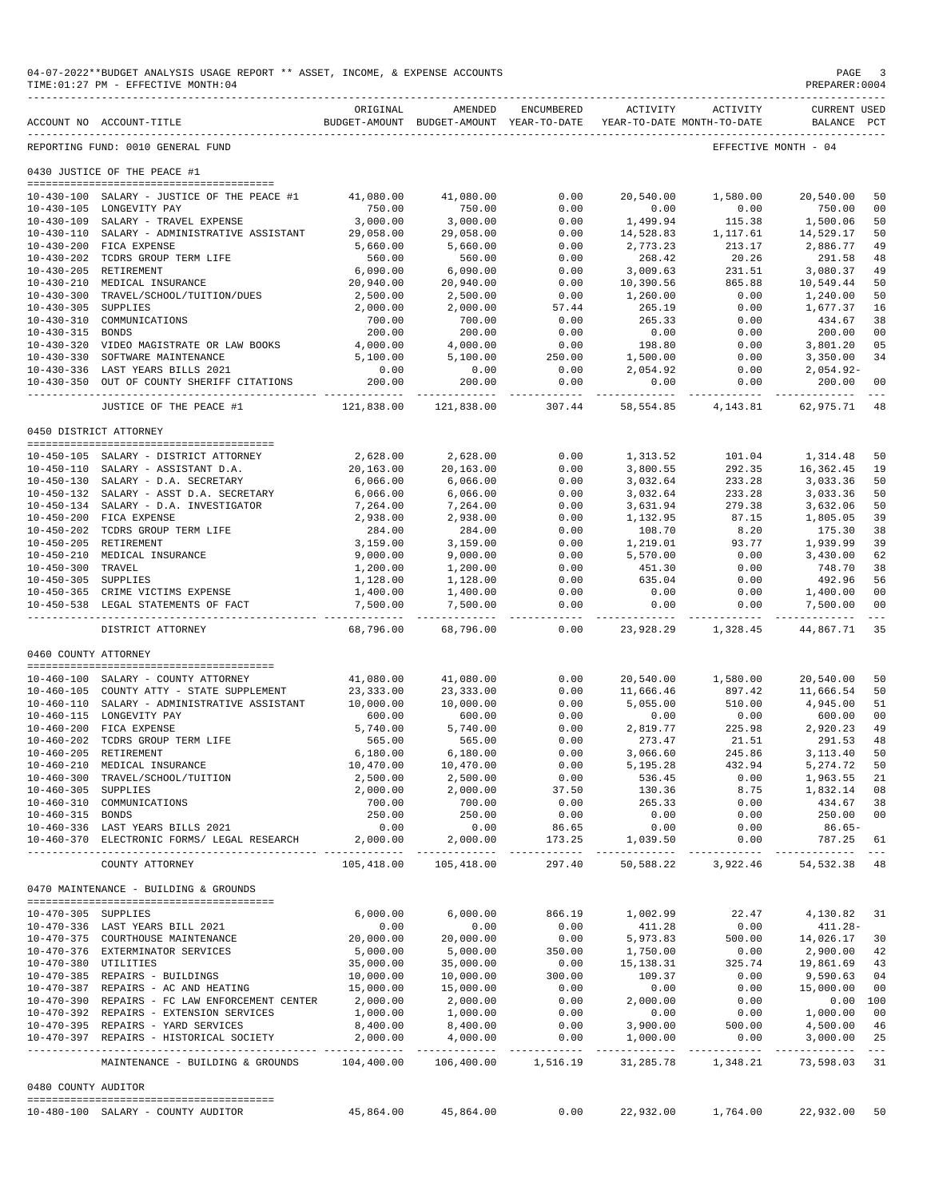04-07-2022**BUDGET ANALYSIS USAGE REPORT ** ASSET, INCOME, & EXPENSE ACCOUNTS
TIME:01:27 PM - EFFECTIVE MONTH:04
PREPARER:0004

REPORTING FUND: 0010 GENERAL FUND — EFFECTIVE MONTH - 04

## 0430 JUSTICE OF THE PEACE #1

| ACCOUNT NO | ACCOUNT-TITLE | ORIGINAL BUDGET-AMOUNT | AMENDED BUDGET-AMOUNT | ENCUMBERED YEAR-TO-DATE | ACTIVITY YEAR-TO-DATE | ACTIVITY MONTH-TO-DATE | CURRENT BALANCE | USED PCT |
|---|---|---|---|---|---|---|---|---|
| 10-430-100 | SALARY - JUSTICE OF THE PEACE #1 | 41,080.00 | 41,080.00 | 0.00 | 20,540.00 | 1,580.00 | 20,540.00 | 50 |
| 10-430-105 | LONGEVITY PAY | 750.00 | 750.00 | 0.00 | 0.00 | 0.00 | 750.00 | 00 |
| 10-430-109 | SALARY - TRAVEL EXPENSE | 3,000.00 | 3,000.00 | 0.00 | 1,499.94 | 115.38 | 1,500.06 | 50 |
| 10-430-110 | SALARY - ADMINISTRATIVE ASSISTANT | 29,058.00 | 29,058.00 | 0.00 | 14,528.83 | 1,117.61 | 14,529.17 | 50 |
| 10-430-200 | FICA EXPENSE | 5,660.00 | 5,660.00 | 0.00 | 2,773.23 | 213.17 | 2,886.77 | 49 |
| 10-430-202 | TCDRS GROUP TERM LIFE | 560.00 | 560.00 | 0.00 | 268.42 | 20.26 | 291.58 | 48 |
| 10-430-205 | RETIREMENT | 6,090.00 | 6,090.00 | 0.00 | 3,009.63 | 231.51 | 3,080.37 | 49 |
| 10-430-210 | MEDICAL INSURANCE | 20,940.00 | 20,940.00 | 0.00 | 10,390.56 | 865.88 | 10,549.44 | 50 |
| 10-430-300 | TRAVEL/SCHOOL/TUITION/DUES | 2,500.00 | 2,500.00 | 0.00 | 1,260.00 | 0.00 | 1,240.00 | 50 |
| 10-430-305 | SUPPLIES | 2,000.00 | 2,000.00 | 57.44 | 265.19 | 0.00 | 1,677.37 | 16 |
| 10-430-310 | COMMUNICATIONS | 700.00 | 700.00 | 0.00 | 265.33 | 0.00 | 434.67 | 38 |
| 10-430-315 | BONDS | 200.00 | 200.00 | 0.00 | 0.00 | 0.00 | 200.00 | 00 |
| 10-430-320 | VIDEO MAGISTRATE OR LAW BOOKS | 4,000.00 | 4,000.00 | 0.00 | 198.80 | 0.00 | 3,801.20 | 05 |
| 10-430-330 | SOFTWARE MAINTENANCE | 5,100.00 | 5,100.00 | 250.00 | 1,500.00 | 0.00 | 3,350.00 | 34 |
| 10-430-336 | LAST YEARS BILLS 2021 | 0.00 | 0.00 | 0.00 | 2,054.92 | 0.00 | 2,054.92- | |
| 10-430-350 | OUT OF COUNTY SHERIFF CITATIONS | 200.00 | 200.00 | 0.00 | 0.00 | 0.00 | 200.00 | 00 |
| | JUSTICE OF THE PEACE #1 | 121,838.00 | 121,838.00 | 307.44 | 58,554.85 | 4,143.81 | 62,975.71 | 48 |

## 0450 DISTRICT ATTORNEY

| ACCOUNT NO | ACCOUNT-TITLE | ORIGINAL BUDGET-AMOUNT | AMENDED BUDGET-AMOUNT | ENCUMBERED YEAR-TO-DATE | ACTIVITY YEAR-TO-DATE | ACTIVITY MONTH-TO-DATE | CURRENT BALANCE | USED PCT |
|---|---|---|---|---|---|---|---|---|
| 10-450-105 | SALARY - DISTRICT ATTORNEY | 2,628.00 | 2,628.00 | 0.00 | 1,313.52 | 101.04 | 1,314.48 | 50 |
| 10-450-110 | SALARY - ASSISTANT D.A. | 20,163.00 | 20,163.00 | 0.00 | 3,800.55 | 292.35 | 16,362.45 | 19 |
| 10-450-130 | SALARY - D.A. SECRETARY | 6,066.00 | 6,066.00 | 0.00 | 3,032.64 | 233.28 | 3,033.36 | 50 |
| 10-450-132 | SALARY - ASST D.A. SECRETARY | 6,066.00 | 6,066.00 | 0.00 | 3,032.64 | 233.28 | 3,033.36 | 50 |
| 10-450-134 | SALARY - D.A. INVESTIGATOR | 7,264.00 | 7,264.00 | 0.00 | 3,631.94 | 279.38 | 3,632.06 | 50 |
| 10-450-200 | FICA EXPENSE | 2,938.00 | 2,938.00 | 0.00 | 1,132.95 | 87.15 | 1,805.05 | 39 |
| 10-450-202 | TCDRS GROUP TERM LIFE | 284.00 | 284.00 | 0.00 | 108.70 | 8.20 | 175.30 | 38 |
| 10-450-205 | RETIREMENT | 3,159.00 | 3,159.00 | 0.00 | 1,219.01 | 93.77 | 1,939.99 | 39 |
| 10-450-210 | MEDICAL INSURANCE | 9,000.00 | 9,000.00 | 0.00 | 5,570.00 | 0.00 | 3,430.00 | 62 |
| 10-450-300 | TRAVEL | 1,200.00 | 1,200.00 | 0.00 | 451.30 | 0.00 | 748.70 | 38 |
| 10-450-305 | SUPPLIES | 1,128.00 | 1,128.00 | 0.00 | 635.04 | 0.00 | 492.96 | 56 |
| 10-450-365 | CRIME VICTIMS EXPENSE | 1,400.00 | 1,400.00 | 0.00 | 0.00 | 0.00 | 1,400.00 | 00 |
| 10-450-538 | LEGAL STATEMENTS OF FACT | 7,500.00 | 7,500.00 | 0.00 | 0.00 | 0.00 | 7,500.00 | 00 |
| | DISTRICT ATTORNEY | 68,796.00 | 68,796.00 | 0.00 | 23,928.29 | 1,328.45 | 44,867.71 | 35 |

## 0460 COUNTY ATTORNEY

| ACCOUNT NO | ACCOUNT-TITLE | ORIGINAL BUDGET-AMOUNT | AMENDED BUDGET-AMOUNT | ENCUMBERED YEAR-TO-DATE | ACTIVITY YEAR-TO-DATE | ACTIVITY MONTH-TO-DATE | CURRENT BALANCE | USED PCT |
|---|---|---|---|---|---|---|---|---|
| 10-460-100 | SALARY - COUNTY ATTORNEY | 41,080.00 | 41,080.00 | 0.00 | 20,540.00 | 1,580.00 | 20,540.00 | 50 |
| 10-460-105 | COUNTY ATTY - STATE SUPPLEMENT | 23,333.00 | 23,333.00 | 0.00 | 11,666.46 | 897.42 | 11,666.54 | 50 |
| 10-460-110 | SALARY - ADMINISTRATIVE ASSISTANT | 10,000.00 | 10,000.00 | 0.00 | 5,055.00 | 510.00 | 4,945.00 | 51 |
| 10-460-115 | LONGEVITY PAY | 600.00 | 600.00 | 0.00 | 0.00 | 0.00 | 600.00 | 00 |
| 10-460-200 | FICA EXPENSE | 5,740.00 | 5,740.00 | 0.00 | 2,819.77 | 225.98 | 2,920.23 | 49 |
| 10-460-202 | TCDRS GROUP TERM LIFE | 565.00 | 565.00 | 0.00 | 273.47 | 21.51 | 291.53 | 48 |
| 10-460-205 | RETIREMENT | 6,180.00 | 6,180.00 | 0.00 | 3,066.60 | 245.86 | 3,113.40 | 50 |
| 10-460-210 | MEDICAL INSURANCE | 10,470.00 | 10,470.00 | 0.00 | 5,195.28 | 432.94 | 5,274.72 | 50 |
| 10-460-300 | TRAVEL/SCHOOL/TUITION | 2,500.00 | 2,500.00 | 0.00 | 536.45 | 0.00 | 1,963.55 | 21 |
| 10-460-305 | SUPPLIES | 2,000.00 | 2,000.00 | 37.50 | 130.36 | 8.75 | 1,832.14 | 08 |
| 10-460-310 | COMMUNICATIONS | 700.00 | 700.00 | 0.00 | 265.33 | 0.00 | 434.67 | 38 |
| 10-460-315 | BONDS | 250.00 | 250.00 | 0.00 | 0.00 | 0.00 | 250.00 | 00 |
| 10-460-336 | LAST YEARS BILLS 2021 | 0.00 | 0.00 | 86.65 | 0.00 | 0.00 | 86.65- | |
| 10-460-370 | ELECTRONIC FORMS/ LEGAL RESEARCH | 2,000.00 | 2,000.00 | 173.25 | 1,039.50 | 0.00 | 787.25 | 61 |
| | COUNTY ATTORNEY | 105,418.00 | 105,418.00 | 297.40 | 50,588.22 | 3,922.46 | 54,532.38 | 48 |

## 0470 MAINTENANCE - BUILDING & GROUNDS

| ACCOUNT NO | ACCOUNT-TITLE | ORIGINAL BUDGET-AMOUNT | AMENDED BUDGET-AMOUNT | ENCUMBERED YEAR-TO-DATE | ACTIVITY YEAR-TO-DATE | ACTIVITY MONTH-TO-DATE | CURRENT BALANCE | USED PCT |
|---|---|---|---|---|---|---|---|---|
| 10-470-305 | SUPPLIES | 6,000.00 | 6,000.00 | 866.19 | 1,002.99 | 22.47 | 4,130.82 | 31 |
| 10-470-336 | LAST YEARS BILL 2021 | 0.00 | 0.00 | 0.00 | 411.28 | 0.00 | 411.28- | |
| 10-470-375 | COURTHOUSE MAINTENANCE | 20,000.00 | 20,000.00 | 0.00 | 5,973.83 | 500.00 | 14,026.17 | 30 |
| 10-470-376 | EXTERMINATOR SERVICES | 5,000.00 | 5,000.00 | 350.00 | 1,750.00 | 0.00 | 2,900.00 | 42 |
| 10-470-380 | UTILITIES | 35,000.00 | 35,000.00 | 0.00 | 15,138.31 | 325.74 | 19,861.69 | 43 |
| 10-470-385 | REPAIRS - BUILDINGS | 10,000.00 | 10,000.00 | 300.00 | 109.37 | 0.00 | 9,590.63 | 04 |
| 10-470-387 | REPAIRS - AC AND HEATING | 15,000.00 | 15,000.00 | 0.00 | 0.00 | 0.00 | 15,000.00 | 00 |
| 10-470-390 | REPAIRS - FC LAW ENFORCEMENT CENTER | 2,000.00 | 2,000.00 | 0.00 | 2,000.00 | 0.00 | 0.00 | 100 |
| 10-470-392 | REPAIRS - EXTENSION SERVICES | 1,000.00 | 1,000.00 | 0.00 | 0.00 | 0.00 | 1,000.00 | 00 |
| 10-470-395 | REPAIRS - YARD SERVICES | 8,400.00 | 8,400.00 | 0.00 | 3,900.00 | 500.00 | 4,500.00 | 46 |
| 10-470-397 | REPAIRS - HISTORICAL SOCIETY | 2,000.00 | 4,000.00 | 0.00 | 1,000.00 | 0.00 | 3,000.00 | 25 |
| | MAINTENANCE - BUILDING & GROUNDS | 104,400.00 | 106,400.00 | 1,516.19 | 31,285.78 | 1,348.21 | 73,598.03 | 31 |

## 0480 COUNTY AUDITOR

| ACCOUNT NO | ACCOUNT-TITLE | ORIGINAL BUDGET-AMOUNT | AMENDED BUDGET-AMOUNT | ENCUMBERED YEAR-TO-DATE | ACTIVITY YEAR-TO-DATE | ACTIVITY MONTH-TO-DATE | CURRENT BALANCE | USED PCT |
|---|---|---|---|---|---|---|---|---|
| 10-480-100 | SALARY - COUNTY AUDITOR | 45,864.00 | 45,864.00 | 0.00 | 22,932.00 | 1,764.00 | 22,932.00 | 50 |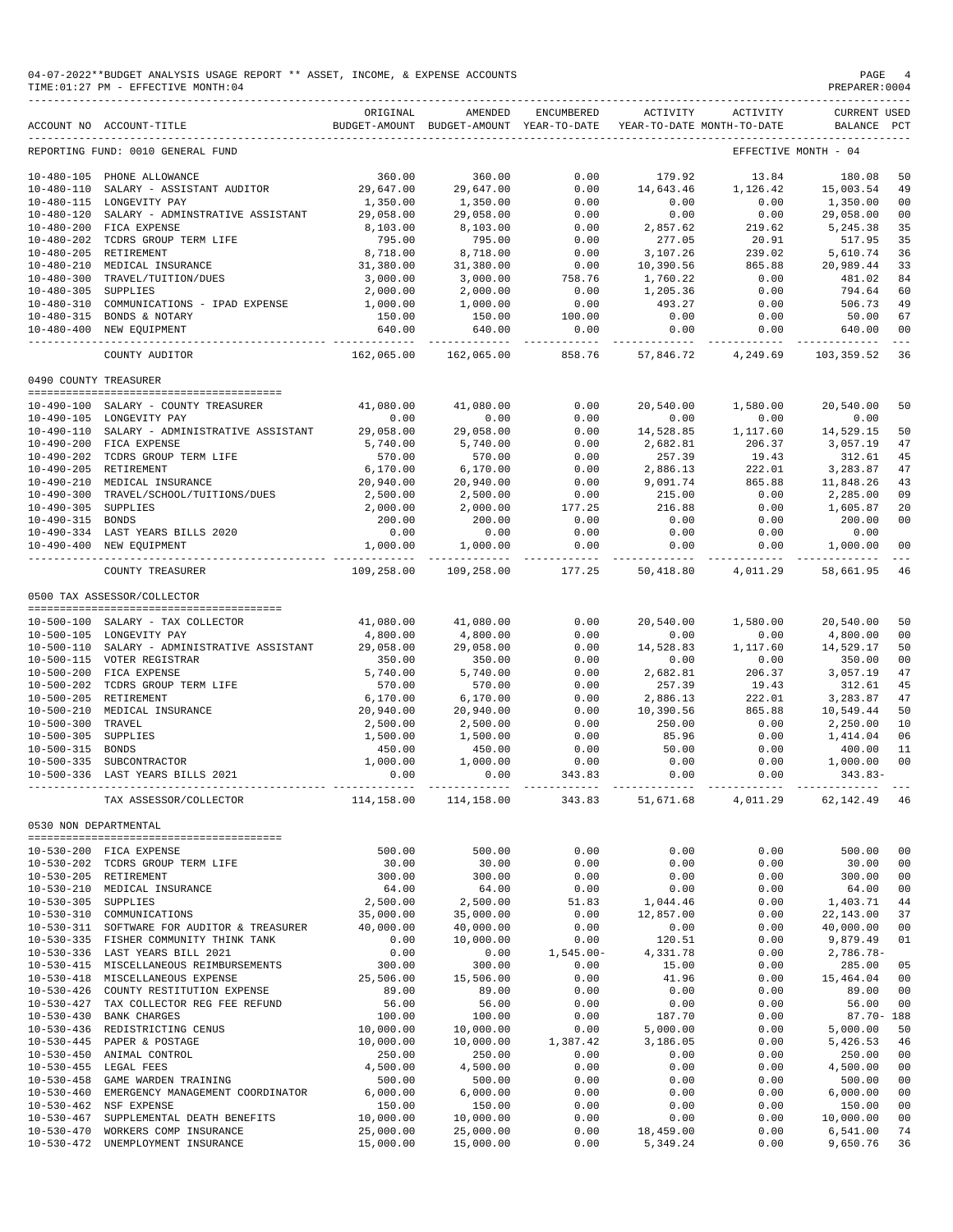04-07-2022**BUDGET ANALYSIS USAGE REPORT ** ASSET, INCOME, & EXPENSE ACCOUNTS
TIME:01:27 PM - EFFECTIVE MONTH:04
PREPARER:0004

| ACCOUNT NO | ACCOUNT-TITLE | ORIGINAL BUDGET-AMOUNT | AMENDED BUDGET-AMOUNT | ENCUMBERED YEAR-TO-DATE | ACTIVITY YEAR-TO-DATE | ACTIVITY MONTH-TO-DATE | CURRENT BALANCE | USED PCT |
|---|---|---|---|---|---|---|---|---|
| REPORTING FUND: 0010 GENERAL FUND | | | | | | | EFFECTIVE MONTH - 04 | |
| 10-480-105 | PHONE ALLOWANCE | 360.00 | 360.00 | 0.00 | 179.92 | 13.84 | 180.08 | 50 |
| 10-480-110 | SALARY - ASSISTANT AUDITOR | 29,647.00 | 29,647.00 | 0.00 | 14,643.46 | 1,126.42 | 15,003.54 | 49 |
| 10-480-115 | LONGEVITY PAY | 1,350.00 | 1,350.00 | 0.00 | 0.00 | 0.00 | 1,350.00 | 00 |
| 10-480-120 | SALARY - ADMINSTRATIVE ASSISTANT | 29,058.00 | 29,058.00 | 0.00 | 0.00 | 0.00 | 29,058.00 | 00 |
| 10-480-200 | FICA EXPENSE | 8,103.00 | 8,103.00 | 0.00 | 2,857.62 | 219.62 | 5,245.38 | 35 |
| 10-480-202 | TCDRS GROUP TERM LIFE | 795.00 | 795.00 | 0.00 | 277.05 | 20.91 | 517.95 | 35 |
| 10-480-205 | RETIREMENT | 8,718.00 | 8,718.00 | 0.00 | 3,107.26 | 239.02 | 5,610.74 | 36 |
| 10-480-210 | MEDICAL INSURANCE | 31,380.00 | 31,380.00 | 0.00 | 10,390.56 | 865.88 | 20,989.44 | 33 |
| 10-480-300 | TRAVEL/TUITION/DUES | 3,000.00 | 3,000.00 | 758.76 | 1,760.22 | 0.00 | 481.02 | 84 |
| 10-480-305 | SUPPLIES | 2,000.00 | 2,000.00 | 0.00 | 1,205.36 | 0.00 | 794.64 | 60 |
| 10-480-310 | COMMUNICATIONS - IPAD EXPENSE | 1,000.00 | 1,000.00 | 0.00 | 493.27 | 0.00 | 506.73 | 49 |
| 10-480-315 | BONDS & NOTARY | 150.00 | 150.00 | 100.00 | 0.00 | 0.00 | 50.00 | 67 |
| 10-480-400 | NEW EQUIPMENT | 640.00 | 640.00 | 0.00 | 0.00 | 0.00 | 640.00 | 00 |
| | COUNTY AUDITOR | 162,065.00 | 162,065.00 | 858.76 | 57,846.72 | 4,249.69 | 103,359.52 | 36 |
| 0490 COUNTY TREASURER | | | | | | | | |
| 10-490-100 | SALARY - COUNTY TREASURER | 41,080.00 | 41,080.00 | 0.00 | 20,540.00 | 1,580.00 | 20,540.00 | 50 |
| 10-490-105 | LONGEVITY PAY | 0.00 | 0.00 | 0.00 | 0.00 | 0.00 | 0.00 | |
| 10-490-110 | SALARY - ADMINISTRATIVE ASSISTANT | 29,058.00 | 29,058.00 | 0.00 | 14,528.85 | 1,117.60 | 14,529.15 | 50 |
| 10-490-200 | FICA EXPENSE | 5,740.00 | 5,740.00 | 0.00 | 2,682.81 | 206.37 | 3,057.19 | 47 |
| 10-490-202 | TCDRS GROUP TERM LIFE | 570.00 | 570.00 | 0.00 | 257.39 | 19.43 | 312.61 | 45 |
| 10-490-205 | RETIREMENT | 6,170.00 | 6,170.00 | 0.00 | 2,886.13 | 222.01 | 3,283.87 | 47 |
| 10-490-210 | MEDICAL INSURANCE | 20,940.00 | 20,940.00 | 0.00 | 9,091.74 | 865.88 | 11,848.26 | 43 |
| 10-490-300 | TRAVEL/SCHOOL/TUITIONS/DUES | 2,500.00 | 2,500.00 | 0.00 | 215.00 | 0.00 | 2,285.00 | 09 |
| 10-490-305 | SUPPLIES | 2,000.00 | 2,000.00 | 177.25 | 216.88 | 0.00 | 1,605.87 | 20 |
| 10-490-315 | BONDS | 200.00 | 200.00 | 0.00 | 0.00 | 0.00 | 200.00 | 00 |
| 10-490-334 | LAST YEARS BILLS 2020 | 0.00 | 0.00 | 0.00 | 0.00 | 0.00 | 0.00 | |
| 10-490-400 | NEW EQUIPMENT | 1,000.00 | 1,000.00 | 0.00 | 0.00 | 0.00 | 1,000.00 | 00 |
| | COUNTY TREASURER | 109,258.00 | 109,258.00 | 177.25 | 50,418.80 | 4,011.29 | 58,661.95 | 46 |
| 0500 TAX ASSESSOR/COLLECTOR | | | | | | | | |
| 10-500-100 | SALARY - TAX COLLECTOR | 41,080.00 | 41,080.00 | 0.00 | 20,540.00 | 1,580.00 | 20,540.00 | 50 |
| 10-500-105 | LONGEVITY PAY | 4,800.00 | 4,800.00 | 0.00 | 0.00 | 0.00 | 4,800.00 | 00 |
| 10-500-110 | SALARY - ADMINISTRATIVE ASSISTANT | 29,058.00 | 29,058.00 | 0.00 | 14,528.83 | 1,117.60 | 14,529.17 | 50 |
| 10-500-115 | VOTER REGISTRAR | 350.00 | 350.00 | 0.00 | 0.00 | 0.00 | 350.00 | 00 |
| 10-500-200 | FICA EXPENSE | 5,740.00 | 5,740.00 | 0.00 | 2,682.81 | 206.37 | 3,057.19 | 47 |
| 10-500-202 | TCDRS GROUP TERM LIFE | 570.00 | 570.00 | 0.00 | 257.39 | 19.43 | 312.61 | 45 |
| 10-500-205 | RETIREMENT | 6,170.00 | 6,170.00 | 0.00 | 2,886.13 | 222.01 | 3,283.87 | 47 |
| 10-500-210 | MEDICAL INSURANCE | 20,940.00 | 20,940.00 | 0.00 | 10,390.56 | 865.88 | 10,549.44 | 50 |
| 10-500-300 | TRAVEL | 2,500.00 | 2,500.00 | 0.00 | 250.00 | 0.00 | 2,250.00 | 10 |
| 10-500-305 | SUPPLIES | 1,500.00 | 1,500.00 | 0.00 | 85.96 | 0.00 | 1,414.04 | 06 |
| 10-500-315 | BONDS | 450.00 | 450.00 | 0.00 | 50.00 | 0.00 | 400.00 | 11 |
| 10-500-335 | SUBCONTRACTOR | 1,000.00 | 1,000.00 | 0.00 | 0.00 | 0.00 | 1,000.00 | 00 |
| 10-500-336 | LAST YEARS BILLS 2021 | 0.00 | 0.00 | 343.83 | 0.00 | 0.00 | 343.83- | |
| | TAX ASSESSOR/COLLECTOR | 114,158.00 | 114,158.00 | 343.83 | 51,671.68 | 4,011.29 | 62,142.49 | 46 |
| 0530 NON DEPARTMENTAL | | | | | | | | |
| 10-530-200 | FICA EXPENSE | 500.00 | 500.00 | 0.00 | 0.00 | 0.00 | 500.00 | 00 |
| 10-530-202 | TCDRS GROUP TERM LIFE | 30.00 | 30.00 | 0.00 | 0.00 | 0.00 | 30.00 | 00 |
| 10-530-205 | RETIREMENT | 300.00 | 300.00 | 0.00 | 0.00 | 0.00 | 300.00 | 00 |
| 10-530-210 | MEDICAL INSURANCE | 64.00 | 64.00 | 0.00 | 0.00 | 0.00 | 64.00 | 00 |
| 10-530-305 | SUPPLIES | 2,500.00 | 2,500.00 | 51.83 | 1,044.46 | 0.00 | 1,403.71 | 44 |
| 10-530-310 | COMMUNICATIONS | 35,000.00 | 35,000.00 | 0.00 | 12,857.00 | 0.00 | 22,143.00 | 37 |
| 10-530-311 | SOFTWARE FOR AUDITOR & TREASURER | 40,000.00 | 40,000.00 | 0.00 | 0.00 | 0.00 | 40,000.00 | 00 |
| 10-530-335 | FISHER COMMUNITY THINK TANK | 0.00 | 10,000.00 | 0.00 | 120.51 | 0.00 | 9,879.49 | 01 |
| 10-530-336 | LAST YEARS BILL 2021 | 0.00 | 0.00 | 1,545.00- | 4,331.78 | 0.00 | 2,786.78- | |
| 10-530-415 | MISCELLANEOUS REIMBURSEMENTS | 300.00 | 300.00 | 0.00 | 15.00 | 0.00 | 285.00 | 05 |
| 10-530-418 | MISCELLANEOUS EXPENSE | 25,506.00 | 15,506.00 | 0.00 | 41.96 | 0.00 | 15,464.04 | 00 |
| 10-530-426 | COUNTY RESTITUTION EXPENSE | 89.00 | 89.00 | 0.00 | 0.00 | 0.00 | 89.00 | 00 |
| 10-530-427 | TAX COLLECTOR REG FEE REFUND | 56.00 | 56.00 | 0.00 | 0.00 | 0.00 | 56.00 | 00 |
| 10-530-430 | BANK CHARGES | 100.00 | 100.00 | 0.00 | 187.70 | 0.00 | 87.70- | 188 |
| 10-530-436 | REDISTRICTING CENUS | 10,000.00 | 10,000.00 | 0.00 | 5,000.00 | 0.00 | 5,000.00 | 50 |
| 10-530-445 | PAPER & POSTAGE | 10,000.00 | 10,000.00 | 1,387.42 | 3,186.05 | 0.00 | 5,426.53 | 46 |
| 10-530-450 | ANIMAL CONTROL | 250.00 | 250.00 | 0.00 | 0.00 | 0.00 | 250.00 | 00 |
| 10-530-455 | LEGAL FEES | 4,500.00 | 4,500.00 | 0.00 | 0.00 | 0.00 | 4,500.00 | 00 |
| 10-530-458 | GAME WARDEN TRAINING | 500.00 | 500.00 | 0.00 | 0.00 | 0.00 | 500.00 | 00 |
| 10-530-460 | EMERGENCY MANAGEMENT COORDINATOR | 6,000.00 | 6,000.00 | 0.00 | 0.00 | 0.00 | 6,000.00 | 00 |
| 10-530-462 | NSF EXPENSE | 150.00 | 150.00 | 0.00 | 0.00 | 0.00 | 150.00 | 00 |
| 10-530-467 | SUPPLEMENTAL DEATH BENEFITS | 10,000.00 | 10,000.00 | 0.00 | 0.00 | 0.00 | 10,000.00 | 00 |
| 10-530-470 | WORKERS COMP INSURANCE | 25,000.00 | 25,000.00 | 0.00 | 18,459.00 | 0.00 | 6,541.00 | 74 |
| 10-530-472 | UNEMPLOYMENT INSURANCE | 15,000.00 | 15,000.00 | 0.00 | 5,349.24 | 0.00 | 9,650.76 | 36 |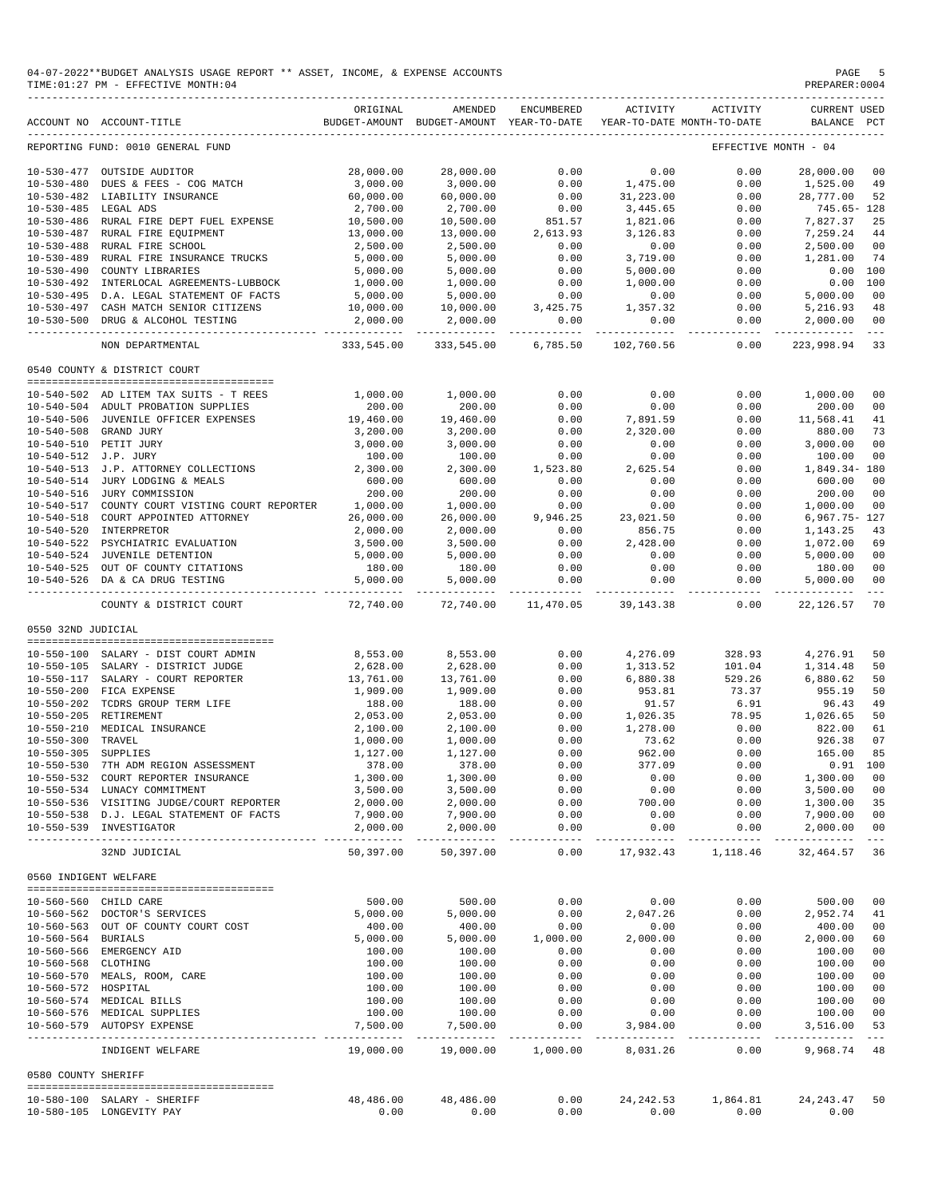04-07-2022**BUDGET ANALYSIS USAGE REPORT ** ASSET, INCOME, & EXPENSE ACCOUNTS
TIME:01:27 PM - EFFECTIVE MONTH:04

REPORTING FUND: 0010 GENERAL FUND — EFFECTIVE MONTH - 04

| ACCOUNT NO | ACCOUNT-TITLE | ORIGINAL BUDGET-AMOUNT | AMENDED BUDGET-AMOUNT | ENCUMBERED YEAR-TO-DATE | ACTIVITY YEAR-TO-DATE | ACTIVITY MONTH-TO-DATE | CURRENT BALANCE | USED PCT |
|---|---|---|---|---|---|---|---|---|
| 10-530-477 | OUTSIDE AUDITOR | 28,000.00 | 28,000.00 | 0.00 | 0.00 | 0.00 | 28,000.00 | 00 |
| 10-530-480 | DUES & FEES - COG MATCH | 3,000.00 | 3,000.00 | 0.00 | 1,475.00 | 0.00 | 1,525.00 | 49 |
| 10-530-482 | LIABILITY INSURANCE | 60,000.00 | 60,000.00 | 0.00 | 31,223.00 | 0.00 | 28,777.00 | 52 |
| 10-530-485 | LEGAL ADS | 2,700.00 | 2,700.00 | 0.00 | 3,445.65 | 0.00 | 745.65- | 128 |
| 10-530-486 | RURAL FIRE DEPT FUEL EXPENSE | 10,500.00 | 10,500.00 | 851.57 | 1,821.06 | 0.00 | 7,827.37 | 25 |
| 10-530-487 | RURAL FIRE EQUIPMENT | 13,000.00 | 13,000.00 | 2,613.93 | 3,126.83 | 0.00 | 7,259.24 | 44 |
| 10-530-488 | RURAL FIRE SCHOOL | 2,500.00 | 2,500.00 | 0.00 | 0.00 | 0.00 | 2,500.00 | 00 |
| 10-530-489 | RURAL FIRE INSURANCE TRUCKS | 5,000.00 | 5,000.00 | 0.00 | 3,719.00 | 0.00 | 1,281.00 | 74 |
| 10-530-490 | COUNTY LIBRARIES | 5,000.00 | 5,000.00 | 0.00 | 5,000.00 | 0.00 | 0.00 | 100 |
| 10-530-492 | INTERLOCAL AGREEMENTS-LUBBOCK | 1,000.00 | 1,000.00 | 0.00 | 1,000.00 | 0.00 | 0.00 | 100 |
| 10-530-495 | D.A. LEGAL STATEMENT OF FACTS | 5,000.00 | 5,000.00 | 0.00 | 0.00 | 0.00 | 5,000.00 | 00 |
| 10-530-497 | CASH MATCH SENIOR CITIZENS | 10,000.00 | 10,000.00 | 3,425.75 | 1,357.32 | 0.00 | 5,216.93 | 48 |
| 10-530-500 | DRUG & ALCOHOL TESTING | 2,000.00 | 2,000.00 | 0.00 | 0.00 | 0.00 | 2,000.00 | 00 |
| | NON DEPARTMENTAL | 333,545.00 | 333,545.00 | 6,785.50 | 102,760.56 | 0.00 | 223,998.94 | 33 |
| | **0540 COUNTY & DISTRICT COURT** | | | | | | | |
| 10-540-502 | AD LITEM TAX SUITS - T REES | 1,000.00 | 1,000.00 | 0.00 | 0.00 | 0.00 | 1,000.00 | 00 |
| 10-540-504 | ADULT PROBATION SUPPLIES | 200.00 | 200.00 | 0.00 | 0.00 | 0.00 | 200.00 | 00 |
| 10-540-506 | JUVENILE OFFICER EXPENSES | 19,460.00 | 19,460.00 | 0.00 | 7,891.59 | 0.00 | 11,568.41 | 41 |
| 10-540-508 | GRAND JURY | 3,200.00 | 3,200.00 | 0.00 | 2,320.00 | 0.00 | 880.00 | 73 |
| 10-540-510 | PETIT JURY | 3,000.00 | 3,000.00 | 0.00 | 0.00 | 0.00 | 3,000.00 | 00 |
| 10-540-512 | J.P. JURY | 100.00 | 100.00 | 0.00 | 0.00 | 0.00 | 100.00 | 00 |
| 10-540-513 | J.P. ATTORNEY COLLECTIONS | 2,300.00 | 2,300.00 | 1,523.80 | 2,625.54 | 0.00 | 1,849.34- | 180 |
| 10-540-514 | JURY LODGING & MEALS | 600.00 | 600.00 | 0.00 | 0.00 | 0.00 | 600.00 | 00 |
| 10-540-516 | JURY COMMISSION | 200.00 | 200.00 | 0.00 | 0.00 | 0.00 | 200.00 | 00 |
| 10-540-517 | COUNTY COURT VISTING COURT REPORTER | 1,000.00 | 1,000.00 | 0.00 | 0.00 | 0.00 | 1,000.00 | 00 |
| 10-540-518 | COURT APPOINTED ATTORNEY | 26,000.00 | 26,000.00 | 9,946.25 | 23,021.50 | 0.00 | 6,967.75- | 127 |
| 10-540-520 | INTERPRETOR | 2,000.00 | 2,000.00 | 0.00 | 856.75 | 0.00 | 1,143.25 | 43 |
| 10-540-522 | PSYCHIATRIC EVALUATION | 3,500.00 | 3,500.00 | 0.00 | 2,428.00 | 0.00 | 1,072.00 | 69 |
| 10-540-524 | JUVENILE DETENTION | 5,000.00 | 5,000.00 | 0.00 | 0.00 | 0.00 | 5,000.00 | 00 |
| 10-540-525 | OUT OF COUNTY CITATIONS | 180.00 | 180.00 | 0.00 | 0.00 | 0.00 | 180.00 | 00 |
| 10-540-526 | DA & CA DRUG TESTING | 5,000.00 | 5,000.00 | 0.00 | 0.00 | 0.00 | 5,000.00 | 00 |
| | COUNTY & DISTRICT COURT | 72,740.00 | 72,740.00 | 11,470.05 | 39,143.38 | 0.00 | 22,126.57 | 70 |
| | **0550 32ND JUDICIAL** | | | | | | | |
| 10-550-100 | SALARY - DIST COURT ADMIN | 8,553.00 | 8,553.00 | 0.00 | 4,276.09 | 328.93 | 4,276.91 | 50 |
| 10-550-105 | SALARY - DISTRICT JUDGE | 2,628.00 | 2,628.00 | 0.00 | 1,313.52 | 101.04 | 1,314.48 | 50 |
| 10-550-117 | SALARY - COURT REPORTER | 13,761.00 | 13,761.00 | 0.00 | 6,880.38 | 529.26 | 6,880.62 | 50 |
| 10-550-200 | FICA EXPENSE | 1,909.00 | 1,909.00 | 0.00 | 953.81 | 73.37 | 955.19 | 50 |
| 10-550-202 | TCDRS GROUP TERM LIFE | 188.00 | 188.00 | 0.00 | 91.57 | 6.91 | 96.43 | 49 |
| 10-550-205 | RETIREMENT | 2,053.00 | 2,053.00 | 0.00 | 1,026.35 | 78.95 | 1,026.65 | 50 |
| 10-550-210 | MEDICAL INSURANCE | 2,100.00 | 2,100.00 | 0.00 | 1,278.00 | 0.00 | 822.00 | 61 |
| 10-550-300 | TRAVEL | 1,000.00 | 1,000.00 | 0.00 | 73.62 | 0.00 | 926.38 | 07 |
| 10-550-305 | SUPPLIES | 1,127.00 | 1,127.00 | 0.00 | 962.00 | 0.00 | 165.00 | 85 |
| 10-550-530 | 7TH ADM REGION ASSESSMENT | 378.00 | 378.00 | 0.00 | 377.09 | 0.00 | 0.91 | 100 |
| 10-550-532 | COURT REPORTER INSURANCE | 1,300.00 | 1,300.00 | 0.00 | 0.00 | 0.00 | 1,300.00 | 00 |
| 10-550-534 | LUNACY COMMITMENT | 3,500.00 | 3,500.00 | 0.00 | 0.00 | 0.00 | 3,500.00 | 00 |
| 10-550-536 | VISITING JUDGE/COURT REPORTER | 2,000.00 | 2,000.00 | 0.00 | 700.00 | 0.00 | 1,300.00 | 35 |
| 10-550-538 | D.J. LEGAL STATEMENT OF FACTS | 7,900.00 | 7,900.00 | 0.00 | 0.00 | 0.00 | 7,900.00 | 00 |
| 10-550-539 | INVESTIGATOR | 2,000.00 | 2,000.00 | 0.00 | 0.00 | 0.00 | 2,000.00 | 00 |
| | 32ND JUDICIAL | 50,397.00 | 50,397.00 | 0.00 | 17,932.43 | 1,118.46 | 32,464.57 | 36 |
| | **0560 INDIGENT WELFARE** | | | | | | | |
| 10-560-560 | CHILD CARE | 500.00 | 500.00 | 0.00 | 0.00 | 0.00 | 500.00 | 00 |
| 10-560-562 | DOCTOR'S SERVICES | 5,000.00 | 5,000.00 | 0.00 | 2,047.26 | 0.00 | 2,952.74 | 41 |
| 10-560-563 | OUT OF COUNTY COURT COST | 400.00 | 400.00 | 0.00 | 0.00 | 0.00 | 400.00 | 00 |
| 10-560-564 | BURIALS | 5,000.00 | 5,000.00 | 1,000.00 | 2,000.00 | 0.00 | 2,000.00 | 60 |
| 10-560-566 | EMERGENCY AID | 100.00 | 100.00 | 0.00 | 0.00 | 0.00 | 100.00 | 00 |
| 10-560-568 | CLOTHING | 100.00 | 100.00 | 0.00 | 0.00 | 0.00 | 100.00 | 00 |
| 10-560-570 | MEALS, ROOM, CARE | 100.00 | 100.00 | 0.00 | 0.00 | 0.00 | 100.00 | 00 |
| 10-560-572 | HOSPITAL | 100.00 | 100.00 | 0.00 | 0.00 | 0.00 | 100.00 | 00 |
| 10-560-574 | MEDICAL BILLS | 100.00 | 100.00 | 0.00 | 0.00 | 0.00 | 100.00 | 00 |
| 10-560-576 | MEDICAL SUPPLIES | 100.00 | 100.00 | 0.00 | 0.00 | 0.00 | 100.00 | 00 |
| 10-560-579 | AUTOPSY EXPENSE | 7,500.00 | 7,500.00 | 0.00 | 3,984.00 | 0.00 | 3,516.00 | 53 |
| | INDIGENT WELFARE | 19,000.00 | 19,000.00 | 1,000.00 | 8,031.26 | 0.00 | 9,968.74 | 48 |
| | **0580 COUNTY SHERIFF** | | | | | | | |
| 10-580-100 | SALARY - SHERIFF | 48,486.00 | 48,486.00 | 0.00 | 24,242.53 | 1,864.81 | 24,243.47 | 50 |
| 10-580-105 | LONGEVITY PAY | 0.00 | 0.00 | 0.00 | 0.00 | 0.00 | 0.00 | |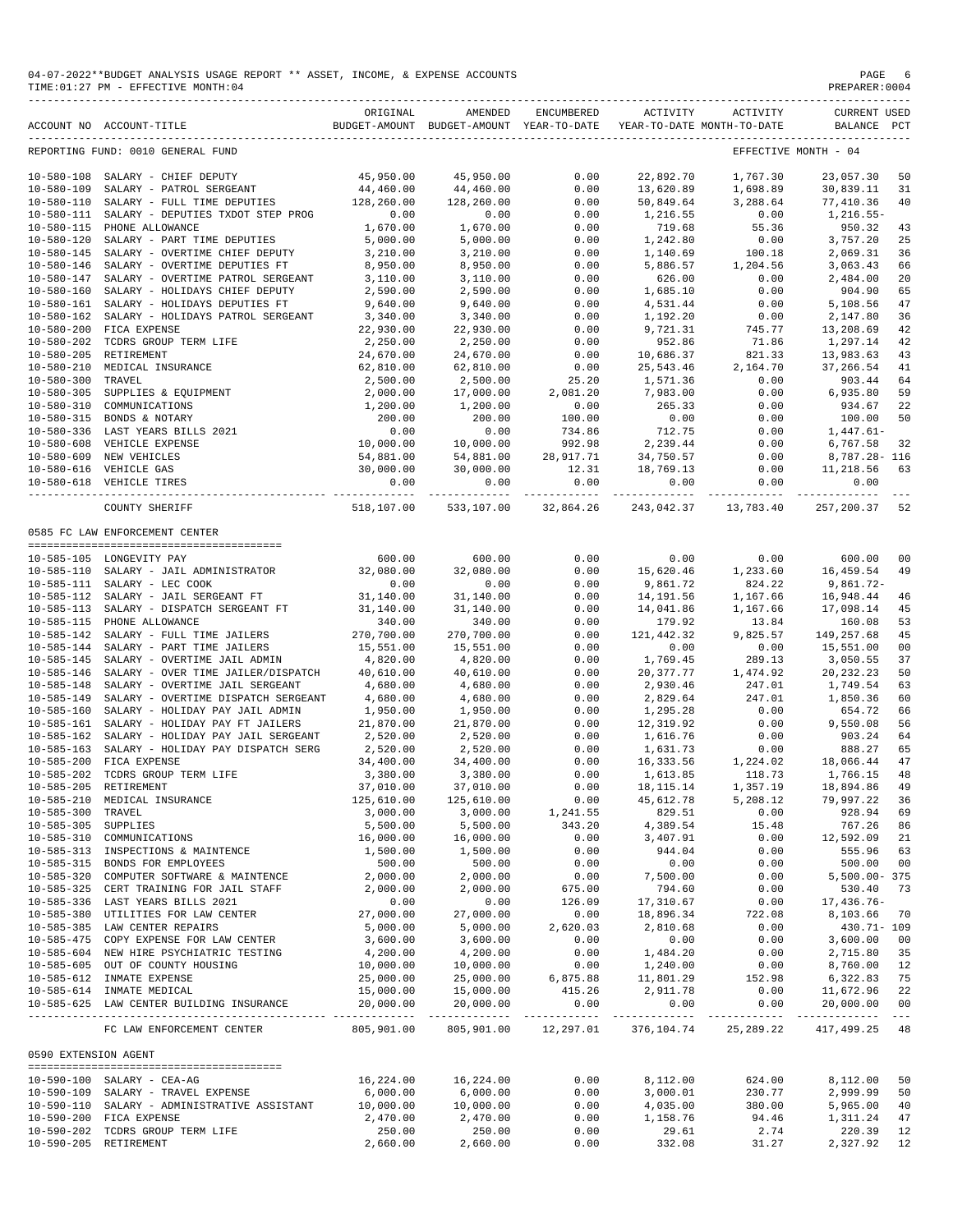04-07-2022**BUDGET ANALYSIS USAGE REPORT ** ASSET, INCOME, & EXPENSE ACCOUNTS
TIME:01:27 PM - EFFECTIVE MONTH:04

REPORTING FUND: 0010 GENERAL FUND — EFFECTIVE MONTH - 04

| ACCOUNT NO | ACCOUNT-TITLE | ORIGINAL BUDGET-AMOUNT | AMENDED BUDGET-AMOUNT | ENCUMBERED YEAR-TO-DATE | ACTIVITY YEAR-TO-DATE | ACTIVITY MONTH-TO-DATE | CURRENT BALANCE | USED PCT |
|---|---|---|---|---|---|---|---|---|
| 10-580-108 | SALARY - CHIEF DEPUTY | 45,950.00 | 45,950.00 | 0.00 | 22,892.70 | 1,767.30 | 23,057.30 | 50 |
| 10-580-109 | SALARY - PATROL SERGEANT | 44,460.00 | 44,460.00 | 0.00 | 13,620.89 | 1,698.89 | 30,839.11 | 31 |
| 10-580-110 | SALARY - FULL TIME DEPUTIES | 128,260.00 | 128,260.00 | 0.00 | 50,849.64 | 3,288.64 | 77,410.36 | 40 |
| 10-580-111 | SALARY - DEPUTIES TXDOT STEP PROG | 0.00 | 0.00 | 0.00 | 1,216.55 | 0.00 | 1,216.55- | |
| 10-580-115 | PHONE ALLOWANCE | 1,670.00 | 1,670.00 | 0.00 | 719.68 | 55.36 | 950.32 | 43 |
| 10-580-120 | SALARY - PART TIME DEPUTIES | 5,000.00 | 5,000.00 | 0.00 | 1,242.80 | 0.00 | 3,757.20 | 25 |
| 10-580-145 | SALARY - OVERTIME CHIEF DEPUTY | 3,210.00 | 3,210.00 | 0.00 | 1,140.69 | 100.18 | 2,069.31 | 36 |
| 10-580-146 | SALARY - OVERTIME DEPUTIES FT | 8,950.00 | 8,950.00 | 0.00 | 5,886.57 | 1,204.56 | 3,063.43 | 66 |
| 10-580-147 | SALARY - OVERTIME PATROL SERGEANT | 3,110.00 | 3,110.00 | 0.00 | 626.00 | 0.00 | 2,484.00 | 20 |
| 10-580-160 | SALARY - HOLIDAYS CHIEF DEPUTY | 2,590.00 | 2,590.00 | 0.00 | 1,685.10 | 0.00 | 904.90 | 65 |
| 10-580-161 | SALARY - HOLIDAYS DEPUTIES FT | 9,640.00 | 9,640.00 | 0.00 | 4,531.44 | 0.00 | 5,108.56 | 47 |
| 10-580-162 | SALARY - HOLIDAYS PATROL SERGEANT | 3,340.00 | 3,340.00 | 0.00 | 1,192.20 | 0.00 | 2,147.80 | 36 |
| 10-580-200 | FICA EXPENSE | 22,930.00 | 22,930.00 | 0.00 | 9,721.31 | 745.77 | 13,208.69 | 42 |
| 10-580-202 | TCDRS GROUP TERM LIFE | 2,250.00 | 2,250.00 | 0.00 | 952.86 | 71.86 | 1,297.14 | 42 |
| 10-580-205 | RETIREMENT | 24,670.00 | 24,670.00 | 0.00 | 10,686.37 | 821.33 | 13,983.63 | 43 |
| 10-580-210 | MEDICAL INSURANCE | 62,810.00 | 62,810.00 | 0.00 | 25,543.46 | 2,164.70 | 37,266.54 | 41 |
| 10-580-300 | TRAVEL | 2,500.00 | 2,500.00 | 25.20 | 1,571.36 | 0.00 | 903.44 | 64 |
| 10-580-305 | SUPPLIES & EQUIPMENT | 2,000.00 | 17,000.00 | 2,081.20 | 7,983.00 | 0.00 | 6,935.80 | 59 |
| 10-580-310 | COMMUNICATIONS | 1,200.00 | 1,200.00 | 0.00 | 265.33 | 0.00 | 934.67 | 22 |
| 10-580-315 | BONDS & NOTARY | 200.00 | 200.00 | 100.00 | 0.00 | 0.00 | 100.00 | 50 |
| 10-580-336 | LAST YEARS BILLS 2021 | 0.00 | 0.00 | 734.86 | 712.75 | 0.00 | 1,447.61- | |
| 10-580-608 | VEHICLE EXPENSE | 10,000.00 | 10,000.00 | 992.98 | 2,239.44 | 0.00 | 6,767.58 | 32 |
| 10-580-609 | NEW VEHICLES | 54,881.00 | 54,881.00 | 28,917.71 | 34,750.57 | 0.00 | 8,787.28- | 116 |
| 10-580-616 | VEHICLE GAS | 30,000.00 | 30,000.00 | 12.31 | 18,769.13 | 0.00 | 11,218.56 | 63 |
| 10-580-618 | VEHICLE TIRES | 0.00 | 0.00 | 0.00 | 0.00 | 0.00 | 0.00 | |
| | COUNTY SHERIFF | 518,107.00 | 533,107.00 | 32,864.26 | 243,042.37 | 13,783.40 | 257,200.37 | 52 |

0585 FC LAW ENFORCEMENT CENTER

| ACCOUNT NO | ACCOUNT-TITLE | ORIGINAL BUDGET-AMOUNT | AMENDED BUDGET-AMOUNT | ENCUMBERED YEAR-TO-DATE | ACTIVITY YEAR-TO-DATE | ACTIVITY MONTH-TO-DATE | CURRENT BALANCE | USED PCT |
|---|---|---|---|---|---|---|---|---|
| 10-585-105 | LONGEVITY PAY | 600.00 | 600.00 | 0.00 | 0.00 | 0.00 | 600.00 | 00 |
| 10-585-110 | SALARY - JAIL ADMINISTRATOR | 32,080.00 | 32,080.00 | 0.00 | 15,620.46 | 1,233.60 | 16,459.54 | 49 |
| 10-585-111 | SALARY - LEC COOK | 0.00 | 0.00 | 0.00 | 9,861.72 | 824.22 | 9,861.72- | |
| 10-585-112 | SALARY - JAIL SERGEANT FT | 31,140.00 | 31,140.00 | 0.00 | 14,191.56 | 1,167.66 | 16,948.44 | 46 |
| 10-585-113 | SALARY - DISPATCH SERGEANT FT | 31,140.00 | 31,140.00 | 0.00 | 14,041.86 | 1,167.66 | 17,098.14 | 45 |
| 10-585-115 | PHONE ALLOWANCE | 340.00 | 340.00 | 0.00 | 179.92 | 13.84 | 160.08 | 53 |
| 10-585-142 | SALARY - FULL TIME JAILERS | 270,700.00 | 270,700.00 | 0.00 | 121,442.32 | 9,825.57 | 149,257.68 | 45 |
| 10-585-144 | SALARY - PART TIME JAILERS | 15,551.00 | 15,551.00 | 0.00 | 0.00 | 0.00 | 15,551.00 | 00 |
| 10-585-145 | SALARY - OVERTIME JAIL ADMIN | 4,820.00 | 4,820.00 | 0.00 | 1,769.45 | 289.13 | 3,050.55 | 37 |
| 10-585-146 | SALARY - OVER TIME JAILER/DISPATCH | 40,610.00 | 40,610.00 | 0.00 | 20,377.77 | 1,474.92 | 20,232.23 | 50 |
| 10-585-148 | SALARY - OVERTIME JAIL SERGEANT | 4,680.00 | 4,680.00 | 0.00 | 2,930.46 | 247.01 | 1,749.54 | 63 |
| 10-585-149 | SALARY - OVERTIME DISPATCH SERGEANT | 4,680.00 | 4,680.00 | 0.00 | 2,829.64 | 247.01 | 1,850.36 | 60 |
| 10-585-160 | SALARY - HOLIDAY PAY JAIL ADMIN | 1,950.00 | 1,950.00 | 0.00 | 1,295.28 | 0.00 | 654.72 | 66 |
| 10-585-161 | SALARY - HOLIDAY PAY FT JAILERS | 21,870.00 | 21,870.00 | 0.00 | 12,319.92 | 0.00 | 9,550.08 | 56 |
| 10-585-162 | SALARY - HOLIDAY PAY JAIL SERGEANT | 2,520.00 | 2,520.00 | 0.00 | 1,616.76 | 0.00 | 903.24 | 64 |
| 10-585-163 | SALARY - HOLIDAY PAY DISPATCH SERG | 2,520.00 | 2,520.00 | 0.00 | 1,631.73 | 0.00 | 888.27 | 65 |
| 10-585-200 | FICA EXPENSE | 34,400.00 | 34,400.00 | 0.00 | 16,333.56 | 1,224.02 | 18,066.44 | 47 |
| 10-585-202 | TCDRS GROUP TERM LIFE | 3,380.00 | 3,380.00 | 0.00 | 1,613.85 | 118.73 | 1,766.15 | 48 |
| 10-585-205 | RETIREMENT | 37,010.00 | 37,010.00 | 0.00 | 18,115.14 | 1,357.19 | 18,894.86 | 49 |
| 10-585-210 | MEDICAL INSURANCE | 125,610.00 | 125,610.00 | 0.00 | 45,612.78 | 5,208.12 | 79,997.22 | 36 |
| 10-585-300 | TRAVEL | 3,000.00 | 3,000.00 | 1,241.55 | 829.51 | 0.00 | 928.94 | 69 |
| 10-585-305 | SUPPLIES | 5,500.00 | 5,500.00 | 343.20 | 4,389.54 | 15.48 | 767.26 | 86 |
| 10-585-310 | COMMUNICATIONS | 16,000.00 | 16,000.00 | 0.00 | 3,407.91 | 0.00 | 12,592.09 | 21 |
| 10-585-313 | INSPECTIONS & MAINTENCE | 1,500.00 | 1,500.00 | 0.00 | 944.04 | 0.00 | 555.96 | 63 |
| 10-585-315 | BONDS FOR EMPLOYEES | 500.00 | 500.00 | 0.00 | 0.00 | 0.00 | 500.00 | 00 |
| 10-585-320 | COMPUTER SOFTWARE & MAINTENCE | 2,000.00 | 2,000.00 | 0.00 | 7,500.00 | 0.00 | 5,500.00- | 375 |
| 10-585-325 | CERT TRAINING FOR JAIL STAFF | 2,000.00 | 2,000.00 | 675.00 | 794.60 | 0.00 | 530.40 | 73 |
| 10-585-336 | LAST YEARS BILLS 2021 | 0.00 | 0.00 | 126.09 | 17,310.67 | 0.00 | 17,436.76- | |
| 10-585-380 | UTILITIES FOR LAW CENTER | 27,000.00 | 27,000.00 | 0.00 | 18,896.34 | 722.08 | 8,103.66 | 70 |
| 10-585-385 | LAW CENTER REPAIRS | 5,000.00 | 5,000.00 | 2,620.03 | 2,810.68 | 0.00 | 430.71- | 109 |
| 10-585-475 | COPY EXPENSE FOR LAW CENTER | 3,600.00 | 3,600.00 | 0.00 | 0.00 | 0.00 | 3,600.00 | 00 |
| 10-585-604 | NEW HIRE PSYCHIATRIC TESTING | 4,200.00 | 4,200.00 | 0.00 | 1,484.20 | 0.00 | 2,715.80 | 35 |
| 10-585-605 | OUT OF COUNTY HOUSING | 10,000.00 | 10,000.00 | 0.00 | 1,240.00 | 0.00 | 8,760.00 | 12 |
| 10-585-612 | INMATE EXPENSE | 25,000.00 | 25,000.00 | 6,875.88 | 11,801.29 | 152.98 | 6,322.83 | 75 |
| 10-585-614 | INMATE MEDICAL | 15,000.00 | 15,000.00 | 415.26 | 2,911.78 | 0.00 | 11,672.96 | 22 |
| 10-585-625 | LAW CENTER BUILDING INSURANCE | 20,000.00 | 20,000.00 | 0.00 | 0.00 | 0.00 | 20,000.00 | 00 |
| | FC LAW ENFORCEMENT CENTER | 805,901.00 | 805,901.00 | 12,297.01 | 376,104.74 | 25,289.22 | 417,499.25 | 48 |

0590 EXTENSION AGENT

| ACCOUNT NO | ACCOUNT-TITLE | ORIGINAL BUDGET-AMOUNT | AMENDED BUDGET-AMOUNT | ENCUMBERED YEAR-TO-DATE | ACTIVITY YEAR-TO-DATE | ACTIVITY MONTH-TO-DATE | CURRENT BALANCE | USED PCT |
|---|---|---|---|---|---|---|---|---|
| 10-590-100 | SALARY - CEA-AG | 16,224.00 | 16,224.00 | 0.00 | 8,112.00 | 624.00 | 8,112.00 | 50 |
| 10-590-109 | SALARY - TRAVEL EXPENSE | 6,000.00 | 6,000.00 | 0.00 | 3,000.01 | 230.77 | 2,999.99 | 50 |
| 10-590-110 | SALARY - ADMINISTRATIVE ASSISTANT | 10,000.00 | 10,000.00 | 0.00 | 4,035.00 | 380.00 | 5,965.00 | 40 |
| 10-590-200 | FICA EXPENSE | 2,470.00 | 2,470.00 | 0.00 | 1,158.76 | 94.46 | 1,311.24 | 47 |
| 10-590-202 | TCDRS GROUP TERM LIFE | 250.00 | 250.00 | 0.00 | 29.61 | 2.74 | 220.39 | 12 |
| 10-590-205 | RETIREMENT | 2,660.00 | 2,660.00 | 0.00 | 332.08 | 31.27 | 2,327.92 | 12 |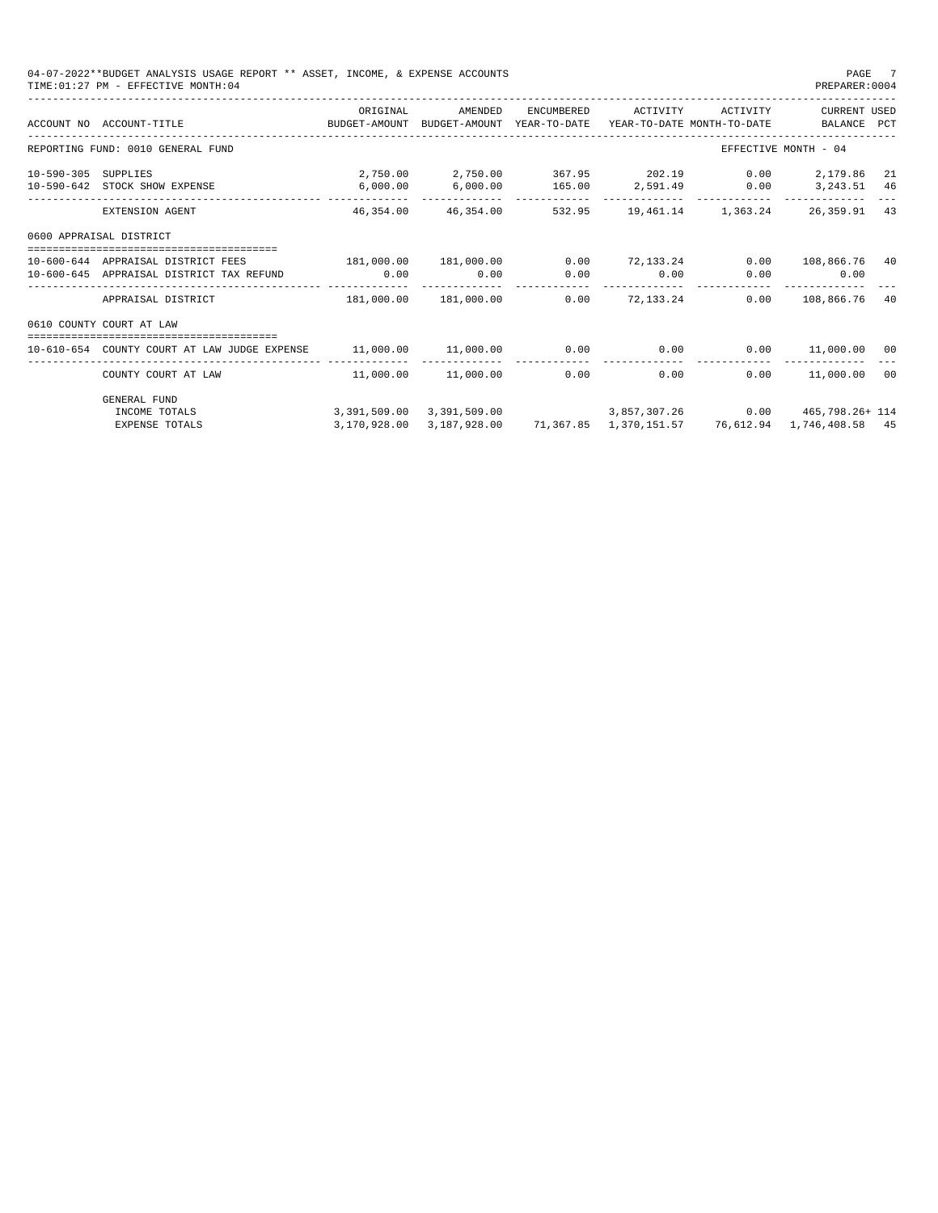04-07-2022**BUDGET ANALYSIS USAGE REPORT ** ASSET, INCOME, & EXPENSE ACCOUNTS
TIME:01:27 PM - EFFECTIVE MONTH:04

PREPARER:0004

| ACCOUNT NO | ACCOUNT-TITLE | ORIGINAL BUDGET-AMOUNT | AMENDED BUDGET-AMOUNT | ENCUMBERED YEAR-TO-DATE | ACTIVITY YEAR-TO-DATE | ACTIVITY MONTH-TO-DATE | CURRENT BALANCE | USED PCT |
|---|---|---|---|---|---|---|---|---|
| REPORTING FUND: 0010 GENERAL FUND | | | | | | EFFECTIVE MONTH - 04 | | |
| 10-590-305 | SUPPLIES | 2,750.00 | 2,750.00 | 367.95 | 202.19 | 0.00 | 2,179.86 | 21 |
| 10-590-642 | STOCK SHOW EXPENSE | 6,000.00 | 6,000.00 | 165.00 | 2,591.49 | 0.00 | 3,243.51 | 46 |
| | EXTENSION AGENT | 46,354.00 | 46,354.00 | 532.95 | 19,461.14 | 1,363.24 | 26,359.91 | 43 |
| 0600 APPRAISAL DISTRICT | | | | | | | | |
| 10-600-644 | APPRAISAL DISTRICT FEES | 181,000.00 | 181,000.00 | 0.00 | 72,133.24 | 0.00 | 108,866.76 | 40 |
| 10-600-645 | APPRAISAL DISTRICT TAX REFUND | 0.00 | 0.00 | 0.00 | 0.00 | 0.00 | 0.00 | |
| | APPRAISAL DISTRICT | 181,000.00 | 181,000.00 | 0.00 | 72,133.24 | 0.00 | 108,866.76 | 40 |
| 0610 COUNTY COURT AT LAW | | | | | | | | |
| 10-610-654 | COUNTY COURT AT LAW JUDGE EXPENSE | 11,000.00 | 11,000.00 | 0.00 | 0.00 | 0.00 | 11,000.00 | 00 |
| | COUNTY COURT AT LAW | 11,000.00 | 11,000.00 | 0.00 | 0.00 | 0.00 | 11,000.00 | 00 |
| | GENERAL FUND | | | | | | | |
| | INCOME TOTALS | 3,391,509.00 | 3,391,509.00 | | 3,857,307.26 | 0.00 | 465,798.26+ | 114 |
| | EXPENSE TOTALS | 3,170,928.00 | 3,187,928.00 | 71,367.85 | 1,370,151.57 | 76,612.94 | 1,746,408.58 | 45 |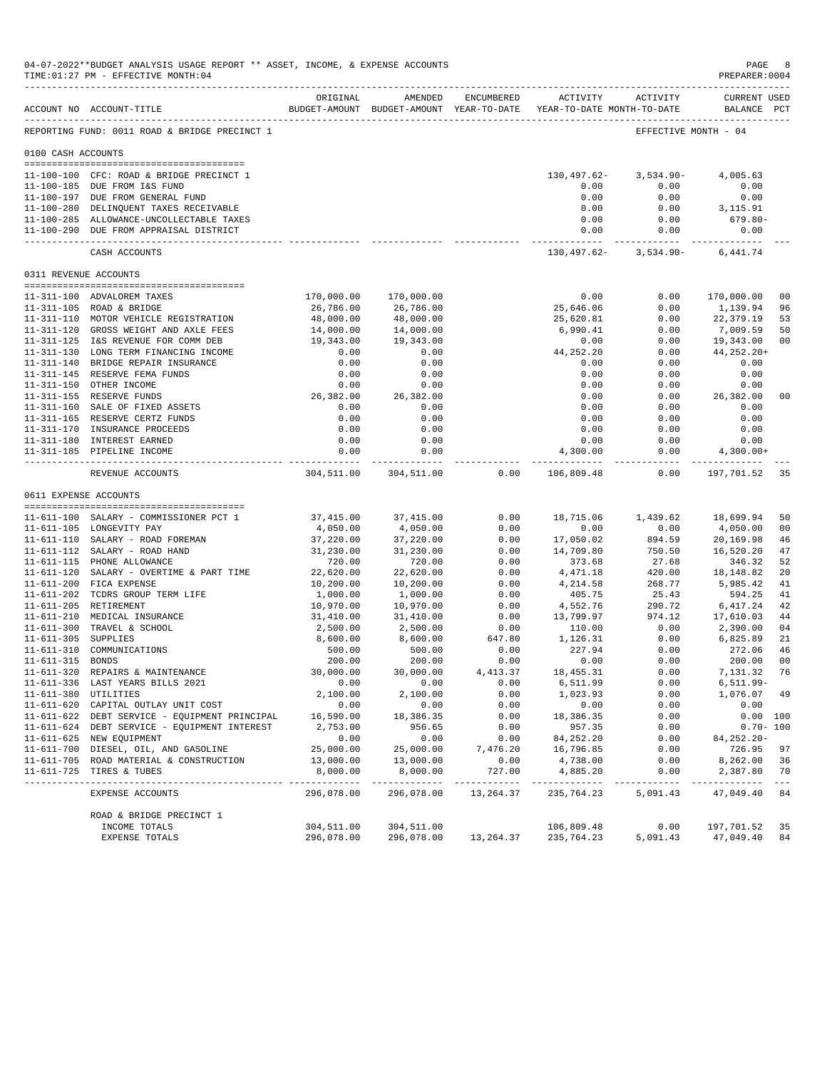04-07-2022**BUDGET ANALYSIS USAGE REPORT ** ASSET, INCOME, & EXPENSE ACCOUNTS

TIME:01:27 PM - EFFECTIVE MONTH:04

PREPARER:0004

REPORTING FUND: 0011 ROAD & BRIDGE PRECINCT 1 — EFFECTIVE MONTH - 04

| ACCOUNT NO | ACCOUNT-TITLE | ORIGINAL BUDGET-AMOUNT | AMENDED BUDGET-AMOUNT | ENCUMBERED YEAR-TO-DATE | ACTIVITY YEAR-TO-DATE | ACTIVITY MONTH-TO-DATE | CURRENT BALANCE | USED PCT |
|---|---|---|---|---|---|---|---|---|
| **0100 CASH ACCOUNTS** | | | | | | | | |
| 11-100-100 | CFC: ROAD & BRIDGE PRECINCT 1 | | | | 130,497.62- | 3,534.90- | 4,005.63 | |
| 11-100-185 | DUE FROM I&S FUND | | | | 0.00 | 0.00 | 0.00 | |
| 11-100-197 | DUE FROM GENERAL FUND | | | | 0.00 | 0.00 | 0.00 | |
| 11-100-280 | DELINQUENT TAXES RECEIVABLE | | | | 0.00 | 0.00 | 3,115.91 | |
| 11-100-285 | ALLOWANCE-UNCOLLECTABLE TAXES | | | | 0.00 | 0.00 | 679.80- | |
| 11-100-290 | DUE FROM APPRAISAL DISTRICT | | | | 0.00 | 0.00 | 0.00 | |
| | CASH ACCOUNTS | | | | 130,497.62- | 3,534.90- | 6,441.74 | |
| **0311 REVENUE ACCOUNTS** | | | | | | | | |
| 11-311-100 | ADVALOREM TAXES | 170,000.00 | 170,000.00 | | 0.00 | 0.00 | 170,000.00 | 00 |
| 11-311-105 | ROAD & BRIDGE | 26,786.00 | 26,786.00 | | 25,646.06 | 0.00 | 1,139.94 | 96 |
| 11-311-110 | MOTOR VEHICLE REGISTRATION | 48,000.00 | 48,000.00 | | 25,620.81 | 0.00 | 22,379.19 | 53 |
| 11-311-120 | GROSS WEIGHT AND AXLE FEES | 14,000.00 | 14,000.00 | | 6,990.41 | 0.00 | 7,009.59 | 50 |
| 11-311-125 | I&S REVENUE FOR COMM DEB | 19,343.00 | 19,343.00 | | 0.00 | 0.00 | 19,343.00 | 00 |
| 11-311-130 | LONG TERM FINANCING INCOME | 0.00 | 0.00 | | 44,252.20 | 0.00 | 44,252.20+ | |
| 11-311-140 | BRIDGE REPAIR INSURANCE | 0.00 | 0.00 | | 0.00 | 0.00 | 0.00 | |
| 11-311-145 | RESERVE FEMA FUNDS | 0.00 | 0.00 | | 0.00 | 0.00 | 0.00 | |
| 11-311-150 | OTHER INCOME | 0.00 | 0.00 | | 0.00 | 0.00 | 0.00 | |
| 11-311-155 | RESERVE FUNDS | 26,382.00 | 26,382.00 | | 0.00 | 0.00 | 26,382.00 | 00 |
| 11-311-160 | SALE OF FIXED ASSETS | 0.00 | 0.00 | | 0.00 | 0.00 | 0.00 | |
| 11-311-165 | RESERVE CERTZ FUNDS | 0.00 | 0.00 | | 0.00 | 0.00 | 0.00 | |
| 11-311-170 | INSURANCE PROCEEDS | 0.00 | 0.00 | | 0.00 | 0.00 | 0.00 | |
| 11-311-180 | INTEREST EARNED | 0.00 | 0.00 | | 0.00 | 0.00 | 0.00 | |
| 11-311-185 | PIPELINE INCOME | 0.00 | 0.00 | | 4,300.00 | 0.00 | 4,300.00+ | |
| | REVENUE ACCOUNTS | 304,511.00 | 304,511.00 | 0.00 | 106,809.48 | 0.00 | 197,701.52 | 35 |
| **0611 EXPENSE ACCOUNTS** | | | | | | | | |
| 11-611-100 | SALARY - COMMISSIONER PCT 1 | 37,415.00 | 37,415.00 | 0.00 | 18,715.06 | 1,439.62 | 18,699.94 | 50 |
| 11-611-105 | LONGEVITY PAY | 4,050.00 | 4,050.00 | 0.00 | 0.00 | 0.00 | 4,050.00 | 00 |
| 11-611-110 | SALARY - ROAD FOREMAN | 37,220.00 | 37,220.00 | 0.00 | 17,050.02 | 894.59 | 20,169.98 | 46 |
| 11-611-112 | SALARY - ROAD HAND | 31,230.00 | 31,230.00 | 0.00 | 14,709.80 | 750.50 | 16,520.20 | 47 |
| 11-611-115 | PHONE ALLOWANCE | 720.00 | 720.00 | 0.00 | 373.68 | 27.68 | 346.32 | 52 |
| 11-611-120 | SALARY - OVERTIME & PART TIME | 22,620.00 | 22,620.00 | 0.00 | 4,471.18 | 420.00 | 18,148.82 | 20 |
| 11-611-200 | FICA EXPENSE | 10,200.00 | 10,200.00 | 0.00 | 4,214.58 | 268.77 | 5,985.42 | 41 |
| 11-611-202 | TCDRS GROUP TERM LIFE | 1,000.00 | 1,000.00 | 0.00 | 405.75 | 25.43 | 594.25 | 41 |
| 11-611-205 | RETIREMENT | 10,970.00 | 10,970.00 | 0.00 | 4,552.76 | 290.72 | 6,417.24 | 42 |
| 11-611-210 | MEDICAL INSURANCE | 31,410.00 | 31,410.00 | 0.00 | 13,799.97 | 974.12 | 17,610.03 | 44 |
| 11-611-300 | TRAVEL & SCHOOL | 2,500.00 | 2,500.00 | 0.00 | 110.00 | 0.00 | 2,390.00 | 04 |
| 11-611-305 | SUPPLIES | 8,600.00 | 8,600.00 | 647.80 | 1,126.31 | 0.00 | 6,825.89 | 21 |
| 11-611-310 | COMMUNICATIONS | 500.00 | 500.00 | 0.00 | 227.94 | 0.00 | 272.06 | 46 |
| 11-611-315 | BONDS | 200.00 | 200.00 | 0.00 | 0.00 | 0.00 | 200.00 | 00 |
| 11-611-320 | REPAIRS & MAINTENANCE | 30,000.00 | 30,000.00 | 4,413.37 | 18,455.31 | 0.00 | 7,131.32 | 76 |
| 11-611-336 | LAST YEARS BILLS 2021 | 0.00 | 0.00 | 0.00 | 6,511.99 | 0.00 | 6,511.99- | |
| 11-611-380 | UTILITIES | 2,100.00 | 2,100.00 | 0.00 | 1,023.93 | 0.00 | 1,076.07 | 49 |
| 11-611-620 | CAPITAL OUTLAY UNIT COST | 0.00 | 0.00 | 0.00 | 0.00 | 0.00 | 0.00 | |
| 11-611-622 | DEBT SERVICE - EQUIPMENT PRINCIPAL | 16,590.00 | 18,386.35 | 0.00 | 18,386.35 | 0.00 | 0.00 | 100 |
| 11-611-624 | DEBT SERVICE - EQUIPMENT INTEREST | 2,753.00 | 956.65 | 0.00 | 957.35 | 0.00 | 0.70- | 100 |
| 11-611-625 | NEW EQUIPMENT | 0.00 | 0.00 | 0.00 | 84,252.20 | 0.00 | 84,252.20- | |
| 11-611-700 | DIESEL, OIL, AND GASOLINE | 25,000.00 | 25,000.00 | 7,476.20 | 16,796.85 | 0.00 | 726.95 | 97 |
| 11-611-705 | ROAD MATERIAL & CONSTRUCTION | 13,000.00 | 13,000.00 | 0.00 | 4,738.00 | 0.00 | 8,262.00 | 36 |
| 11-611-725 | TIRES & TUBES | 8,000.00 | 8,000.00 | 727.00 | 4,885.20 | 0.00 | 2,387.80 | 70 |
| | EXPENSE ACCOUNTS | 296,078.00 | 296,078.00 | 13,264.37 | 235,764.23 | 5,091.43 | 47,049.40 | 84 |
| | ROAD & BRIDGE PRECINCT 1 | | | | | | | |
| | INCOME TOTALS | 304,511.00 | 304,511.00 | | 106,809.48 | 0.00 | 197,701.52 | 35 |
| | EXPENSE TOTALS | 296,078.00 | 296,078.00 | 13,264.37 | 235,764.23 | 5,091.43 | 47,049.40 | 84 |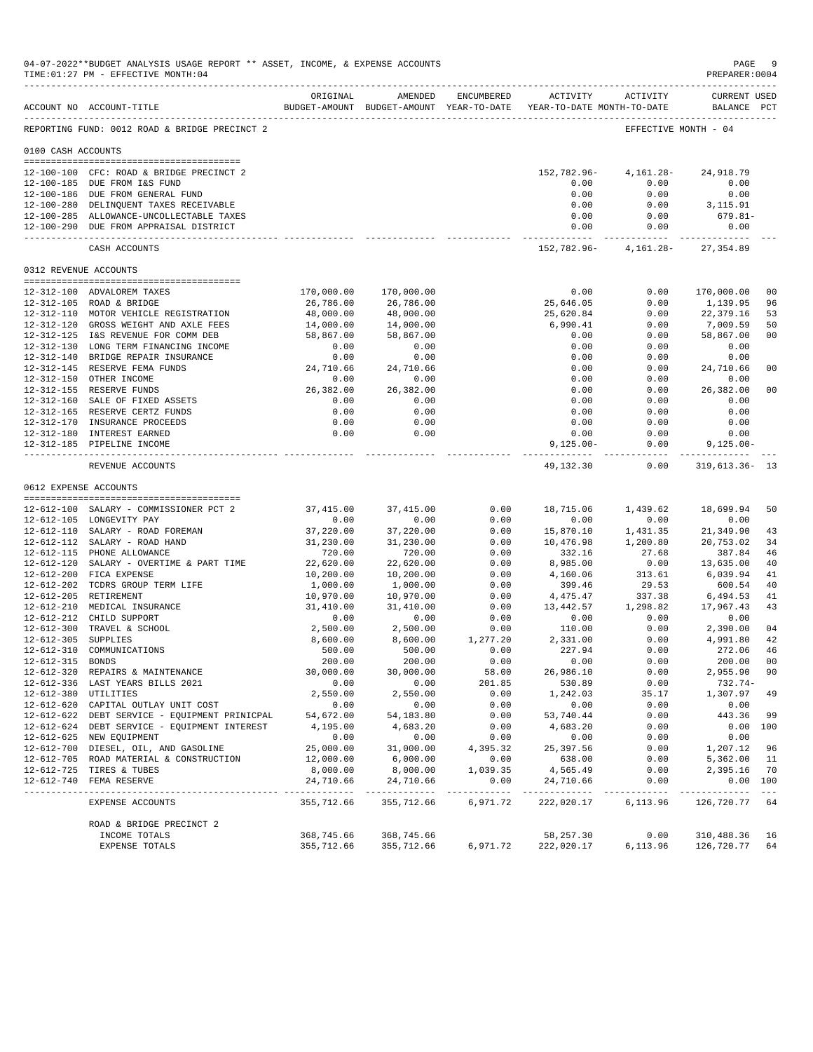04-07-2022**BUDGET ANALYSIS USAGE REPORT ** ASSET, INCOME, & EXPENSE ACCOUNTS

TIME:01:27 PM - EFFECTIVE MONTH:04

REPORTING FUND: 0012 ROAD & BRIDGE PRECINCT 2 — EFFECTIVE MONTH - 04

| ACCOUNT NO | ACCOUNT-TITLE | ORIGINAL BUDGET-AMOUNT | AMENDED BUDGET-AMOUNT | ENCUMBERED YEAR-TO-DATE | ACTIVITY YEAR-TO-DATE | ACTIVITY MONTH-TO-DATE | CURRENT BALANCE | USED PCT |
|---|---|---|---|---|---|---|---|---|
| **0100 CASH ACCOUNTS** | | | | | | | | |
| 12-100-100 | CFC: ROAD & BRIDGE PRECINCT 2 | | | | 152,782.96- | 4,161.28- | 24,918.79 | |
| 12-100-185 | DUE FROM I&S FUND | | | | 0.00 | 0.00 | 0.00 | |
| 12-100-186 | DUE FROM GENERAL FUND | | | | 0.00 | 0.00 | 0.00 | |
| 12-100-280 | DELINQUENT TAXES RECEIVABLE | | | | 0.00 | 0.00 | 3,115.91 | |
| 12-100-285 | ALLOWANCE-UNCOLLECTABLE TAXES | | | | 0.00 | 0.00 | 679.81- | |
| 12-100-290 | DUE FROM APPRAISAL DISTRICT | | | | 0.00 | 0.00 | 0.00 | |
| | CASH ACCOUNTS | | | | 152,782.96- | 4,161.28- | 27,354.89 | |
| **0312 REVENUE ACCOUNTS** | | | | | | | | |
| 12-312-100 | ADVALOREM TAXES | 170,000.00 | 170,000.00 | | 0.00 | 0.00 | 170,000.00 | 00 |
| 12-312-105 | ROAD & BRIDGE | 26,786.00 | 26,786.00 | | 25,646.05 | 0.00 | 1,139.95 | 96 |
| 12-312-110 | MOTOR VEHICLE REGISTRATION | 48,000.00 | 48,000.00 | | 25,620.84 | 0.00 | 22,379.16 | 53 |
| 12-312-120 | GROSS WEIGHT AND AXLE FEES | 14,000.00 | 14,000.00 | | 6,990.41 | 0.00 | 7,009.59 | 50 |
| 12-312-125 | I&S REVENUE FOR COMM DEB | 58,867.00 | 58,867.00 | | 0.00 | 0.00 | 58,867.00 | 00 |
| 12-312-130 | LONG TERM FINANCING INCOME | 0.00 | 0.00 | | 0.00 | 0.00 | 0.00 | |
| 12-312-140 | BRIDGE REPAIR INSURANCE | 0.00 | 0.00 | | 0.00 | 0.00 | 0.00 | |
| 12-312-145 | RESERVE FEMA FUNDS | 24,710.66 | 24,710.66 | | 0.00 | 0.00 | 24,710.66 | 00 |
| 12-312-150 | OTHER INCOME | 0.00 | 0.00 | | 0.00 | 0.00 | 0.00 | |
| 12-312-155 | RESERVE FUNDS | 26,382.00 | 26,382.00 | | 0.00 | 0.00 | 26,382.00 | 00 |
| 12-312-160 | SALE OF FIXED ASSETS | 0.00 | 0.00 | | 0.00 | 0.00 | 0.00 | |
| 12-312-165 | RESERVE CERTZ FUNDS | 0.00 | 0.00 | | 0.00 | 0.00 | 0.00 | |
| 12-312-170 | INSURANCE PROCEEDS | 0.00 | 0.00 | | 0.00 | 0.00 | 0.00 | |
| 12-312-180 | INTEREST EARNED | 0.00 | 0.00 | | 0.00 | 0.00 | 0.00 | |
| 12-312-185 | PIPELINE INCOME | | | | 9,125.00- | 0.00 | 9,125.00- | |
| | REVENUE ACCOUNTS | | | | 49,132.30 | 0.00 | 319,613.36- | 13 |
| **0612 EXPENSE ACCOUNTS** | | | | | | | | |
| 12-612-100 | SALARY - COMMISSIONER PCT 2 | 37,415.00 | 37,415.00 | 0.00 | 18,715.06 | 1,439.62 | 18,699.94 | 50 |
| 12-612-105 | LONGEVITY PAY | 0.00 | 0.00 | 0.00 | 0.00 | 0.00 | 0.00 | |
| 12-612-110 | SALARY - ROAD FOREMAN | 37,220.00 | 37,220.00 | 0.00 | 15,870.10 | 1,431.35 | 21,349.90 | 43 |
| 12-612-112 | SALARY - ROAD HAND | 31,230.00 | 31,230.00 | 0.00 | 10,476.98 | 1,200.80 | 20,753.02 | 34 |
| 12-612-115 | PHONE ALLOWANCE | 720.00 | 720.00 | 0.00 | 332.16 | 27.68 | 387.84 | 46 |
| 12-612-120 | SALARY - OVERTIME & PART TIME | 22,620.00 | 22,620.00 | 0.00 | 8,985.00 | 0.00 | 13,635.00 | 40 |
| 12-612-200 | FICA EXPENSE | 10,200.00 | 10,200.00 | 0.00 | 4,160.06 | 313.61 | 6,039.94 | 41 |
| 12-612-202 | TCDRS GROUP TERM LIFE | 1,000.00 | 1,000.00 | 0.00 | 399.46 | 29.53 | 600.54 | 40 |
| 12-612-205 | RETIREMENT | 10,970.00 | 10,970.00 | 0.00 | 4,475.47 | 337.38 | 6,494.53 | 41 |
| 12-612-210 | MEDICAL INSURANCE | 31,410.00 | 31,410.00 | 0.00 | 13,442.57 | 1,298.82 | 17,967.43 | 43 |
| 12-612-212 | CHILD SUPPORT | 0.00 | 0.00 | 0.00 | 0.00 | 0.00 | 0.00 | |
| 12-612-300 | TRAVEL & SCHOOL | 2,500.00 | 2,500.00 | 0.00 | 110.00 | 0.00 | 2,390.00 | 04 |
| 12-612-305 | SUPPLIES | 8,600.00 | 8,600.00 | 1,277.20 | 2,331.00 | 0.00 | 4,991.80 | 42 |
| 12-612-310 | COMMUNICATIONS | 500.00 | 500.00 | 0.00 | 227.94 | 0.00 | 272.06 | 46 |
| 12-612-315 | BONDS | 200.00 | 200.00 | 0.00 | 0.00 | 0.00 | 200.00 | 00 |
| 12-612-320 | REPAIRS & MAINTENANCE | 30,000.00 | 30,000.00 | 58.00 | 26,986.10 | 0.00 | 2,955.90 | 90 |
| 12-612-336 | LAST YEARS BILLS 2021 | 0.00 | 0.00 | 201.85 | 530.89 | 0.00 | 732.74- | |
| 12-612-380 | UTILITIES | 2,550.00 | 2,550.00 | 0.00 | 1,242.03 | 35.17 | 1,307.97 | 49 |
| 12-612-620 | CAPITAL OUTLAY UNIT COST | 0.00 | 0.00 | 0.00 | 0.00 | 0.00 | 0.00 | |
| 12-612-622 | DEBT SERVICE - EQUIPMENT PRINICPAL | 54,672.00 | 54,183.80 | 0.00 | 53,740.44 | 0.00 | 443.36 | 99 |
| 12-612-624 | DEBT SERVICE - EQUIPMENT INTEREST | 4,195.00 | 4,683.20 | 0.00 | 4,683.20 | 0.00 | 0.00 | 100 |
| 12-612-625 | NEW EQUIPMENT | 0.00 | 0.00 | 0.00 | 0.00 | 0.00 | 0.00 | |
| 12-612-700 | DIESEL, OIL, AND GASOLINE | 25,000.00 | 31,000.00 | 4,395.32 | 25,397.56 | 0.00 | 1,207.12 | 96 |
| 12-612-705 | ROAD MATERIAL & CONSTRUCTION | 12,000.00 | 6,000.00 | 0.00 | 638.00 | 0.00 | 5,362.00 | 11 |
| 12-612-725 | TIRES & TUBES | 8,000.00 | 8,000.00 | 1,039.35 | 4,565.49 | 0.00 | 2,395.16 | 70 |
| 12-612-740 | FEMA RESERVE | 24,710.66 | 24,710.66 | 0.00 | 24,710.66 | 0.00 | 0.00 | 100 |
| | EXPENSE ACCOUNTS | 355,712.66 | 355,712.66 | 6,971.72 | 222,020.17 | 6,113.96 | 126,720.77 | 64 |
| | ROAD & BRIDGE PRECINCT 2 | | | | | | | |
| | INCOME TOTALS | 368,745.66 | 368,745.66 | | 58,257.30 | 0.00 | 310,488.36 | 16 |
| | EXPENSE TOTALS | 355,712.66 | 355,712.66 | 6,971.72 | 222,020.17 | 6,113.96 | 126,720.77 | 64 |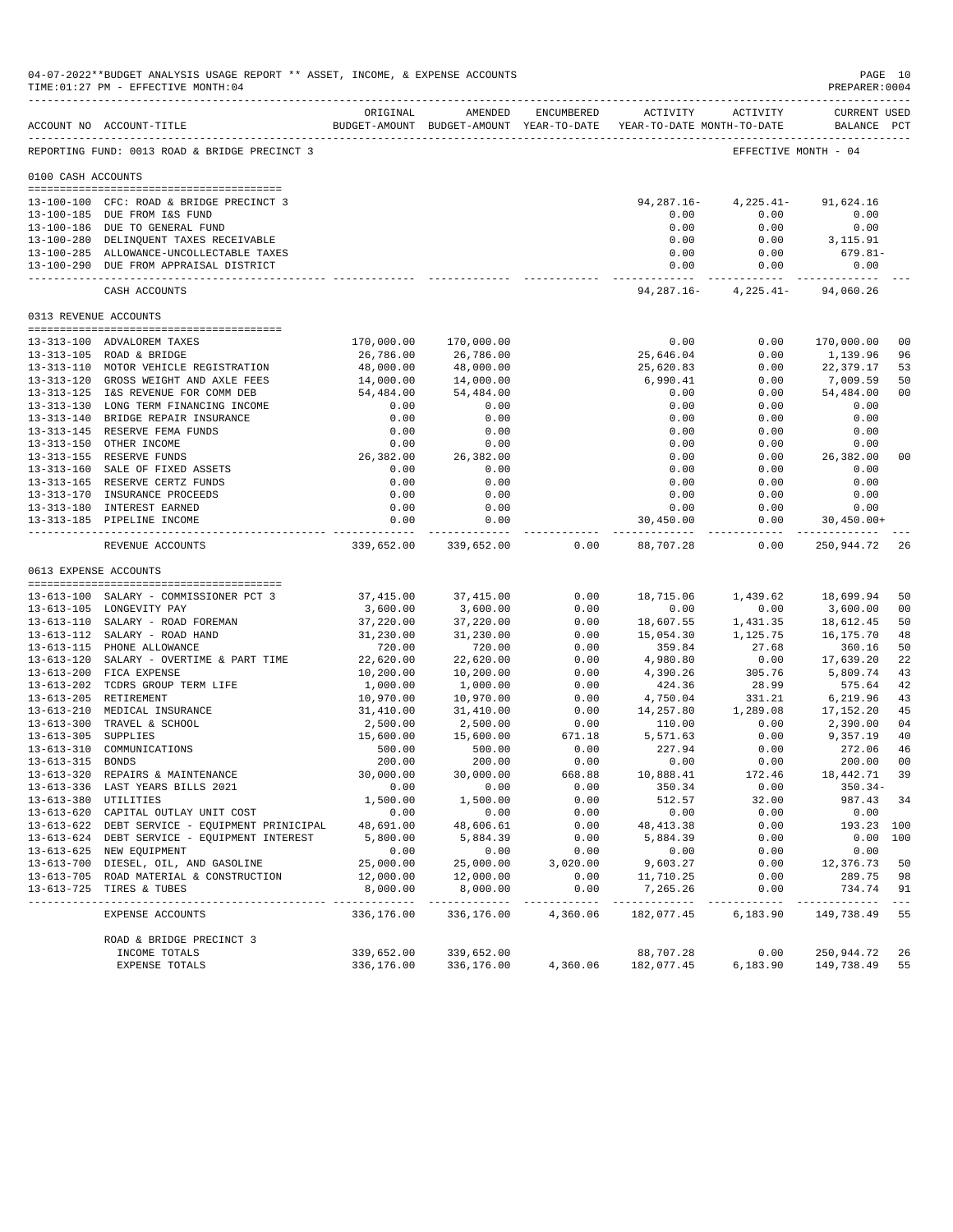04-07-2022**BUDGET ANALYSIS USAGE REPORT ** ASSET, INCOME, & EXPENSE ACCOUNTS
TIME:01:27 PM - EFFECTIVE MONTH:04
PREPARER:0004

REPORTING FUND: 0013 ROAD & BRIDGE PRECINCT 3 — EFFECTIVE MONTH - 04

| ACCOUNT NO | ACCOUNT-TITLE | ORIGINAL BUDGET-AMOUNT | AMENDED BUDGET-AMOUNT | ENCUMBERED YEAR-TO-DATE | ACTIVITY YEAR-TO-DATE | ACTIVITY MONTH-TO-DATE | CURRENT BALANCE | USED PCT |
|---|---|---|---|---|---|---|---|---|
| **0100 CASH ACCOUNTS** | | | | | | | | |
| 13-100-100 | CFC: ROAD & BRIDGE PRECINCT 3 | | | | 94,287.16- | 4,225.41- | 91,624.16 | |
| 13-100-185 | DUE FROM I&S FUND | | | | 0.00 | 0.00 | 0.00 | |
| 13-100-186 | DUE TO GENERAL FUND | | | | 0.00 | 0.00 | 0.00 | |
| 13-100-280 | DELINQUENT TAXES RECEIVABLE | | | | 0.00 | 0.00 | 3,115.91 | |
| 13-100-285 | ALLOWANCE-UNCOLLECTABLE TAXES | | | | 0.00 | 0.00 | 679.81- | |
| 13-100-290 | DUE FROM APPRAISAL DISTRICT | | | | 0.00 | 0.00 | 0.00 | |
| | CASH ACCOUNTS | | | | 94,287.16- | 4,225.41- | 94,060.26 | |
| **0313 REVENUE ACCOUNTS** | | | | | | | | |
| 13-313-100 | ADVALOREM TAXES | 170,000.00 | 170,000.00 | | 0.00 | 0.00 | 170,000.00 | 00 |
| 13-313-105 | ROAD & BRIDGE | 26,786.00 | 26,786.00 | | 25,646.04 | 0.00 | 1,139.96 | 96 |
| 13-313-110 | MOTOR VEHICLE REGISTRATION | 48,000.00 | 48,000.00 | | 25,620.83 | 0.00 | 22,379.17 | 53 |
| 13-313-120 | GROSS WEIGHT AND AXLE FEES | 14,000.00 | 14,000.00 | | 6,990.41 | 0.00 | 7,009.59 | 50 |
| 13-313-125 | I&S REVENUE FOR COMM DEB | 54,484.00 | 54,484.00 | | 0.00 | 0.00 | 54,484.00 | 00 |
| 13-313-130 | LONG TERM FINANCING INCOME | 0.00 | 0.00 | | 0.00 | 0.00 | 0.00 | |
| 13-313-140 | BRIDGE REPAIR INSURANCE | 0.00 | 0.00 | | 0.00 | 0.00 | 0.00 | |
| 13-313-145 | RESERVE FEMA FUNDS | 0.00 | 0.00 | | 0.00 | 0.00 | 0.00 | |
| 13-313-150 | OTHER INCOME | 0.00 | 0.00 | | 0.00 | 0.00 | 0.00 | |
| 13-313-155 | RESERVE FUNDS | 26,382.00 | 26,382.00 | | 0.00 | 0.00 | 26,382.00 | 00 |
| 13-313-160 | SALE OF FIXED ASSETS | 0.00 | 0.00 | | 0.00 | 0.00 | 0.00 | |
| 13-313-165 | RESERVE CERTZ FUNDS | 0.00 | 0.00 | | 0.00 | 0.00 | 0.00 | |
| 13-313-170 | INSURANCE PROCEEDS | 0.00 | 0.00 | | 0.00 | 0.00 | 0.00 | |
| 13-313-180 | INTEREST EARNED | 0.00 | 0.00 | | 0.00 | 0.00 | 0.00 | |
| 13-313-185 | PIPELINE INCOME | 0.00 | 0.00 | | 30,450.00 | 0.00 | 30,450.00+ | |
| | REVENUE ACCOUNTS | 339,652.00 | 339,652.00 | 0.00 | 88,707.28 | 0.00 | 250,944.72 | 26 |
| **0613 EXPENSE ACCOUNTS** | | | | | | | | |
| 13-613-100 | SALARY - COMMISSIONER PCT 3 | 37,415.00 | 37,415.00 | 0.00 | 18,715.06 | 1,439.62 | 18,699.94 | 50 |
| 13-613-105 | LONGEVITY PAY | 3,600.00 | 3,600.00 | 0.00 | 0.00 | 0.00 | 3,600.00 | 00 |
| 13-613-110 | SALARY - ROAD FOREMAN | 37,220.00 | 37,220.00 | 0.00 | 18,607.55 | 1,431.35 | 18,612.45 | 50 |
| 13-613-112 | SALARY - ROAD HAND | 31,230.00 | 31,230.00 | 0.00 | 15,054.30 | 1,125.75 | 16,175.70 | 48 |
| 13-613-115 | PHONE ALLOWANCE | 720.00 | 720.00 | 0.00 | 359.84 | 27.68 | 360.16 | 50 |
| 13-613-120 | SALARY - OVERTIME & PART TIME | 22,620.00 | 22,620.00 | 0.00 | 4,980.80 | 0.00 | 17,639.20 | 22 |
| 13-613-200 | FICA EXPENSE | 10,200.00 | 10,200.00 | 0.00 | 4,390.26 | 305.76 | 5,809.74 | 43 |
| 13-613-202 | TCDRS GROUP TERM LIFE | 1,000.00 | 1,000.00 | 0.00 | 424.36 | 28.99 | 575.64 | 42 |
| 13-613-205 | RETIREMENT | 10,970.00 | 10,970.00 | 0.00 | 4,750.04 | 331.21 | 6,219.96 | 43 |
| 13-613-210 | MEDICAL INSURANCE | 31,410.00 | 31,410.00 | 0.00 | 14,257.80 | 1,289.08 | 17,152.20 | 45 |
| 13-613-300 | TRAVEL & SCHOOL | 2,500.00 | 2,500.00 | 0.00 | 110.00 | 0.00 | 2,390.00 | 04 |
| 13-613-305 | SUPPLIES | 15,600.00 | 15,600.00 | 671.18 | 5,571.63 | 0.00 | 9,357.19 | 40 |
| 13-613-310 | COMMUNICATIONS | 500.00 | 500.00 | 0.00 | 227.94 | 0.00 | 272.06 | 46 |
| 13-613-315 | BONDS | 200.00 | 200.00 | 0.00 | 0.00 | 0.00 | 200.00 | 00 |
| 13-613-320 | REPAIRS & MAINTENANCE | 30,000.00 | 30,000.00 | 668.88 | 10,888.41 | 172.46 | 18,442.71 | 39 |
| 13-613-336 | LAST YEARS BILLS 2021 | 0.00 | 0.00 | 0.00 | 350.34 | 0.00 | 350.34- | |
| 13-613-380 | UTILITIES | 1,500.00 | 1,500.00 | 0.00 | 512.57 | 32.00 | 987.43 | 34 |
| 13-613-620 | CAPITAL OUTLAY UNIT COST | 0.00 | 0.00 | 0.00 | 0.00 | 0.00 | 0.00 | |
| 13-613-622 | DEBT SERVICE - EQUIPMENT PRINICIPAL | 48,691.00 | 48,606.61 | 0.00 | 48,413.38 | 0.00 | 193.23 | 100 |
| 13-613-624 | DEBT SERVICE - EQUIPMENT INTEREST | 5,800.00 | 5,884.39 | 0.00 | 5,884.39 | 0.00 | 0.00 | 100 |
| 13-613-625 | NEW EQUIPMENT | 0.00 | 0.00 | 0.00 | 0.00 | 0.00 | 0.00 | |
| 13-613-700 | DIESEL, OIL, AND GASOLINE | 25,000.00 | 25,000.00 | 3,020.00 | 9,603.27 | 0.00 | 12,376.73 | 50 |
| 13-613-705 | ROAD MATERIAL & CONSTRUCTION | 12,000.00 | 12,000.00 | 0.00 | 11,710.25 | 0.00 | 289.75 | 98 |
| 13-613-725 | TIRES & TUBES | 8,000.00 | 8,000.00 | 0.00 | 7,265.26 | 0.00 | 734.74 | 91 |
| | EXPENSE ACCOUNTS | 336,176.00 | 336,176.00 | 4,360.06 | 182,077.45 | 6,183.90 | 149,738.49 | 55 |
| | ROAD & BRIDGE PRECINCT 3 | | | | | | | |
| | INCOME TOTALS | 339,652.00 | 339,652.00 | | 88,707.28 | 0.00 | 250,944.72 | 26 |
| | EXPENSE TOTALS | 336,176.00 | 336,176.00 | 4,360.06 | 182,077.45 | 6,183.90 | 149,738.49 | 55 |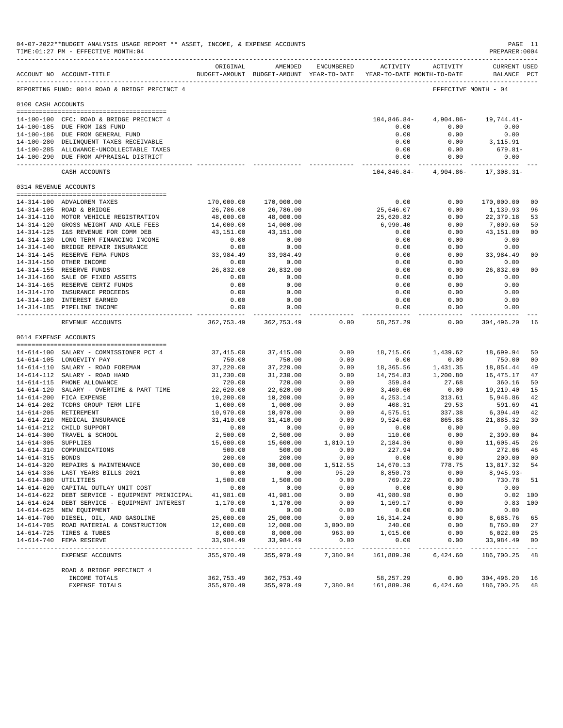04-07-2022**BUDGET ANALYSIS USAGE REPORT ** ASSET, INCOME, & EXPENSE ACCOUNTS
TIME:01:27 PM - EFFECTIVE MONTH:04

PREPARER:0004

| ACCOUNT NO | ACCOUNT-TITLE | ORIGINAL BUDGET-AMOUNT | AMENDED BUDGET-AMOUNT | ENCUMBERED YEAR-TO-DATE | ACTIVITY YEAR-TO-DATE | ACTIVITY MONTH-TO-DATE | CURRENT BALANCE | USED PCT |
|---|---|---|---|---|---|---|---|---|
| REPORTING FUND: 0014 ROAD & BRIDGE PRECINCT 4 | | | | | | EFFECTIVE MONTH - 04 | | |
| 0100 CASH ACCOUNTS | | | | | | | | |
| 14-100-100 | CFC: ROAD & BRIDGE PRECINCT 4 | | | | 104,846.84- | 4,904.86- | 19,744.41- | |
| 14-100-185 | DUE FROM I&S FUND | | | | 0.00 | 0.00 | 0.00 | |
| 14-100-186 | DUE FROM GENERAL FUND | | | | 0.00 | 0.00 | 0.00 | |
| 14-100-280 | DELINQUENT TAXES RECEIVABLE | | | | 0.00 | 0.00 | 3,115.91 | |
| 14-100-285 | ALLOWANCE-UNCOLLECTABLE TAXES | | | | 0.00 | 0.00 | 679.81- | |
| 14-100-290 | DUE FROM APPRAISAL DISTRICT | | | | 0.00 | 0.00 | 0.00 | |
| | CASH ACCOUNTS | | | | 104,846.84- | 4,904.86- | 17,308.31- | |
| 0314 REVENUE ACCOUNTS | | | | | | | | |
| 14-314-100 | ADVALOREM TAXES | 170,000.00 | 170,000.00 | | 0.00 | 0.00 | 170,000.00 | 00 |
| 14-314-105 | ROAD & BRIDGE | 26,786.00 | 26,786.00 | | 25,646.07 | 0.00 | 1,139.93 | 96 |
| 14-314-110 | MOTOR VEHICLE REGISTRATION | 48,000.00 | 48,000.00 | | 25,620.82 | 0.00 | 22,379.18 | 53 |
| 14-314-120 | GROSS WEIGHT AND AXLE FEES | 14,000.00 | 14,000.00 | | 6,990.40 | 0.00 | 7,009.60 | 50 |
| 14-314-125 | I&S REVENUE FOR COMM DEB | 43,151.00 | 43,151.00 | | 0.00 | 0.00 | 43,151.00 | 00 |
| 14-314-130 | LONG TERM FINANCING INCOME | 0.00 | 0.00 | | 0.00 | 0.00 | 0.00 | |
| 14-314-140 | BRIDGE REPAIR INSURANCE | 0.00 | 0.00 | | 0.00 | 0.00 | 0.00 | |
| 14-314-145 | RESERVE FEMA FUNDS | 33,984.49 | 33,984.49 | | 0.00 | 0.00 | 33,984.49 | 00 |
| 14-314-150 | OTHER INCOME | 0.00 | 0.00 | | 0.00 | 0.00 | 0.00 | |
| 14-314-155 | RESERVE FUNDS | 26,832.00 | 26,832.00 | | 0.00 | 0.00 | 26,832.00 | 00 |
| 14-314-160 | SALE OF FIXED ASSETS | 0.00 | 0.00 | | 0.00 | 0.00 | 0.00 | |
| 14-314-165 | RESERVE CERTZ FUNDS | 0.00 | 0.00 | | 0.00 | 0.00 | 0.00 | |
| 14-314-170 | INSURANCE PROCEEDS | 0.00 | 0.00 | | 0.00 | 0.00 | 0.00 | |
| 14-314-180 | INTEREST EARNED | 0.00 | 0.00 | | 0.00 | 0.00 | 0.00 | |
| 14-314-185 | PIPELINE INCOME | 0.00 | 0.00 | | 0.00 | 0.00 | 0.00 | |
| | REVENUE ACCOUNTS | 362,753.49 | 362,753.49 | 0.00 | 58,257.29 | 0.00 | 304,496.20 | 16 |
| 0614 EXPENSE ACCOUNTS | | | | | | | | |
| 14-614-100 | SALARY - COMMISSIONER PCT 4 | 37,415.00 | 37,415.00 | 0.00 | 18,715.06 | 1,439.62 | 18,699.94 | 50 |
| 14-614-105 | LONGEVITY PAY | 750.00 | 750.00 | 0.00 | 0.00 | 0.00 | 750.00 | 00 |
| 14-614-110 | SALARY - ROAD FOREMAN | 37,220.00 | 37,220.00 | 0.00 | 18,365.56 | 1,431.35 | 18,854.44 | 49 |
| 14-614-112 | SALARY - ROAD HAND | 31,230.00 | 31,230.00 | 0.00 | 14,754.83 | 1,200.80 | 16,475.17 | 47 |
| 14-614-115 | PHONE ALLOWANCE | 720.00 | 720.00 | 0.00 | 359.84 | 27.68 | 360.16 | 50 |
| 14-614-120 | SALARY - OVERTIME & PART TIME | 22,620.00 | 22,620.00 | 0.00 | 3,400.60 | 0.00 | 19,219.40 | 15 |
| 14-614-200 | FICA EXPENSE | 10,200.00 | 10,200.00 | 0.00 | 4,253.14 | 313.61 | 5,946.86 | 42 |
| 14-614-202 | TCDRS GROUP TERM LIFE | 1,000.00 | 1,000.00 | 0.00 | 408.31 | 29.53 | 591.69 | 41 |
| 14-614-205 | RETIREMENT | 10,970.00 | 10,970.00 | 0.00 | 4,575.51 | 337.38 | 6,394.49 | 42 |
| 14-614-210 | MEDICAL INSURANCE | 31,410.00 | 31,410.00 | 0.00 | 9,524.68 | 865.88 | 21,885.32 | 30 |
| 14-614-212 | CHILD SUPPORT | 0.00 | 0.00 | 0.00 | 0.00 | 0.00 | 0.00 | |
| 14-614-300 | TRAVEL & SCHOOL | 2,500.00 | 2,500.00 | 0.00 | 110.00 | 0.00 | 2,390.00 | 04 |
| 14-614-305 | SUPPLIES | 15,600.00 | 15,600.00 | 1,810.19 | 2,184.36 | 0.00 | 11,605.45 | 26 |
| 14-614-310 | COMMUNICATIONS | 500.00 | 500.00 | 0.00 | 227.94 | 0.00 | 272.06 | 46 |
| 14-614-315 | BONDS | 200.00 | 200.00 | 0.00 | 0.00 | 0.00 | 200.00 | 00 |
| 14-614-320 | REPAIRS & MAINTENANCE | 30,000.00 | 30,000.00 | 1,512.55 | 14,670.13 | 778.75 | 13,817.32 | 54 |
| 14-614-336 | LAST YEARS BILLS 2021 | 0.00 | 0.00 | 95.20 | 8,850.73 | 0.00 | 8,945.93- | |
| 14-614-380 | UTILITIES | 1,500.00 | 1,500.00 | 0.00 | 769.22 | 0.00 | 730.78 | 51 |
| 14-614-620 | CAPITAL OUTLAY UNIT COST | 0.00 | 0.00 | 0.00 | 0.00 | 0.00 | 0.00 | |
| 14-614-622 | DEBT SERVICE - EQUIPMENT PRINICIPAL | 41,981.00 | 41,981.00 | 0.00 | 41,980.98 | 0.00 | 0.02 | 100 |
| 14-614-624 | DEBT SERVICE - EQUIPMENT INTEREST | 1,170.00 | 1,170.00 | 0.00 | 1,169.17 | 0.00 | 0.83 | 100 |
| 14-614-625 | NEW EQUIPMENT | 0.00 | 0.00 | 0.00 | 0.00 | 0.00 | 0.00 | |
| 14-614-700 | DIESEL, OIL, AND GASOLINE | 25,000.00 | 25,000.00 | 0.00 | 16,314.24 | 0.00 | 8,685.76 | 65 |
| 14-614-705 | ROAD MATERIAL & CONSTRUCTION | 12,000.00 | 12,000.00 | 3,000.00 | 240.00 | 0.00 | 8,760.00 | 27 |
| 14-614-725 | TIRES & TUBES | 8,000.00 | 8,000.00 | 963.00 | 1,015.00 | 0.00 | 6,022.00 | 25 |
| 14-614-740 | FEMA RESERVE | 33,984.49 | 33,984.49 | 0.00 | 0.00 | 0.00 | 33,984.49 | 00 |
| | EXPENSE ACCOUNTS | 355,970.49 | 355,970.49 | 7,380.94 | 161,889.30 | 6,424.60 | 186,700.25 | 48 |
| | ROAD & BRIDGE PRECINCT 4 | | | | | | | |
| | INCOME TOTALS | 362,753.49 | 362,753.49 | | 58,257.29 | 0.00 | 304,496.20 | 16 |
| | EXPENSE TOTALS | 355,970.49 | 355,970.49 | 7,380.94 | 161,889.30 | 6,424.60 | 186,700.25 | 48 |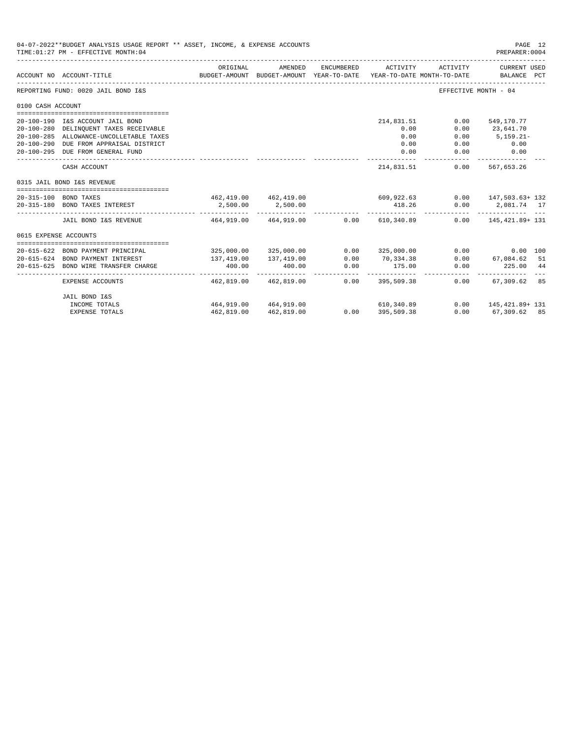04-07-2022**BUDGET ANALYSIS USAGE REPORT ** ASSET, INCOME, & EXPENSE ACCOUNTS

TIME:01:27 PM - EFFECTIVE MONTH:04

PREPARER:0004

REPORTING FUND: 0020 JAIL BOND I&S — EFFECTIVE MONTH - 04

| ACCOUNT NO | ACCOUNT-TITLE | ORIGINAL BUDGET-AMOUNT | AMENDED BUDGET-AMOUNT | ENCUMBERED YEAR-TO-DATE | ACTIVITY YEAR-TO-DATE | ACTIVITY MONTH-TO-DATE | CURRENT USED BALANCE | PCT |
|---|---|---|---|---|---|---|---|---|
| **0100 CASH ACCOUNT** | | | | | | | | |
| 20-100-190 | I&S ACCOUNT JAIL BOND | | | | 214,831.51 | 0.00 | 549,170.77 | |
| 20-100-280 | DELINQUENT TAXES RECEIVABLE | | | | 0.00 | 0.00 | 23,641.70 | |
| 20-100-285 | ALLOWANCE-UNCOLLETABLE TAXES | | | | 0.00 | 0.00 | 5,159.21- | |
| 20-100-290 | DUE FROM APPRAISAL DISTRICT | | | | 0.00 | 0.00 | 0.00 | |
| 20-100-295 | DUE FROM GENERAL FUND | | | | 0.00 | 0.00 | 0.00 | |
| | CASH ACCOUNT | | | | 214,831.51 | 0.00 | 567,653.26 | |
| **0315 JAIL BOND I&S REVENUE** | | | | | | | | |
| 20-315-100 | BOND TAXES | 462,419.00 | 462,419.00 | | 609,922.63 | 0.00 | 147,503.63+ | 132 |
| 20-315-180 | BOND TAXES INTEREST | 2,500.00 | 2,500.00 | | 418.26 | 0.00 | 2,081.74 | 17 |
| | JAIL BOND I&S REVENUE | 464,919.00 | 464,919.00 | 0.00 | 610,340.89 | 0.00 | 145,421.89+ | 131 |
| **0615 EXPENSE ACCOUNTS** | | | | | | | | |
| 20-615-622 | BOND PAYMENT PRINCIPAL | 325,000.00 | 325,000.00 | 0.00 | 325,000.00 | 0.00 | 0.00 | 100 |
| 20-615-624 | BOND PAYMENT INTEREST | 137,419.00 | 137,419.00 | 0.00 | 70,334.38 | 0.00 | 67,084.62 | 51 |
| 20-615-625 | BOND WIRE TRANSFER CHARGE | 400.00 | 400.00 | 0.00 | 175.00 | 0.00 | 225.00 | 44 |
| | EXPENSE ACCOUNTS | 462,819.00 | 462,819.00 | 0.00 | 395,509.38 | 0.00 | 67,309.62 | 85 |
| | JAIL BOND I&S | | | | | | | |
| | INCOME TOTALS | 464,919.00 | 464,919.00 | | 610,340.89 | 0.00 | 145,421.89+ | 131 |
| | EXPENSE TOTALS | 462,819.00 | 462,819.00 | 0.00 | 395,509.38 | 0.00 | 67,309.62 | 85 |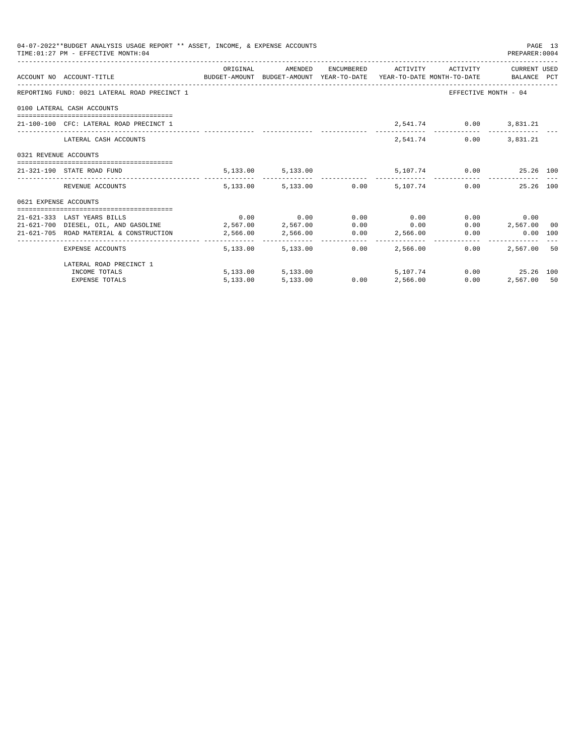04-07-2022**BUDGET ANALYSIS USAGE REPORT ** ASSET, INCOME, & EXPENSE ACCOUNTS
TIME:01:27 PM - EFFECTIVE MONTH:04

| ACCOUNT NO | ACCOUNT-TITLE | ORIGINAL BUDGET-AMOUNT | AMENDED BUDGET-AMOUNT | ENCUMBERED YEAR-TO-DATE | ACTIVITY YEAR-TO-DATE | ACTIVITY MONTH-TO-DATE | CURRENT USED BALANCE | PCT |
|---|---|---|---|---|---|---|---|---|
| REPORTING FUND: 0021 LATERAL ROAD PRECINCT 1 | | | | | | EFFECTIVE MONTH - 04 | | |
| 0100 LATERAL CASH ACCOUNTS | | | | | | | | |
| 21-100-100 | CFC: LATERAL ROAD PRECINCT 1 | | | | 2,541.74 | 0.00 | 3,831.21 | |
| | LATERAL CASH ACCOUNTS | | | | 2,541.74 | 0.00 | 3,831.21 | |
| 0321 REVENUE ACCOUNTS | | | | | | | | |
| 21-321-190 | STATE ROAD FUND | 5,133.00 | 5,133.00 | | 5,107.74 | 0.00 | 25.26 | 100 |
| | REVENUE ACCOUNTS | 5,133.00 | 5,133.00 | 0.00 | 5,107.74 | 0.00 | 25.26 | 100 |
| 0621 EXPENSE ACCOUNTS | | | | | | | | |
| 21-621-333 | LAST YEARS BILLS | 0.00 | 0.00 | 0.00 | 0.00 | 0.00 | 0.00 | |
| 21-621-700 | DIESEL, OIL, AND GASOLINE | 2,567.00 | 2,567.00 | 0.00 | 0.00 | 0.00 | 2,567.00 | 00 |
| 21-621-705 | ROAD MATERIAL & CONSTRUCTION | 2,566.00 | 2,566.00 | 0.00 | 2,566.00 | 0.00 | 0.00 | 100 |
| | EXPENSE ACCOUNTS | 5,133.00 | 5,133.00 | 0.00 | 2,566.00 | 0.00 | 2,567.00 | 50 |
| | LATERAL ROAD PRECINCT 1 | | | | | | | |
| | INCOME TOTALS | 5,133.00 | 5,133.00 | | 5,107.74 | 0.00 | 25.26 | 100 |
| | EXPENSE TOTALS | 5,133.00 | 5,133.00 | 0.00 | 2,566.00 | 0.00 | 2,567.00 | 50 |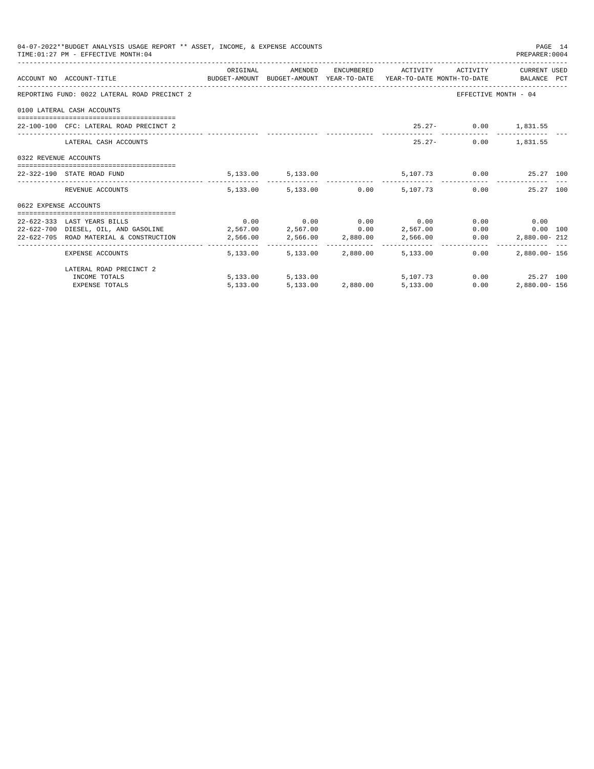04-07-2022**BUDGET ANALYSIS USAGE REPORT ** ASSET, INCOME, & EXPENSE ACCOUNTS
TIME:01:27 PM - EFFECTIVE MONTH:04

PREPARER:0004

| ACCOUNT NO | ACCOUNT-TITLE | ORIGINAL BUDGET-AMOUNT | AMENDED BUDGET-AMOUNT | ENCUMBERED YEAR-TO-DATE | ACTIVITY YEAR-TO-DATE | ACTIVITY MONTH-TO-DATE | CURRENT USED BALANCE | PCT |
|---|---|---|---|---|---|---|---|---|
| REPORTING FUND: 0022 LATERAL ROAD PRECINCT 2 | | | | | | EFFECTIVE MONTH - 04 | | |
| 0100 LATERAL CASH ACCOUNTS | | | | | | | | |
| 22-100-100 | CFC: LATERAL ROAD PRECINCT 2 | | | | 25.27- | 0.00 | 1,831.55 | |
| | LATERAL CASH ACCOUNTS | | | | 25.27- | 0.00 | 1,831.55 | |
| 0322 REVENUE ACCOUNTS | | | | | | | | |
| 22-322-190 | STATE ROAD FUND | 5,133.00 | 5,133.00 | | 5,107.73 | 0.00 | 25.27 | 100 |
| | REVENUE ACCOUNTS | 5,133.00 | 5,133.00 | 0.00 | 5,107.73 | 0.00 | 25.27 | 100 |
| 0622 EXPENSE ACCOUNTS | | | | | | | | |
| 22-622-333 | LAST YEARS BILLS | 0.00 | 0.00 | 0.00 | 0.00 | 0.00 | 0.00 | |
| 22-622-700 | DIESEL, OIL, AND GASOLINE | 2,567.00 | 2,567.00 | 0.00 | 2,567.00 | 0.00 | 0.00 | 100 |
| 22-622-705 | ROAD MATERIAL & CONSTRUCTION | 2,566.00 | 2,566.00 | 2,880.00 | 2,566.00 | 0.00 | 2,880.00- | 212 |
| | EXPENSE ACCOUNTS | 5,133.00 | 5,133.00 | 2,880.00 | 5,133.00 | 0.00 | 2,880.00- | 156 |
| | LATERAL ROAD PRECINCT 2 | | | | | | | |
| | INCOME TOTALS | 5,133.00 | 5,133.00 | | 5,107.73 | 0.00 | 25.27 | 100 |
| | EXPENSE TOTALS | 5,133.00 | 5,133.00 | 2,880.00 | 5,133.00 | 0.00 | 2,880.00- | 156 |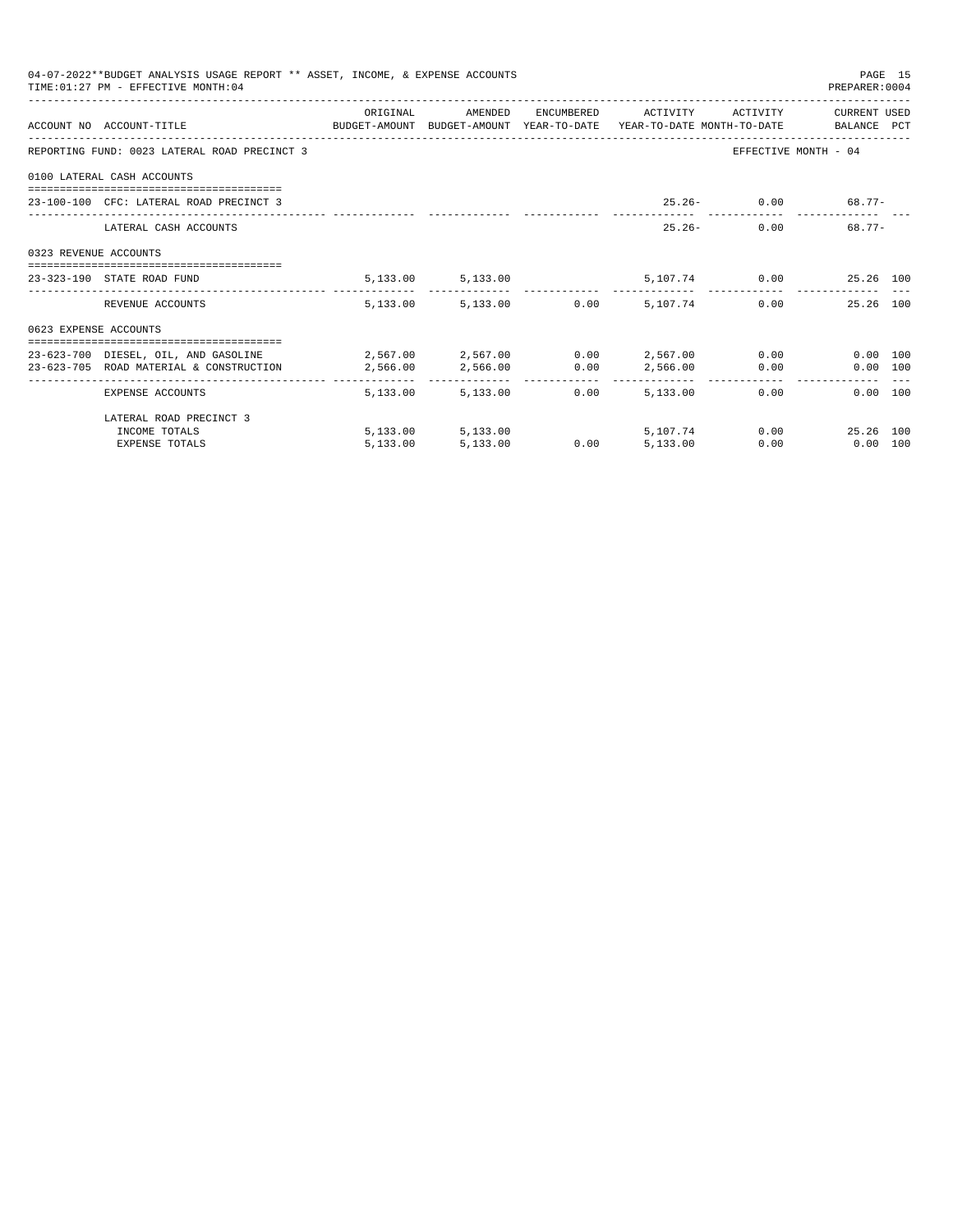04-07-2022**BUDGET ANALYSIS USAGE REPORT ** ASSET, INCOME, & EXPENSE ACCOUNTS

TIME:01:27 PM - EFFECTIVE MONTH:04

PREPARER:0004

| ACCOUNT NO | ACCOUNT-TITLE | ORIGINAL BUDGET-AMOUNT | AMENDED BUDGET-AMOUNT | ENCUMBERED YEAR-TO-DATE | ACTIVITY YEAR-TO-DATE | ACTIVITY MONTH-TO-DATE | CURRENT BALANCE | USED PCT |
|---|---|---|---|---|---|---|---|---|
| REPORTING FUND: 0023 LATERAL ROAD PRECINCT 3 | | | | | | EFFECTIVE MONTH - 04 | | |
| 0100 LATERAL CASH ACCOUNTS | | | | | | | | |
| 23-100-100 | CFC: LATERAL ROAD PRECINCT 3 | | | | 25.26- | 0.00 | 68.77- | |
| | LATERAL CASH ACCOUNTS | | | | 25.26- | 0.00 | 68.77- | |
| 0323 REVENUE ACCOUNTS | | | | | | | | |
| 23-323-190 | STATE ROAD FUND | 5,133.00 | 5,133.00 | | 5,107.74 | 0.00 | 25.26 | 100 |
| | REVENUE ACCOUNTS | 5,133.00 | 5,133.00 | 0.00 | 5,107.74 | 0.00 | 25.26 | 100 |
| 0623 EXPENSE ACCOUNTS | | | | | | | | |
| 23-623-700 | DIESEL, OIL, AND GASOLINE | 2,567.00 | 2,567.00 | 0.00 | 2,567.00 | 0.00 | 0.00 | 100 |
| 23-623-705 | ROAD MATERIAL & CONSTRUCTION | 2,566.00 | 2,566.00 | 0.00 | 2,566.00 | 0.00 | 0.00 | 100 |
| | EXPENSE ACCOUNTS | 5,133.00 | 5,133.00 | 0.00 | 5,133.00 | 0.00 | 0.00 | 100 |
| | LATERAL ROAD PRECINCT 3 | | | | | | | |
| | INCOME TOTALS | 5,133.00 | 5,133.00 | | 5,107.74 | 0.00 | 25.26 | 100 |
| | EXPENSE TOTALS | 5,133.00 | 5,133.00 | 0.00 | 5,133.00 | 0.00 | 0.00 | 100 |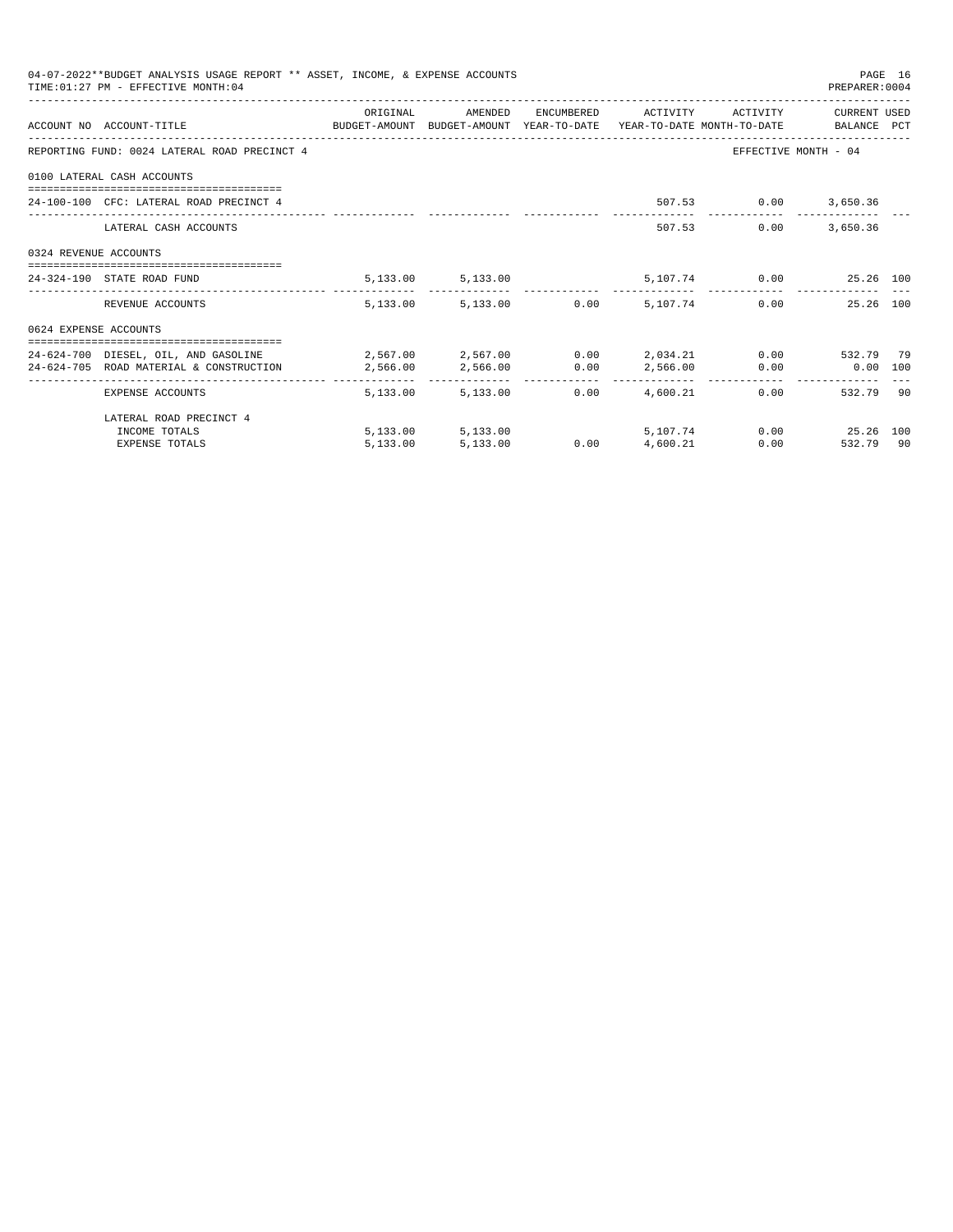04-07-2022**BUDGET ANALYSIS USAGE REPORT ** ASSET, INCOME, & EXPENSE ACCOUNTS

TIME:01:27 PM - EFFECTIVE MONTH:04

PREPARER:0004

| ACCOUNT NO | ACCOUNT-TITLE | ORIGINAL BUDGET-AMOUNT | AMENDED BUDGET-AMOUNT | ENCUMBERED YEAR-TO-DATE | ACTIVITY YEAR-TO-DATE | ACTIVITY MONTH-TO-DATE | CURRENT BALANCE | USED PCT |
|---|---|---|---|---|---|---|---|---|
| REPORTING FUND: 0024 LATERAL ROAD PRECINCT 4 | | | | | | EFFECTIVE MONTH - 04 | | |
| 0100 LATERAL CASH ACCOUNTS | | | | | | | | |
| 24-100-100 | CFC: LATERAL ROAD PRECINCT 4 | | | | 507.53 | 0.00 | 3,650.36 | |
| | LATERAL CASH ACCOUNTS | | | | 507.53 | 0.00 | 3,650.36 | |
| 0324 REVENUE ACCOUNTS | | | | | | | | |
| 24-324-190 | STATE ROAD FUND | 5,133.00 | 5,133.00 | | 5,107.74 | 0.00 | 25.26 | 100 |
| | REVENUE ACCOUNTS | 5,133.00 | 5,133.00 | 0.00 | 5,107.74 | 0.00 | 25.26 | 100 |
| 0624 EXPENSE ACCOUNTS | | | | | | | | |
| 24-624-700 | DIESEL, OIL, AND GASOLINE | 2,567.00 | 2,567.00 | 0.00 | 2,034.21 | 0.00 | 532.79 | 79 |
| 24-624-705 | ROAD MATERIAL & CONSTRUCTION | 2,566.00 | 2,566.00 | 0.00 | 2,566.00 | 0.00 | 0.00 | 100 |
| | EXPENSE ACCOUNTS | 5,133.00 | 5,133.00 | 0.00 | 4,600.21 | 0.00 | 532.79 | 90 |
| | LATERAL ROAD PRECINCT 4 | | | | | | | |
| | INCOME TOTALS | 5,133.00 | 5,133.00 | | 5,107.74 | 0.00 | 25.26 | 100 |
| | EXPENSE TOTALS | 5,133.00 | 5,133.00 | 0.00 | 4,600.21 | 0.00 | 532.79 | 90 |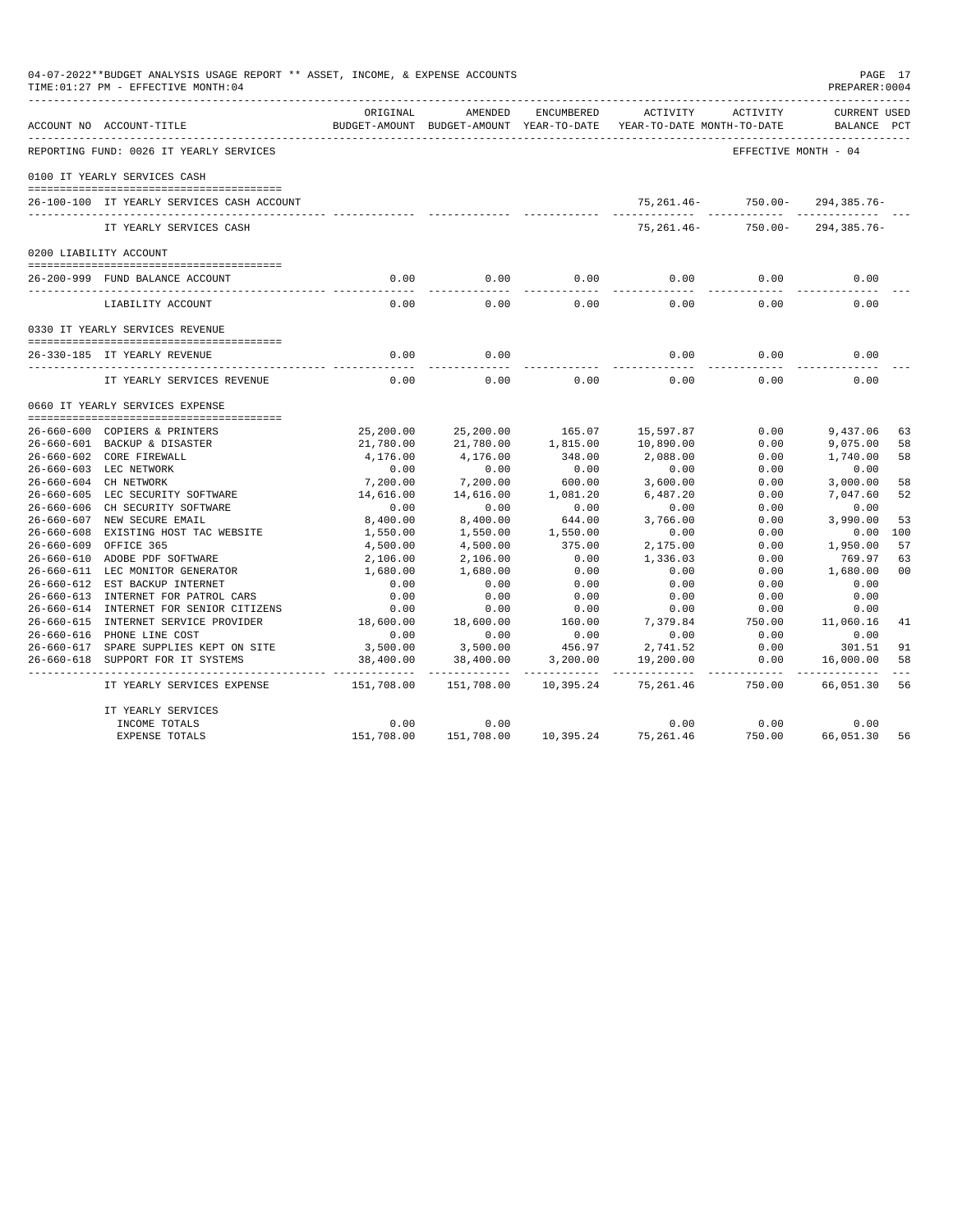04-07-2022**BUDGET ANALYSIS USAGE REPORT ** ASSET, INCOME, & EXPENSE ACCOUNTS
TIME:01:27 PM - EFFECTIVE MONTH:04

PREPARER:0004

| ACCOUNT NO | ACCOUNT-TITLE | ORIGINAL BUDGET-AMOUNT | AMENDED BUDGET-AMOUNT | ENCUMBERED YEAR-TO-DATE | ACTIVITY YEAR-TO-DATE | ACTIVITY MONTH-TO-DATE | CURRENT USED BALANCE | PCT |
|---|---|---|---|---|---|---|---|---|
| REPORTING FUND: 0026 IT YEARLY SERVICES | | | | | | EFFECTIVE MONTH - 04 | | |
| 0100 IT YEARLY SERVICES CASH | | | | | | | | |
| 26-100-100 | IT YEARLY SERVICES CASH ACCOUNT | | | | 75,261.46- | 750.00- | 294,385.76- | |
| | IT YEARLY SERVICES CASH | | | | 75,261.46- | 750.00- | 294,385.76- | |
| 0200 LIABILITY ACCOUNT | | | | | | | | |
| 26-200-999 | FUND BALANCE ACCOUNT | 0.00 | 0.00 | 0.00 | 0.00 | 0.00 | 0.00 | |
| | LIABILITY ACCOUNT | 0.00 | 0.00 | 0.00 | 0.00 | 0.00 | 0.00 | |
| 0330 IT YEARLY SERVICES REVENUE | | | | | | | | |
| 26-330-185 | IT YEARLY REVENUE | 0.00 | 0.00 | | 0.00 | 0.00 | 0.00 | |
| | IT YEARLY SERVICES REVENUE | 0.00 | 0.00 | 0.00 | 0.00 | 0.00 | 0.00 | |
| 0660 IT YEARLY SERVICES EXPENSE | | | | | | | | |
| 26-660-600 | COPIERS & PRINTERS | 25,200.00 | 25,200.00 | 165.07 | 15,597.87 | 0.00 | 9,437.06 | 63 |
| 26-660-601 | BACKUP & DISASTER | 21,780.00 | 21,780.00 | 1,815.00 | 10,890.00 | 0.00 | 9,075.00 | 58 |
| 26-660-602 | CORE FIREWALL | 4,176.00 | 4,176.00 | 348.00 | 2,088.00 | 0.00 | 1,740.00 | 58 |
| 26-660-603 | LEC NETWORK | 0.00 | 0.00 | 0.00 | 0.00 | 0.00 | 0.00 | |
| 26-660-604 | CH NETWORK | 7,200.00 | 7,200.00 | 600.00 | 3,600.00 | 0.00 | 3,000.00 | 58 |
| 26-660-605 | LEC SECURITY SOFTWARE | 14,616.00 | 14,616.00 | 1,081.20 | 6,487.20 | 0.00 | 7,047.60 | 52 |
| 26-660-606 | CH SECURITY SOFTWARE | 0.00 | 0.00 | 0.00 | 0.00 | 0.00 | 0.00 | |
| 26-660-607 | NEW SECURE EMAIL | 8,400.00 | 8,400.00 | 644.00 | 3,766.00 | 0.00 | 3,990.00 | 53 |
| 26-660-608 | EXISTING HOST TAC WEBSITE | 1,550.00 | 1,550.00 | 1,550.00 | 0.00 | 0.00 | 0.00 | 100 |
| 26-660-609 | OFFICE 365 | 4,500.00 | 4,500.00 | 375.00 | 2,175.00 | 0.00 | 1,950.00 | 57 |
| 26-660-610 | ADOBE PDF SOFTWARE | 2,106.00 | 2,106.00 | 0.00 | 1,336.03 | 0.00 | 769.97 | 63 |
| 26-660-611 | LEC MONITOR GENERATOR | 1,680.00 | 1,680.00 | 0.00 | 0.00 | 0.00 | 1,680.00 | 00 |
| 26-660-612 | EST BACKUP INTERNET | 0.00 | 0.00 | 0.00 | 0.00 | 0.00 | 0.00 | |
| 26-660-613 | INTERNET FOR PATROL CARS | 0.00 | 0.00 | 0.00 | 0.00 | 0.00 | 0.00 | |
| 26-660-614 | INTERNET FOR SENIOR CITIZENS | 0.00 | 0.00 | 0.00 | 0.00 | 0.00 | 0.00 | |
| 26-660-615 | INTERNET SERVICE PROVIDER | 18,600.00 | 18,600.00 | 160.00 | 7,379.84 | 750.00 | 11,060.16 | 41 |
| 26-660-616 | PHONE LINE COST | 0.00 | 0.00 | 0.00 | 0.00 | 0.00 | 0.00 | |
| 26-660-617 | SPARE SUPPLIES KEPT ON SITE | 3,500.00 | 3,500.00 | 456.97 | 2,741.52 | 0.00 | 301.51 | 91 |
| 26-660-618 | SUPPORT FOR IT SYSTEMS | 38,400.00 | 38,400.00 | 3,200.00 | 19,200.00 | 0.00 | 16,000.00 | 58 |
| | IT YEARLY SERVICES EXPENSE | 151,708.00 | 151,708.00 | 10,395.24 | 75,261.46 | 750.00 | 66,051.30 | 56 |
| | IT YEARLY SERVICES | | | | | | | |
| | INCOME TOTALS | 0.00 | 0.00 | | 0.00 | 0.00 | 0.00 | |
| | EXPENSE TOTALS | 151,708.00 | 151,708.00 | 10,395.24 | 75,261.46 | 750.00 | 66,051.30 | 56 |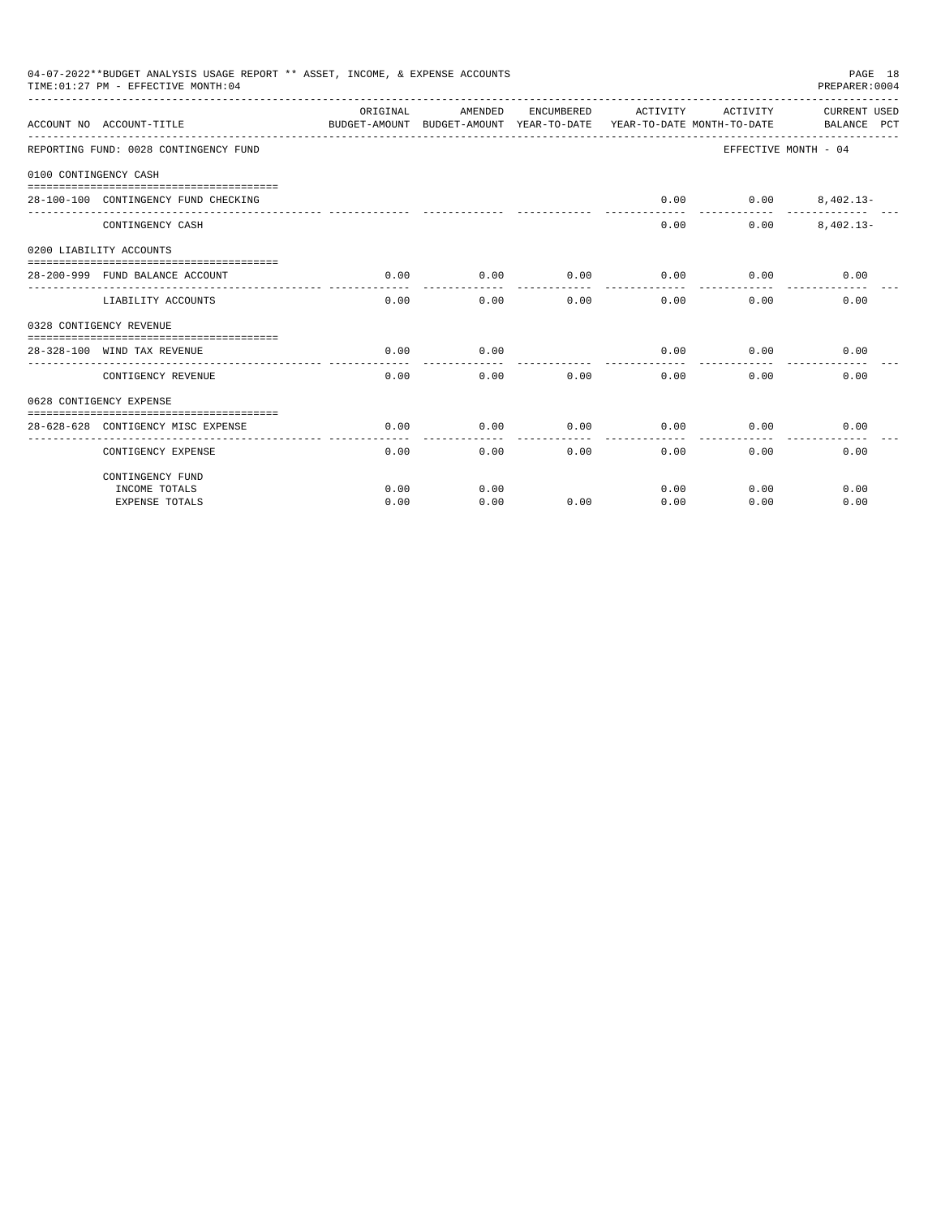04-07-2022**BUDGET ANALYSIS USAGE REPORT ** ASSET, INCOME, & EXPENSE ACCOUNTS
TIME:01:27 PM - EFFECTIVE MONTH:04
PREPARER:0004

| ACCOUNT NO | ACCOUNT-TITLE | ORIGINAL BUDGET-AMOUNT | AMENDED BUDGET-AMOUNT | ENCUMBERED YEAR-TO-DATE | ACTIVITY YEAR-TO-DATE | ACTIVITY MONTH-TO-DATE | CURRENT USED BALANCE | PCT |
|---|---|---|---|---|---|---|---|---|
| REPORTING FUND: 0028 CONTINGENCY FUND | | | | | | EFFECTIVE MONTH - 04 | | |
| 0100 CONTINGENCY CASH | | | | | | | | |
| 28-100-100 | CONTINGENCY FUND CHECKING | | | | 0.00 | 0.00 | 8,402.13- | |
| | CONTINGENCY CASH | | | | 0.00 | 0.00 | 8,402.13- | |
| 0200 LIABILITY ACCOUNTS | | | | | | | | |
| 28-200-999 | FUND BALANCE ACCOUNT | 0.00 | 0.00 | 0.00 | 0.00 | 0.00 | 0.00 | |
| | LIABILITY ACCOUNTS | 0.00 | 0.00 | 0.00 | 0.00 | 0.00 | 0.00 | |
| 0328 CONTIGENCY REVENUE | | | | | | | | |
| 28-328-100 | WIND TAX REVENUE | 0.00 | 0.00 | | 0.00 | 0.00 | 0.00 | |
| | CONTIGENCY REVENUE | 0.00 | 0.00 | 0.00 | 0.00 | 0.00 | 0.00 | |
| 0628 CONTIGENCY EXPENSE | | | | | | | | |
| 28-628-628 | CONTIGENCY MISC EXPENSE | 0.00 | 0.00 | 0.00 | 0.00 | 0.00 | 0.00 | |
| | CONTIGENCY EXPENSE | 0.00 | 0.00 | 0.00 | 0.00 | 0.00 | 0.00 | |
| | CONTINGENCY FUND | | | | | | | |
| | INCOME TOTALS | 0.00 | 0.00 | | 0.00 | 0.00 | 0.00 | |
| | EXPENSE TOTALS | 0.00 | 0.00 | 0.00 | 0.00 | 0.00 | 0.00 | |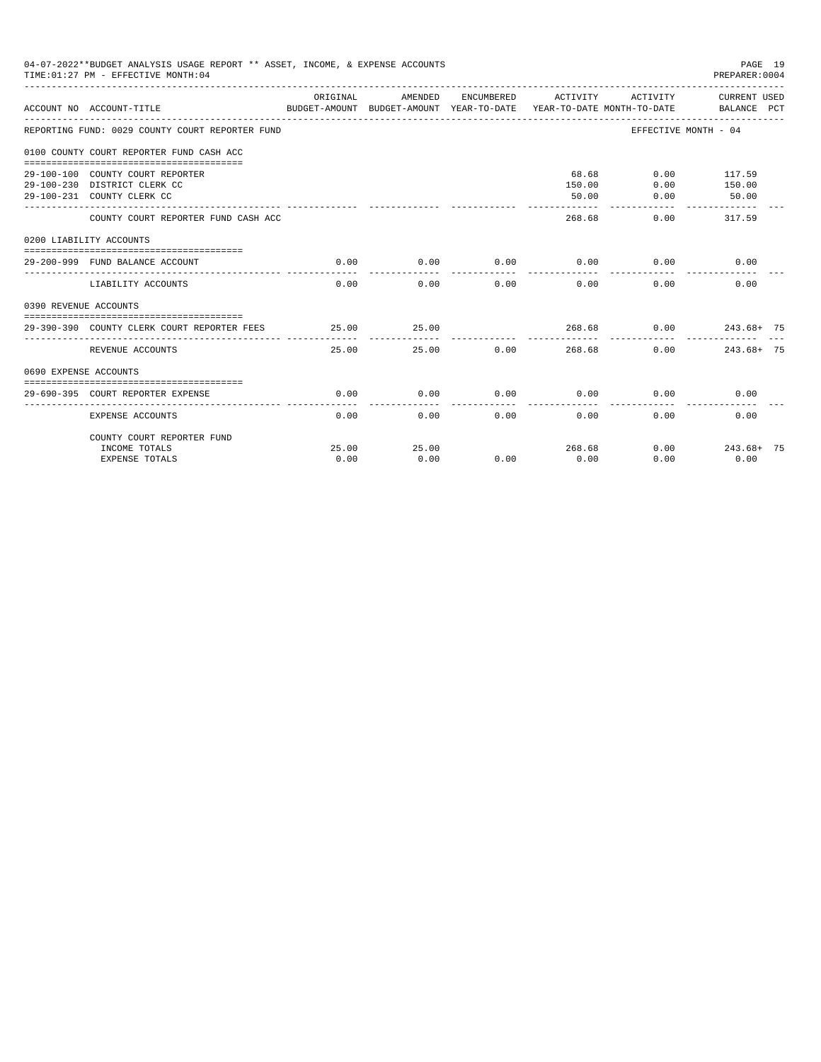04-07-2022**BUDGET ANALYSIS USAGE REPORT ** ASSET, INCOME, & EXPENSE ACCOUNTS

TIME:01:27 PM - EFFECTIVE MONTH:04

PREPARER:0004

| ACCOUNT NO ACCOUNT-TITLE | ORIGINAL BUDGET-AMOUNT | AMENDED BUDGET-AMOUNT | ENCUMBERED YEAR-TO-DATE | ACTIVITY YEAR-TO-DATE | ACTIVITY MONTH-TO-DATE | CURRENT USED BALANCE PCT |
|---|---|---|---|---|---|---|
| REPORTING FUND: 0029 COUNTY COURT REPORTER FUND | | | | | EFFECTIVE MONTH - 04 | |
| 0100 COUNTY COURT REPORTER FUND CASH ACC | | | | | | |
| 29-100-100 COUNTY COURT REPORTER | | | | 68.68 | 0.00 | 117.59 |
| 29-100-230 DISTRICT CLERK CC | | | | 150.00 | 0.00 | 150.00 |
| 29-100-231 COUNTY CLERK CC | | | | 50.00 | 0.00 | 50.00 |
| COUNTY COURT REPORTER FUND CASH ACC | | | | 268.68 | 0.00 | 317.59 |
| 0200 LIABILITY ACCOUNTS | | | | | | |
| 29-200-999 FUND BALANCE ACCOUNT | 0.00 | 0.00 | 0.00 | 0.00 | 0.00 | 0.00 |
| LIABILITY ACCOUNTS | 0.00 | 0.00 | 0.00 | 0.00 | 0.00 | 0.00 |
| 0390 REVENUE ACCOUNTS | | | | | | |
| 29-390-390 COUNTY CLERK COURT REPORTER FEES | 25.00 | 25.00 | | 268.68 | 0.00 | 243.68+ 75 |
| REVENUE ACCOUNTS | 25.00 | 25.00 | 0.00 | 268.68 | 0.00 | 243.68+ 75 |
| 0690 EXPENSE ACCOUNTS | | | | | | |
| 29-690-395 COURT REPORTER EXPENSE | 0.00 | 0.00 | 0.00 | 0.00 | 0.00 | 0.00 |
| EXPENSE ACCOUNTS | 0.00 | 0.00 | 0.00 | 0.00 | 0.00 | 0.00 |
| COUNTY COURT REPORTER FUND | | | | | | |
| INCOME TOTALS | 25.00 | 25.00 | | 268.68 | 0.00 | 243.68+ 75 |
| EXPENSE TOTALS | 0.00 | 0.00 | 0.00 | 0.00 | 0.00 | 0.00 |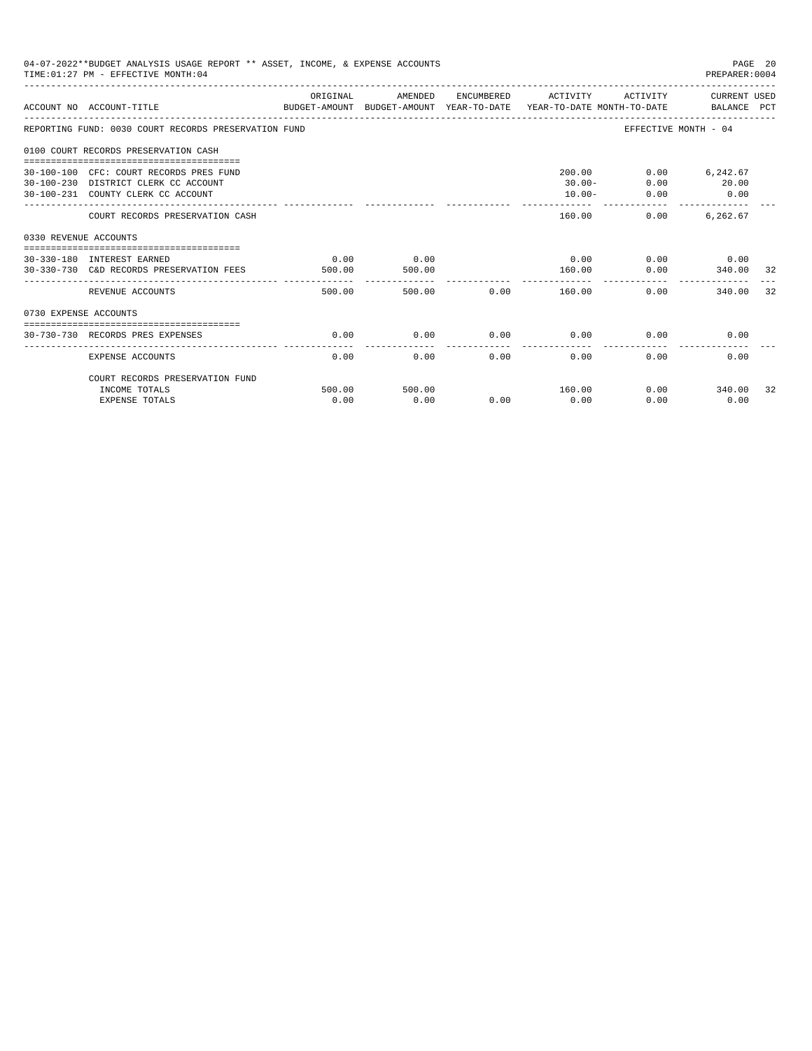04-07-2022**BUDGET ANALYSIS USAGE REPORT ** ASSET, INCOME, & EXPENSE ACCOUNTS
TIME:01:27 PM - EFFECTIVE MONTH:04
PREPARER:0004

| ACCOUNT NO | ACCOUNT-TITLE | ORIGINAL BUDGET-AMOUNT | AMENDED BUDGET-AMOUNT | ENCUMBERED YEAR-TO-DATE | ACTIVITY YEAR-TO-DATE | ACTIVITY MONTH-TO-DATE | CURRENT USED BALANCE | PCT |
|---|---|---|---|---|---|---|---|---|
| REPORTING FUND: 0030 COURT RECORDS PRESERVATION FUND | | | | | | EFFECTIVE MONTH - 04 | | |
| 0100 COURT RECORDS PRESERVATION CASH | | | | | | | | |
| 30-100-100 | CFC: COURT RECORDS PRES FUND | | | | 200.00 | 0.00 | 6,242.67 | |
| 30-100-230 | DISTRICT CLERK CC ACCOUNT | | | | 30.00- | 0.00 | 20.00 | |
| 30-100-231 | COUNTY CLERK CC ACCOUNT | | | | 10.00- | 0.00 | 0.00 | |
| | COURT RECORDS PRESERVATION CASH | | | | 160.00 | 0.00 | 6,262.67 | |
| 0330 REVENUE ACCOUNTS | | | | | | | | |
| 30-330-180 | INTEREST EARNED | 0.00 | 0.00 | | 0.00 | 0.00 | 0.00 | |
| 30-330-730 | C&D RECORDS PRESERVATION FEES | 500.00 | 500.00 | | 160.00 | 0.00 | 340.00 | 32 |
| | REVENUE ACCOUNTS | 500.00 | 500.00 | 0.00 | 160.00 | 0.00 | 340.00 | 32 |
| 0730 EXPENSE ACCOUNTS | | | | | | | | |
| 30-730-730 | RECORDS PRES EXPENSES | 0.00 | 0.00 | 0.00 | 0.00 | 0.00 | 0.00 | |
| | EXPENSE ACCOUNTS | 0.00 | 0.00 | 0.00 | 0.00 | 0.00 | 0.00 | |
| | COURT RECORDS PRESERVATION FUND | | | | | | | |
| | INCOME TOTALS | 500.00 | 500.00 | | 160.00 | 0.00 | 340.00 | 32 |
| | EXPENSE TOTALS | 0.00 | 0.00 | 0.00 | 0.00 | 0.00 | 0.00 | |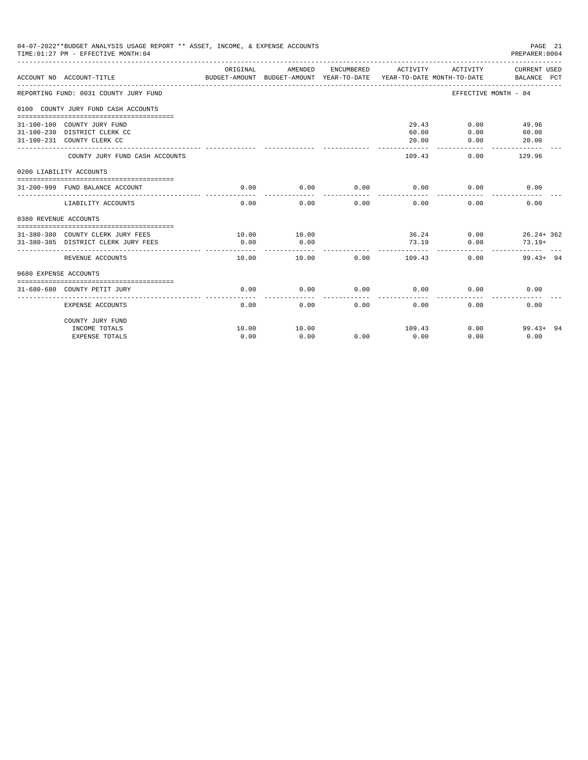04-07-2022**BUDGET ANALYSIS USAGE REPORT ** ASSET, INCOME, & EXPENSE ACCOUNTS

TIME:01:27 PM - EFFECTIVE MONTH:04

PREPARER:0004

| ACCOUNT NO | ACCOUNT-TITLE | ORIGINAL BUDGET-AMOUNT | AMENDED BUDGET-AMOUNT | ENCUMBERED YEAR-TO-DATE | ACTIVITY YEAR-TO-DATE | ACTIVITY MONTH-TO-DATE | CURRENT USED BALANCE | PCT |
|---|---|---|---|---|---|---|---|---|
| REPORTING FUND: 0031 COUNTY JURY FUND | | | | | | EFFECTIVE MONTH - 04 | | |
| 0100 COUNTY JURY FUND CASH ACCOUNTS | | | | | | | | |
| 31-100-100 | COUNTY JURY FUND | | | | 29.43 | 0.00 | 49.96 | |
| 31-100-230 | DISTRICT CLERK CC | | | | 60.00 | 0.00 | 60.00 | |
| 31-100-231 | COUNTY CLERK CC | | | | 20.00 | 0.00 | 20.00 | |
| | COUNTY JURY FUND CASH ACCOUNTS | | | | 109.43 | 0.00 | 129.96 | |
| 0200 LIABILITY ACCOUNTS | | | | | | | | |
| 31-200-999 | FUND BALANCE ACCOUNT | 0.00 | 0.00 | 0.00 | 0.00 | 0.00 | 0.00 | |
| | LIABILITY ACCOUNTS | 0.00 | 0.00 | 0.00 | 0.00 | 0.00 | 0.00 | |
| 0380 REVENUE ACCOUNTS | | | | | | | | |
| 31-380-380 | COUNTY CLERK JURY FEES | 10.00 | 10.00 | | 36.24 | 0.00 | 26.24+ | 362 |
| 31-380-385 | DISTRICT CLERK JURY FEES | 0.00 | 0.00 | | 73.19 | 0.00 | 73.19+ | |
| | REVENUE ACCOUNTS | 10.00 | 10.00 | 0.00 | 109.43 | 0.00 | 99.43+ | 94 |
| 0680 EXPENSE ACCOUNTS | | | | | | | | |
| 31-680-680 | COUNTY PETIT JURY | 0.00 | 0.00 | 0.00 | 0.00 | 0.00 | 0.00 | |
| | EXPENSE ACCOUNTS | 0.00 | 0.00 | 0.00 | 0.00 | 0.00 | 0.00 | |
| | COUNTY JURY FUND | | | | | | | |
| | INCOME TOTALS | 10.00 | 10.00 | | 109.43 | 0.00 | 99.43+ | 94 |
| | EXPENSE TOTALS | 0.00 | 0.00 | 0.00 | 0.00 | 0.00 | 0.00 | |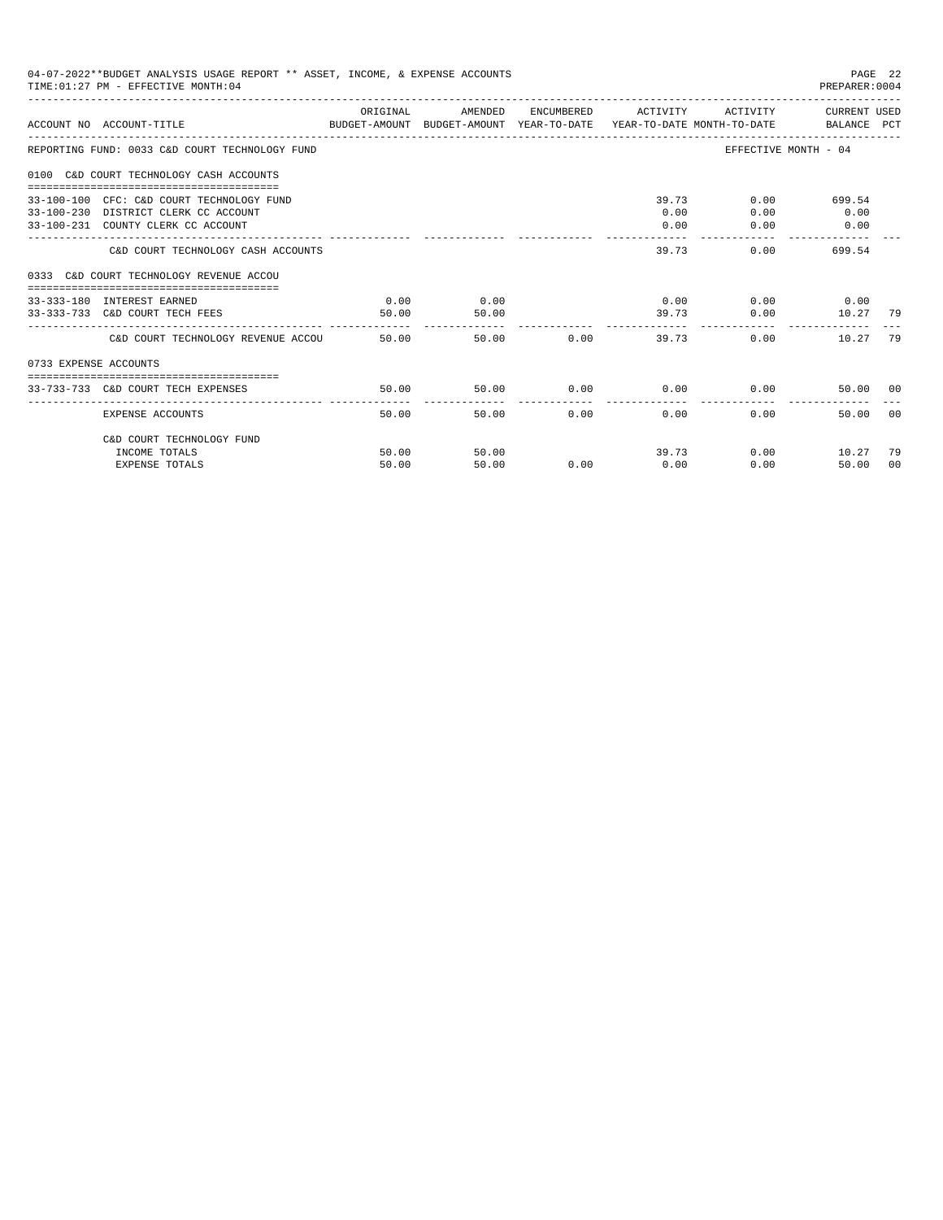04-07-2022**BUDGET ANALYSIS USAGE REPORT ** ASSET, INCOME, & EXPENSE ACCOUNTS
TIME:01:27 PM - EFFECTIVE MONTH:04
PREPARER:0004

| ACCOUNT NO | ACCOUNT-TITLE | ORIGINAL BUDGET-AMOUNT | AMENDED BUDGET-AMOUNT | ENCUMBERED YEAR-TO-DATE | ACTIVITY YEAR-TO-DATE | ACTIVITY MONTH-TO-DATE | CURRENT USED BALANCE | PCT |
|---|---|---|---|---|---|---|---|---|
| REPORTING FUND: 0033 C&D COURT TECHNOLOGY FUND | | | | | | EFFECTIVE MONTH - 04 | | |
| 0100 C&D COURT TECHNOLOGY CASH ACCOUNTS | | | | | | | | |
| 33-100-100 | CFC: C&D COURT TECHNOLOGY FUND | | | | 39.73 | 0.00 | 699.54 | |
| 33-100-230 | DISTRICT CLERK CC ACCOUNT | | | | 0.00 | 0.00 | 0.00 | |
| 33-100-231 | COUNTY CLERK CC ACCOUNT | | | | 0.00 | 0.00 | 0.00 | |
| | C&D COURT TECHNOLOGY CASH ACCOUNTS | | | | 39.73 | 0.00 | 699.54 | |
| 0333 C&D COURT TECHNOLOGY REVENUE ACCOU | | | | | | | | |
| 33-333-180 | INTEREST EARNED | 0.00 | 0.00 | | 0.00 | 0.00 | 0.00 | |
| 33-333-733 | C&D COURT TECH FEES | 50.00 | 50.00 | | 39.73 | 0.00 | 10.27 | 79 |
| | C&D COURT TECHNOLOGY REVENUE ACCOU | 50.00 | 50.00 | 0.00 | 39.73 | 0.00 | 10.27 | 79 |
| 0733 EXPENSE ACCOUNTS | | | | | | | | |
| 33-733-733 | C&D COURT TECH EXPENSES | 50.00 | 50.00 | 0.00 | 0.00 | 0.00 | 50.00 | 00 |
| | EXPENSE ACCOUNTS | 50.00 | 50.00 | 0.00 | 0.00 | 0.00 | 50.00 | 00 |
| | C&D COURT TECHNOLOGY FUND | | | | | | | |
| | INCOME TOTALS | 50.00 | 50.00 | | 39.73 | 0.00 | 10.27 | 79 |
| | EXPENSE TOTALS | 50.00 | 50.00 | 0.00 | 0.00 | 0.00 | 50.00 | 00 |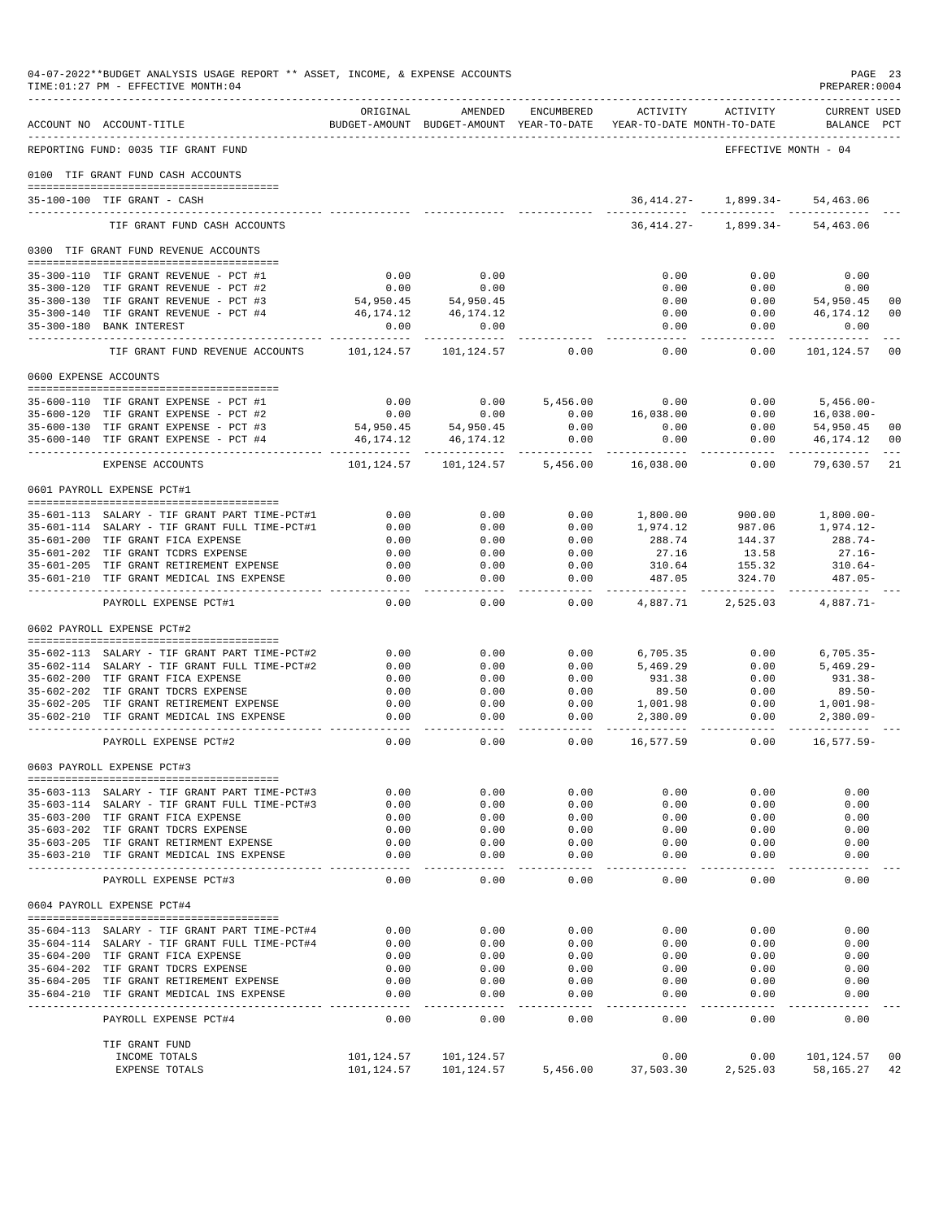04-07-2022**BUDGET ANALYSIS USAGE REPORT ** ASSET, INCOME, & EXPENSE ACCOUNTS
TIME:01:27 PM - EFFECTIVE MONTH:04

PREPARER:0004

REPORTING FUND: 0035 TIF GRANT FUND — EFFECTIVE MONTH - 04

| ACCOUNT NO | ACCOUNT-TITLE | ORIGINAL BUDGET-AMOUNT | AMENDED BUDGET-AMOUNT | ENCUMBERED YEAR-TO-DATE | ACTIVITY YEAR-TO-DATE | ACTIVITY MONTH-TO-DATE | CURRENT USED BALANCE | PCT |
|---|---|---|---|---|---|---|---|---|
| **0100 TIF GRANT FUND CASH ACCOUNTS** | | | | | | | | |
| 35-100-100 | TIF GRANT - CASH | | | | 36,414.27- | 1,899.34- | 54,463.06 | |
| | TIF GRANT FUND CASH ACCOUNTS | | | | 36,414.27- | 1,899.34- | 54,463.06 | |
| **0300 TIF GRANT FUND REVENUE ACCOUNTS** | | | | | | | | |
| 35-300-110 | TIF GRANT REVENUE - PCT #1 | 0.00 | 0.00 | | 0.00 | 0.00 | 0.00 | |
| 35-300-120 | TIF GRANT REVENUE - PCT #2 | 0.00 | 0.00 | | 0.00 | 0.00 | 0.00 | |
| 35-300-130 | TIF GRANT REVENUE - PCT #3 | 54,950.45 | 54,950.45 | | 0.00 | 0.00 | 54,950.45 | 00 |
| 35-300-140 | TIF GRANT REVENUE - PCT #4 | 46,174.12 | 46,174.12 | | 0.00 | 0.00 | 46,174.12 | 00 |
| 35-300-180 | BANK INTEREST | 0.00 | 0.00 | | 0.00 | 0.00 | 0.00 | |
| | TIF GRANT FUND REVENUE ACCOUNTS | 101,124.57 | 101,124.57 | 0.00 | 0.00 | 0.00 | 101,124.57 | 00 |
| **0600 EXPENSE ACCOUNTS** | | | | | | | | |
| 35-600-110 | TIF GRANT EXPENSE - PCT #1 | 0.00 | 0.00 | 5,456.00 | 0.00 | 0.00 | 5,456.00- | |
| 35-600-120 | TIF GRANT EXPENSE - PCT #2 | 0.00 | 0.00 | 0.00 | 16,038.00 | 0.00 | 16,038.00- | |
| 35-600-130 | TIF GRANT EXPENSE - PCT #3 | 54,950.45 | 54,950.45 | 0.00 | 0.00 | 0.00 | 54,950.45 | 00 |
| 35-600-140 | TIF GRANT EXPENSE - PCT #4 | 46,174.12 | 46,174.12 | 0.00 | 0.00 | 0.00 | 46,174.12 | 00 |
| | EXPENSE ACCOUNTS | 101,124.57 | 101,124.57 | 5,456.00 | 16,038.00 | 0.00 | 79,630.57 | 21 |
| **0601 PAYROLL EXPENSE PCT#1** | | | | | | | | |
| 35-601-113 | SALARY - TIF GRANT PART TIME-PCT#1 | 0.00 | 0.00 | 0.00 | 1,800.00 | 900.00 | 1,800.00- | |
| 35-601-114 | SALARY - TIF GRANT FULL TIME-PCT#1 | 0.00 | 0.00 | 0.00 | 1,974.12 | 987.06 | 1,974.12- | |
| 35-601-200 | TIF GRANT FICA EXPENSE | 0.00 | 0.00 | 0.00 | 288.74 | 144.37 | 288.74- | |
| 35-601-202 | TIF GRANT TCDRS EXPENSE | 0.00 | 0.00 | 0.00 | 27.16 | 13.58 | 27.16- | |
| 35-601-205 | TIF GRANT RETIREMENT EXPENSE | 0.00 | 0.00 | 0.00 | 310.64 | 155.32 | 310.64- | |
| 35-601-210 | TIF GRANT MEDICAL INS EXPENSE | 0.00 | 0.00 | 0.00 | 487.05 | 324.70 | 487.05- | |
| | PAYROLL EXPENSE PCT#1 | 0.00 | 0.00 | 0.00 | 4,887.71 | 2,525.03 | 4,887.71- | |
| **0602 PAYROLL EXPENSE PCT#2** | | | | | | | | |
| 35-602-113 | SALARY - TIF GRANT PART TIME-PCT#2 | 0.00 | 0.00 | 0.00 | 6,705.35 | 0.00 | 6,705.35- | |
| 35-602-114 | SALARY - TIF GRANT FULL TIME-PCT#2 | 0.00 | 0.00 | 0.00 | 5,469.29 | 0.00 | 5,469.29- | |
| 35-602-200 | TIF GRANT FICA EXPENSE | 0.00 | 0.00 | 0.00 | 931.38 | 0.00 | 931.38- | |
| 35-602-202 | TIF GRANT TDCRS EXPENSE | 0.00 | 0.00 | 0.00 | 89.50 | 0.00 | 89.50- | |
| 35-602-205 | TIF GRANT RETIREMENT EXPENSE | 0.00 | 0.00 | 0.00 | 1,001.98 | 0.00 | 1,001.98- | |
| 35-602-210 | TIF GRANT MEDICAL INS EXPENSE | 0.00 | 0.00 | 0.00 | 2,380.09 | 0.00 | 2,380.09- | |
| | PAYROLL EXPENSE PCT#2 | 0.00 | 0.00 | 0.00 | 16,577.59 | 0.00 | 16,577.59- | |
| **0603 PAYROLL EXPENSE PCT#3** | | | | | | | | |
| 35-603-113 | SALARY - TIF GRANT PART TIME-PCT#3 | 0.00 | 0.00 | 0.00 | 0.00 | 0.00 | 0.00 | |
| 35-603-114 | SALARY - TIF GRANT FULL TIME-PCT#3 | 0.00 | 0.00 | 0.00 | 0.00 | 0.00 | 0.00 | |
| 35-603-200 | TIF GRANT FICA EXPENSE | 0.00 | 0.00 | 0.00 | 0.00 | 0.00 | 0.00 | |
| 35-603-202 | TIF GRANT TDCRS EXPENSE | 0.00 | 0.00 | 0.00 | 0.00 | 0.00 | 0.00 | |
| 35-603-205 | TIF GRANT RETIRMENT EXPENSE | 0.00 | 0.00 | 0.00 | 0.00 | 0.00 | 0.00 | |
| 35-603-210 | TIF GRANT MEDICAL INS EXPENSE | 0.00 | 0.00 | 0.00 | 0.00 | 0.00 | 0.00 | |
| | PAYROLL EXPENSE PCT#3 | 0.00 | 0.00 | 0.00 | 0.00 | 0.00 | 0.00 | |
| **0604 PAYROLL EXPENSE PCT#4** | | | | | | | | |
| 35-604-113 | SALARY - TIF GRANT PART TIME-PCT#4 | 0.00 | 0.00 | 0.00 | 0.00 | 0.00 | 0.00 | |
| 35-604-114 | SALARY - TIF GRANT FULL TIME-PCT#4 | 0.00 | 0.00 | 0.00 | 0.00 | 0.00 | 0.00 | |
| 35-604-200 | TIF GRANT FICA EXPENSE | 0.00 | 0.00 | 0.00 | 0.00 | 0.00 | 0.00 | |
| 35-604-202 | TIF GRANT TDCRS EXPENSE | 0.00 | 0.00 | 0.00 | 0.00 | 0.00 | 0.00 | |
| 35-604-205 | TIF GRANT RETIREMENT EXPENSE | 0.00 | 0.00 | 0.00 | 0.00 | 0.00 | 0.00 | |
| 35-604-210 | TIF GRANT MEDICAL INS EXPENSE | 0.00 | 0.00 | 0.00 | 0.00 | 0.00 | 0.00 | |
| | PAYROLL EXPENSE PCT#4 | 0.00 | 0.00 | 0.00 | 0.00 | 0.00 | 0.00 | |
| | **TIF GRANT FUND** | | | | | | | |
| | INCOME TOTALS | 101,124.57 | 101,124.57 | | 0.00 | 0.00 | 101,124.57 | 00 |
| | EXPENSE TOTALS | 101,124.57 | 101,124.57 | 5,456.00 | 37,503.30 | 2,525.03 | 58,165.27 | 42 |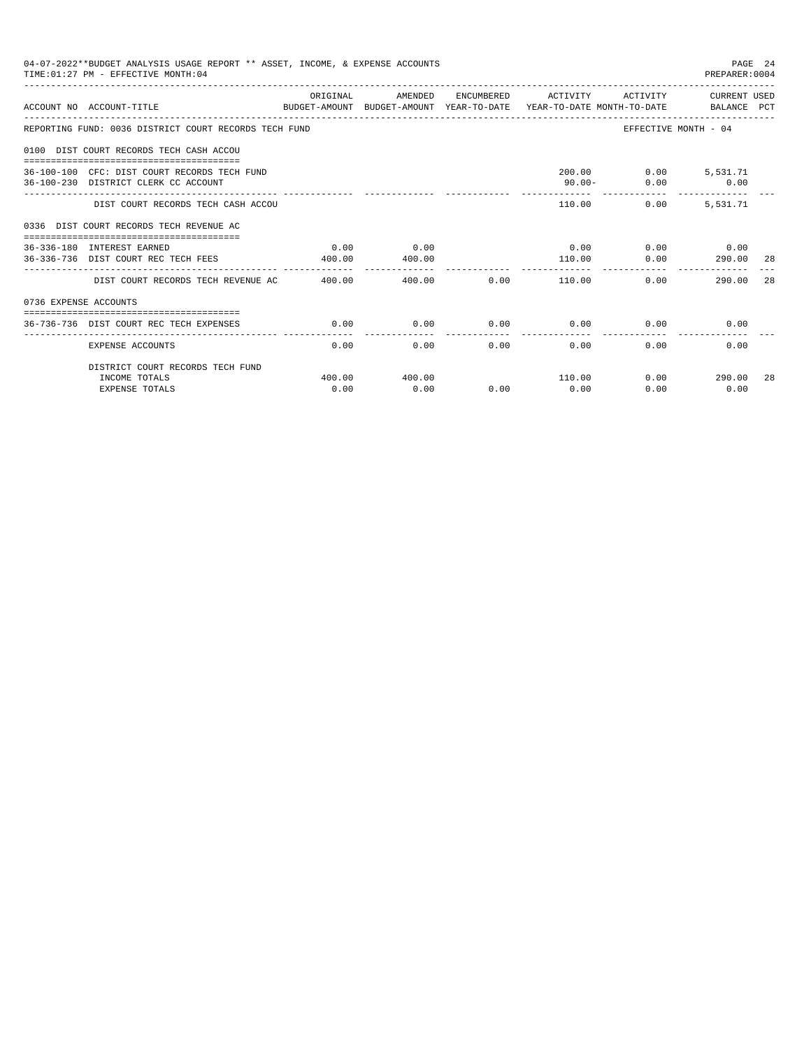04-07-2022**BUDGET ANALYSIS USAGE REPORT ** ASSET, INCOME, & EXPENSE ACCOUNTS

TIME:01:27 PM - EFFECTIVE MONTH:04

PREPARER:0004

| ACCOUNT NO | ACCOUNT-TITLE | ORIGINAL BUDGET-AMOUNT | AMENDED BUDGET-AMOUNT | ENCUMBERED YEAR-TO-DATE | ACTIVITY YEAR-TO-DATE | ACTIVITY MONTH-TO-DATE | CURRENT USED BALANCE | PCT |
|---|---|---|---|---|---|---|---|---|
| REPORTING FUND: 0036 DISTRICT COURT RECORDS TECH FUND | | | | | | EFFECTIVE MONTH - 04 | | |
| 0100 DIST COURT RECORDS TECH CASH ACCOU | | | | | | | | |
| 36-100-100 | CFC: DIST COURT RECORDS TECH FUND | | | | 200.00 | 0.00 | 5,531.71 | |
| 36-100-230 | DISTRICT CLERK CC ACCOUNT | | | | 90.00- | 0.00 | 0.00 | |
| | DIST COURT RECORDS TECH CASH ACCOU | | | | 110.00 | 0.00 | 5,531.71 | |
| 0336 DIST COURT RECORDS TECH REVENUE AC | | | | | | | | |
| 36-336-180 | INTEREST EARNED | 0.00 | 0.00 | | 0.00 | 0.00 | 0.00 | |
| 36-336-736 | DIST COURT REC TECH FEES | 400.00 | 400.00 | | 110.00 | 0.00 | 290.00 | 28 |
| | DIST COURT RECORDS TECH REVENUE AC | 400.00 | 400.00 | 0.00 | 110.00 | 0.00 | 290.00 | 28 |
| 0736 EXPENSE ACCOUNTS | | | | | | | | |
| 36-736-736 | DIST COURT REC TECH EXPENSES | 0.00 | 0.00 | 0.00 | 0.00 | 0.00 | 0.00 | |
| | EXPENSE ACCOUNTS | 0.00 | 0.00 | 0.00 | 0.00 | 0.00 | 0.00 | |
| | DISTRICT COURT RECORDS TECH FUND | | | | | | | |
| | INCOME TOTALS | 400.00 | 400.00 | | 110.00 | 0.00 | 290.00 | 28 |
| | EXPENSE TOTALS | 0.00 | 0.00 | 0.00 | 0.00 | 0.00 | 0.00 | |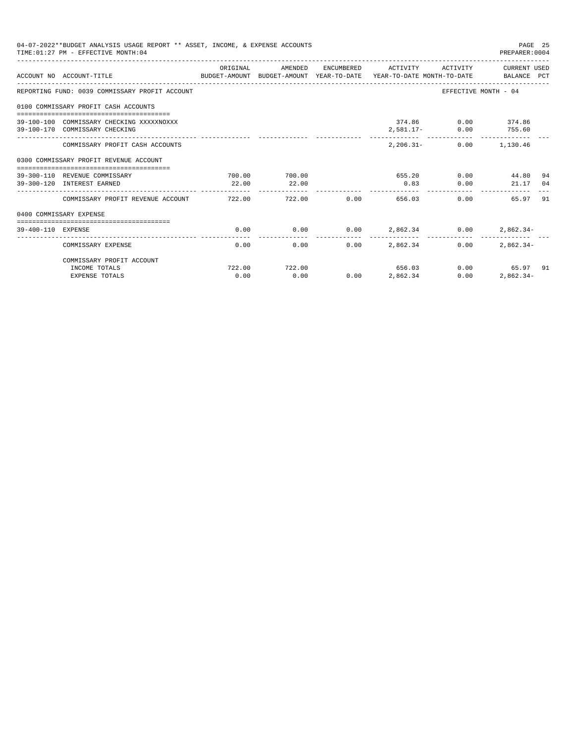04-07-2022**BUDGET ANALYSIS USAGE REPORT ** ASSET, INCOME, & EXPENSE ACCOUNTS
TIME:01:27 PM - EFFECTIVE MONTH:04

PREPARER:0004

| ACCOUNT NO | ACCOUNT-TITLE | ORIGINAL BUDGET-AMOUNT | AMENDED BUDGET-AMOUNT | ENCUMBERED YEAR-TO-DATE | ACTIVITY YEAR-TO-DATE | ACTIVITY MONTH-TO-DATE | CURRENT USED BALANCE | PCT |
|---|---|---|---|---|---|---|---|---|
| REPORTING FUND: 0039 COMMISSARY PROFIT ACCOUNT | | | | | | EFFECTIVE MONTH - 04 | | |
| 0100 COMMISSARY PROFIT CASH ACCOUNTS | | | | | | | | |
| 39-100-100 | COMMISSARY CHECKING XXXXXNOXXX | | | | 374.86 | 0.00 | 374.86 | |
| 39-100-170 | COMMISSARY CHECKING | | | | 2,581.17- | 0.00 | 755.60 | |
| | COMMISSARY PROFIT CASH ACCOUNTS | | | | 2,206.31- | 0.00 | 1,130.46 | |
| 0300 COMMISSARY PROFIT REVENUE ACCOUNT | | | | | | | | |
| 39-300-110 | REVENUE COMMISSARY | 700.00 | 700.00 | | 655.20 | 0.00 | 44.80 | 94 |
| 39-300-120 | INTEREST EARNED | 22.00 | 22.00 | | 0.83 | 0.00 | 21.17 | 04 |
| | COMMISSARY PROFIT REVENUE ACCOUNT | 722.00 | 722.00 | 0.00 | 656.03 | 0.00 | 65.97 | 91 |
| 0400 COMMISSARY EXPENSE | | | | | | | | |
| 39-400-110 | EXPENSE | 0.00 | 0.00 | 0.00 | 2,862.34 | 0.00 | 2,862.34- | |
| | COMMISSARY EXPENSE | 0.00 | 0.00 | 0.00 | 2,862.34 | 0.00 | 2,862.34- | |
| | COMMISSARY PROFIT ACCOUNT | | | | | | | |
| | INCOME TOTALS | 722.00 | 722.00 | | 656.03 | 0.00 | 65.97 | 91 |
| | EXPENSE TOTALS | 0.00 | 0.00 | 0.00 | 2,862.34 | 0.00 | 2,862.34- | |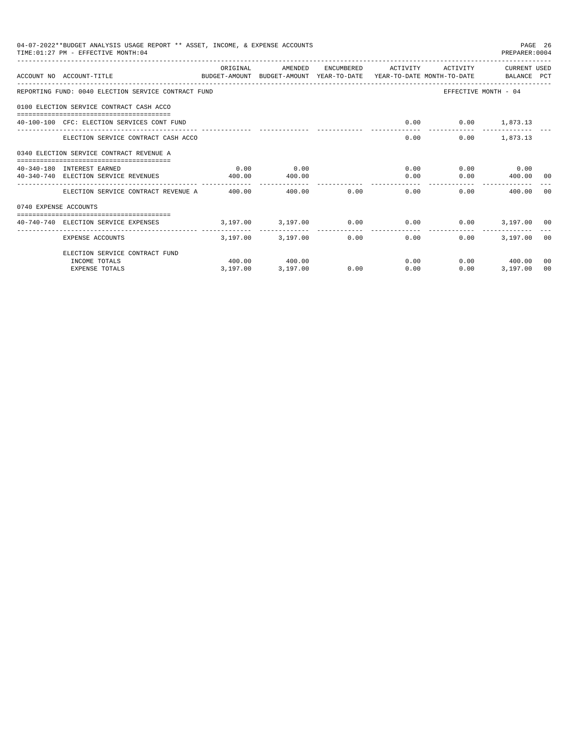04-07-2022**BUDGET ANALYSIS USAGE REPORT ** ASSET, INCOME, & EXPENSE ACCOUNTS
TIME:01:27 PM - EFFECTIVE MONTH:04

PREPARER:0004

| ACCOUNT NO | ACCOUNT-TITLE | ORIGINAL BUDGET-AMOUNT | AMENDED BUDGET-AMOUNT | ENCUMBERED YEAR-TO-DATE | ACTIVITY YEAR-TO-DATE | ACTIVITY MONTH-TO-DATE | CURRENT BALANCE | USED PCT |
|---|---|---|---|---|---|---|---|---|
| REPORTING FUND: 0040 ELECTION SERVICE CONTRACT FUND | | | | | | EFFECTIVE MONTH - 04 | | |
| 0100 ELECTION SERVICE CONTRACT CASH ACCO | | | | | | | | |
| 40-100-100 | CFC: ELECTION SERVICES CONT FUND | | | | 0.00 | 0.00 | 1,873.13 | |
| | ELECTION SERVICE CONTRACT CASH ACCO | | | | 0.00 | 0.00 | 1,873.13 | |
| 0340 ELECTION SERVICE CONTRACT REVENUE A | | | | | | | | |
| 40-340-180 | INTEREST EARNED | 0.00 | 0.00 | | 0.00 | 0.00 | 0.00 | |
| 40-340-740 | ELECTION SERVICE REVENUES | 400.00 | 400.00 | | 0.00 | 0.00 | 400.00 | 00 |
| | ELECTION SERVICE CONTRACT REVENUE A | 400.00 | 400.00 | 0.00 | 0.00 | 0.00 | 400.00 | 00 |
| 0740 EXPENSE ACCOUNTS | | | | | | | | |
| 40-740-740 | ELECTION SERVICE EXPENSES | 3,197.00 | 3,197.00 | 0.00 | 0.00 | 0.00 | 3,197.00 | 00 |
| | EXPENSE ACCOUNTS | 3,197.00 | 3,197.00 | 0.00 | 0.00 | 0.00 | 3,197.00 | 00 |
| | ELECTION SERVICE CONTRACT FUND | | | | | | | |
| | INCOME TOTALS | 400.00 | 400.00 | | 0.00 | 0.00 | 400.00 | 00 |
| | EXPENSE TOTALS | 3,197.00 | 3,197.00 | 0.00 | 0.00 | 0.00 | 3,197.00 | 00 |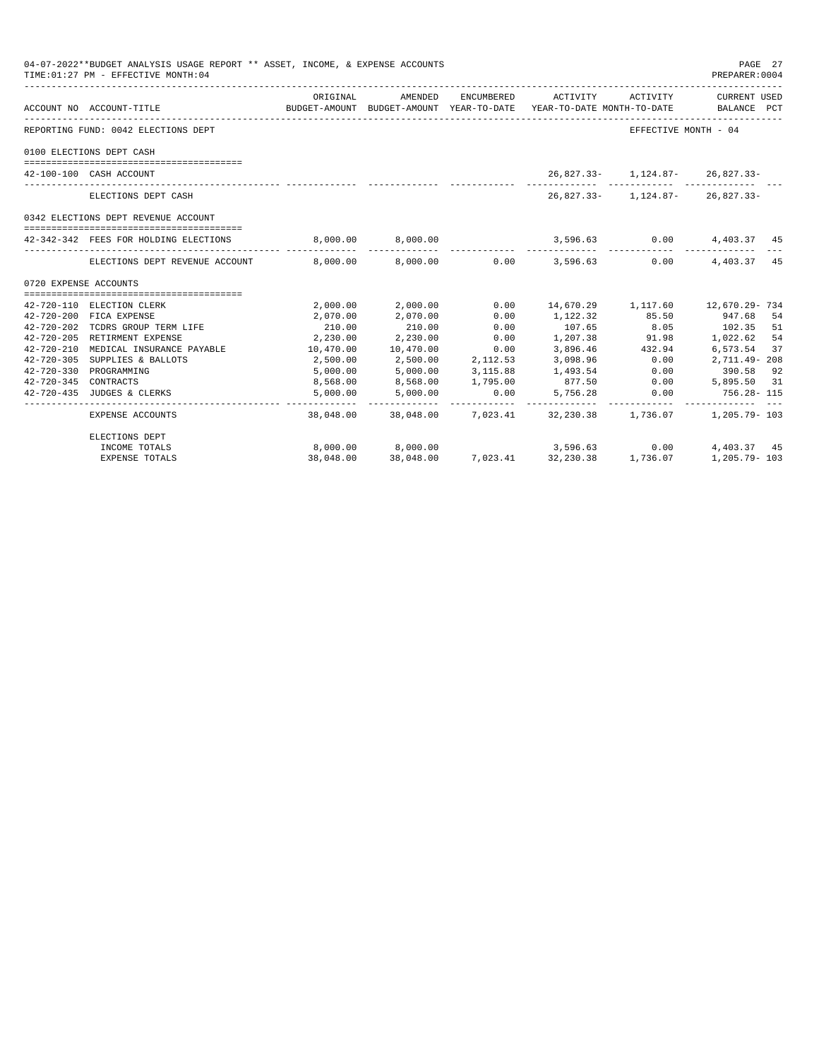04-07-2022**BUDGET ANALYSIS USAGE REPORT ** ASSET, INCOME, & EXPENSE ACCOUNTS
TIME:01:27 PM - EFFECTIVE MONTH:04
PREPARER:0004

| ACCOUNT NO | ACCOUNT-TITLE | ORIGINAL BUDGET-AMOUNT | AMENDED BUDGET-AMOUNT | ENCUMBERED YEAR-TO-DATE | ACTIVITY YEAR-TO-DATE | ACTIVITY MONTH-TO-DATE | CURRENT USED BALANCE | PCT |
|---|---|---|---|---|---|---|---|---|
| REPORTING FUND: 0042 ELECTIONS DEPT | | | | | | | EFFECTIVE MONTH - 04 | |
| 0100 ELECTIONS DEPT CASH | | | | | | | | |
| 42-100-100 | CASH ACCOUNT | | | | 26,827.33- | 1,124.87- | 26,827.33- | |
| | ELECTIONS DEPT CASH | | | | 26,827.33- | 1,124.87- | 26,827.33- | |
| 0342 ELECTIONS DEPT REVENUE ACCOUNT | | | | | | | | |
| 42-342-342 | FEES FOR HOLDING ELECTIONS | 8,000.00 | 8,000.00 | | 3,596.63 | 0.00 | 4,403.37 | 45 |
| | ELECTIONS DEPT REVENUE ACCOUNT | 8,000.00 | 8,000.00 | 0.00 | 3,596.63 | 0.00 | 4,403.37 | 45 |
| 0720 EXPENSE ACCOUNTS | | | | | | | | |
| 42-720-110 | ELECTION CLERK | 2,000.00 | 2,000.00 | 0.00 | 14,670.29 | 1,117.60 | 12,670.29- | 734 |
| 42-720-200 | FICA EXPENSE | 2,070.00 | 2,070.00 | 0.00 | 1,122.32 | 85.50 | 947.68 | 54 |
| 42-720-202 | TCDRS GROUP TERM LIFE | 210.00 | 210.00 | 0.00 | 107.65 | 8.05 | 102.35 | 51 |
| 42-720-205 | RETIREMENT EXPENSE | 2,230.00 | 2,230.00 | 0.00 | 1,207.38 | 91.98 | 1,022.62 | 54 |
| 42-720-210 | MEDICAL INSURANCE PAYABLE | 10,470.00 | 10,470.00 | 0.00 | 3,896.46 | 432.94 | 6,573.54 | 37 |
| 42-720-305 | SUPPLIES & BALLOTS | 2,500.00 | 2,500.00 | 2,112.53 | 3,098.96 | 0.00 | 2,711.49- | 208 |
| 42-720-330 | PROGRAMMING | 5,000.00 | 5,000.00 | 3,115.88 | 1,493.54 | 0.00 | 390.58 | 92 |
| 42-720-345 | CONTRACTS | 8,568.00 | 8,568.00 | 1,795.00 | 877.50 | 0.00 | 5,895.50 | 31 |
| 42-720-435 | JUDGES & CLERKS | 5,000.00 | 5,000.00 | 0.00 | 5,756.28 | 0.00 | 756.28- | 115 |
| | EXPENSE ACCOUNTS | 38,048.00 | 38,048.00 | 7,023.41 | 32,230.38 | 1,736.07 | 1,205.79- | 103 |
| | ELECTIONS DEPT | | | | | | | |
| | INCOME TOTALS | 8,000.00 | 8,000.00 | | 3,596.63 | 0.00 | 4,403.37 | 45 |
| | EXPENSE TOTALS | 38,048.00 | 38,048.00 | 7,023.41 | 32,230.38 | 1,736.07 | 1,205.79- | 103 |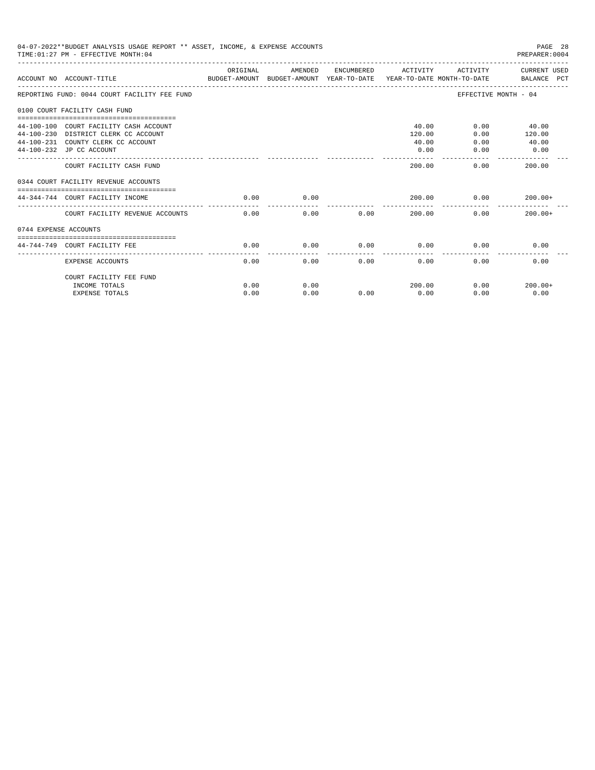04-07-2022**BUDGET ANALYSIS USAGE REPORT ** ASSET, INCOME, & EXPENSE ACCOUNTS
TIME:01:27 PM - EFFECTIVE MONTH:04

PREPARER:0004

| ACCOUNT NO | ACCOUNT-TITLE | ORIGINAL BUDGET-AMOUNT | AMENDED BUDGET-AMOUNT | ENCUMBERED YEAR-TO-DATE | ACTIVITY YEAR-TO-DATE | ACTIVITY MONTH-TO-DATE | CURRENT USED BALANCE PCT |
|---|---|---|---|---|---|---|---|
| REPORTING FUND: 0044 COURT FACILITY FEE FUND | | | | | | EFFECTIVE MONTH - 04 | |
| 0100 COURT FACILITY CASH FUND | | | | | | | |
| 44-100-100 | COURT FACILITY CASH ACCOUNT | | | | 40.00 | 0.00 | 40.00 |
| 44-100-230 | DISTRICT CLERK CC ACCOUNT | | | | 120.00 | 0.00 | 120.00 |
| 44-100-231 | COUNTY CLERK CC ACCOUNT | | | | 40.00 | 0.00 | 40.00 |
| 44-100-232 | JP CC ACCOUNT | | | | 0.00 | 0.00 | 0.00 |
| | COURT FACILITY CASH FUND | | | | 200.00 | 0.00 | 200.00 |
| 0344 COURT FACILITY REVENUE ACCOUNTS | | | | | | | |
| 44-344-744 | COURT FACILITY INCOME | 0.00 | 0.00 | | 200.00 | 0.00 | 200.00+ |
| | COURT FACILITY REVENUE ACCOUNTS | 0.00 | 0.00 | 0.00 | 200.00 | 0.00 | 200.00+ |
| 0744 EXPENSE ACCOUNTS | | | | | | | |
| 44-744-749 | COURT FACILITY FEE | 0.00 | 0.00 | 0.00 | 0.00 | 0.00 | 0.00 |
| | EXPENSE ACCOUNTS | 0.00 | 0.00 | 0.00 | 0.00 | 0.00 | 0.00 |
| | COURT FACILITY FEE FUND | | | | | | |
| | INCOME TOTALS | 0.00 | 0.00 | | 200.00 | 0.00 | 200.00+ |
| | EXPENSE TOTALS | 0.00 | 0.00 | 0.00 | 0.00 | 0.00 | 0.00 |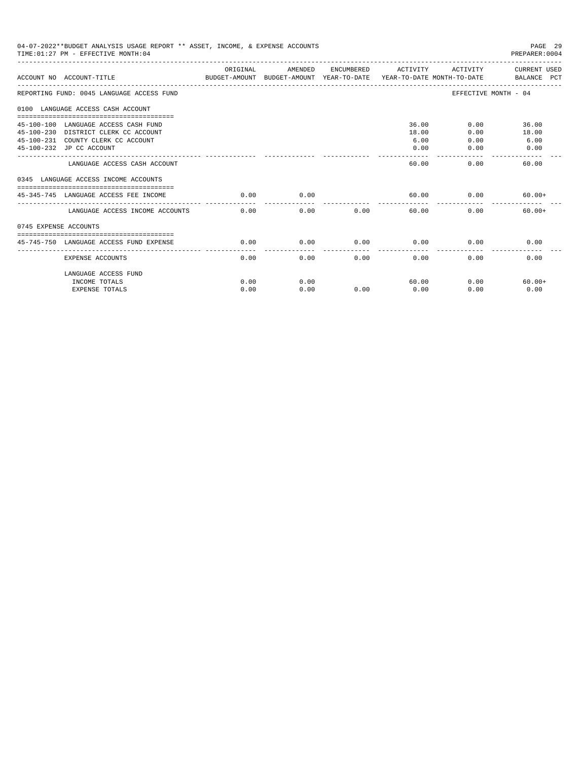04-07-2022**BUDGET ANALYSIS USAGE REPORT ** ASSET, INCOME, & EXPENSE ACCOUNTS

TIME:01:27 PM - EFFECTIVE MONTH:04

PREPARER:0004

| ACCOUNT NO | ACCOUNT-TITLE | ORIGINAL BUDGET-AMOUNT | AMENDED BUDGET-AMOUNT | ENCUMBERED YEAR-TO-DATE | ACTIVITY YEAR-TO-DATE | ACTIVITY MONTH-TO-DATE | CURRENT USED BALANCE PCT |
|---|---|---|---|---|---|---|---|
| REPORTING FUND: 0045 LANGUAGE ACCESS FUND | | | | | | | EFFECTIVE MONTH - 04 |
| 0100 LANGUAGE ACCESS CASH ACCOUNT | | | | | | | |
| 45-100-100 | LANGUAGE ACCESS CASH FUND | | | | 36.00 | 0.00 | 36.00 |
| 45-100-230 | DISTRICT CLERK CC ACCOUNT | | | | 18.00 | 0.00 | 18.00 |
| 45-100-231 | COUNTY CLERK CC ACCOUNT | | | | 6.00 | 0.00 | 6.00 |
| 45-100-232 | JP CC ACCOUNT | | | | 0.00 | 0.00 | 0.00 |
| | LANGUAGE ACCESS CASH ACCOUNT | | | | 60.00 | 0.00 | 60.00 |
| 0345 LANGUAGE ACCESS INCOME ACCOUNTS | | | | | | | |
| 45-345-745 | LANGUAGE ACCESS FEE INCOME | 0.00 | 0.00 | | 60.00 | 0.00 | 60.00+ |
| | LANGUAGE ACCESS INCOME ACCOUNTS | 0.00 | 0.00 | 0.00 | 60.00 | 0.00 | 60.00+ |
| 0745 EXPENSE ACCOUNTS | | | | | | | |
| 45-745-750 | LANGUAGE ACCESS FUND EXPENSE | 0.00 | 0.00 | 0.00 | 0.00 | 0.00 | 0.00 |
| | EXPENSE ACCOUNTS | 0.00 | 0.00 | 0.00 | 0.00 | 0.00 | 0.00 |
| | LANGUAGE ACCESS FUND | | | | | | |
| | INCOME TOTALS | 0.00 | 0.00 | | 60.00 | 0.00 | 60.00+ |
| | EXPENSE TOTALS | 0.00 | 0.00 | 0.00 | 0.00 | 0.00 | 0.00 |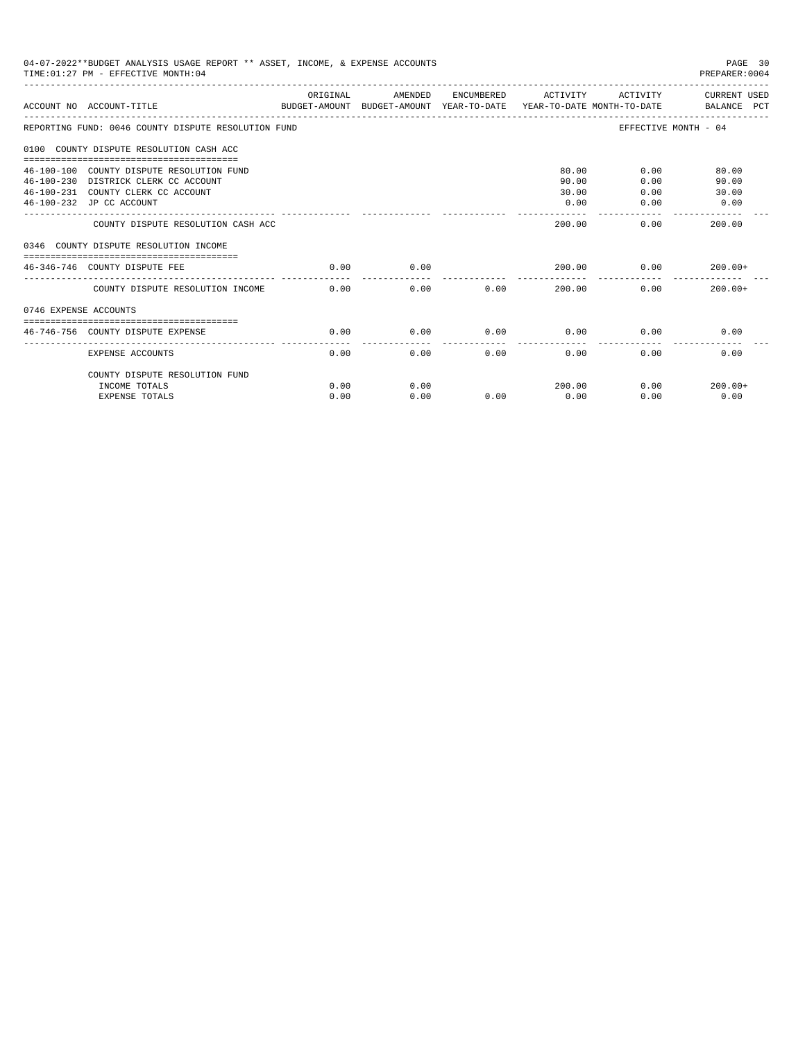04-07-2022**BUDGET ANALYSIS USAGE REPORT ** ASSET, INCOME, & EXPENSE ACCOUNTS
TIME:01:27 PM - EFFECTIVE MONTH:04
PREPARER:0004

| ACCOUNT NO | ACCOUNT-TITLE | ORIGINAL BUDGET-AMOUNT | AMENDED BUDGET-AMOUNT | ENCUMBERED YEAR-TO-DATE | ACTIVITY YEAR-TO-DATE | ACTIVITY MONTH-TO-DATE | CURRENT USED BALANCE PCT |
|---|---|---|---|---|---|---|---|
| REPORTING FUND: 0046 COUNTY DISPUTE RESOLUTION FUND | | | | | | EFFECTIVE MONTH - 04 | |
| 0100 COUNTY DISPUTE RESOLUTION CASH ACC | | | | | | | |
| 46-100-100 | COUNTY DISPUTE RESOLUTION FUND | | | | 80.00 | 0.00 | 80.00 |
| 46-100-230 | DISTRICK CLERK CC ACCOUNT | | | | 90.00 | 0.00 | 90.00 |
| 46-100-231 | COUNTY CLERK CC ACCOUNT | | | | 30.00 | 0.00 | 30.00 |
| 46-100-232 | JP CC ACCOUNT | | | | 0.00 | 0.00 | 0.00 |
| | COUNTY DISPUTE RESOLUTION CASH ACC | | | | 200.00 | 0.00 | 200.00 |
| 0346 COUNTY DISPUTE RESOLUTION INCOME | | | | | | | |
| 46-346-746 | COUNTY DISPUTE FEE | 0.00 | 0.00 | | 200.00 | 0.00 | 200.00+ |
| | COUNTY DISPUTE RESOLUTION INCOME | 0.00 | 0.00 | 0.00 | 200.00 | 0.00 | 200.00+ |
| 0746 EXPENSE ACCOUNTS | | | | | | | |
| 46-746-756 | COUNTY DISPUTE EXPENSE | 0.00 | 0.00 | 0.00 | 0.00 | 0.00 | 0.00 |
| | EXPENSE ACCOUNTS | 0.00 | 0.00 | 0.00 | 0.00 | 0.00 | 0.00 |
| | COUNTY DISPUTE RESOLUTION FUND | | | | | | |
| | INCOME TOTALS | 0.00 | 0.00 | | 200.00 | 0.00 | 200.00+ |
| | EXPENSE TOTALS | 0.00 | 0.00 | 0.00 | 0.00 | 0.00 | 0.00 |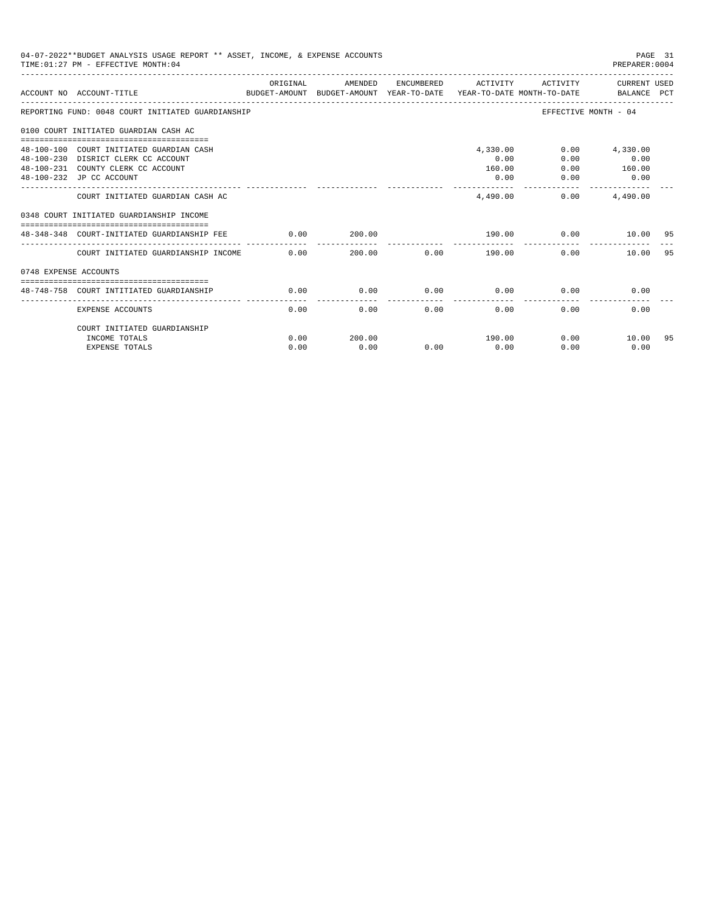04-07-2022**BUDGET ANALYSIS USAGE REPORT ** ASSET, INCOME, & EXPENSE ACCOUNTS
TIME:01:27 PM - EFFECTIVE MONTH:04

PREPARER:0004

| ACCOUNT NO | ACCOUNT-TITLE | ORIGINAL BUDGET-AMOUNT | AMENDED BUDGET-AMOUNT | ENCUMBERED YEAR-TO-DATE | ACTIVITY YEAR-TO-DATE | ACTIVITY MONTH-TO-DATE | CURRENT USED BALANCE | PCT |
|---|---|---|---|---|---|---|---|---|
| REPORTING FUND: 0048 COURT INITIATED GUARDIANSHIP | | | | | | EFFECTIVE MONTH - 04 | | |
| 0100 COURT INITIATED GUARDIAN CASH AC | | | | | | | | |
| 48-100-100 | COURT INITIATED GUARDIAN CASH | | | | 4,330.00 | 0.00 | 4,330.00 | |
| 48-100-230 | DISRICT CLERK CC ACCOUNT | | | | 0.00 | 0.00 | 0.00 | |
| 48-100-231 | COUNTY CLERK CC ACCOUNT | | | | 160.00 | 0.00 | 160.00 | |
| 48-100-232 | JP CC ACCOUNT | | | | 0.00 | 0.00 | 0.00 | |
| | COURT INITIATED GUARDIAN CASH AC | | | | 4,490.00 | 0.00 | 4,490.00 | |
| 0348 COURT INITIATED GUARDIANSHIP INCOME | | | | | | | | |
| 48-348-348 | COURT-INITIATED GUARDIANSHIP FEE | 0.00 | 200.00 | | 190.00 | 0.00 | 10.00 | 95 |
| | COURT INITIATED GUARDIANSHIP INCOME | 0.00 | 200.00 | 0.00 | 190.00 | 0.00 | 10.00 | 95 |
| 0748 EXPENSE ACCOUNTS | | | | | | | | |
| 48-748-758 | COURT INTITIATED GUARDIANSHIP | 0.00 | 0.00 | 0.00 | 0.00 | 0.00 | 0.00 | |
| | EXPENSE ACCOUNTS | 0.00 | 0.00 | 0.00 | 0.00 | 0.00 | 0.00 | |
| | COURT INITIATED GUARDIANSHIP | | | | | | | |
| | INCOME TOTALS | 0.00 | 200.00 | | 190.00 | 0.00 | 10.00 | 95 |
| | EXPENSE TOTALS | 0.00 | 0.00 | 0.00 | 0.00 | 0.00 | 0.00 | |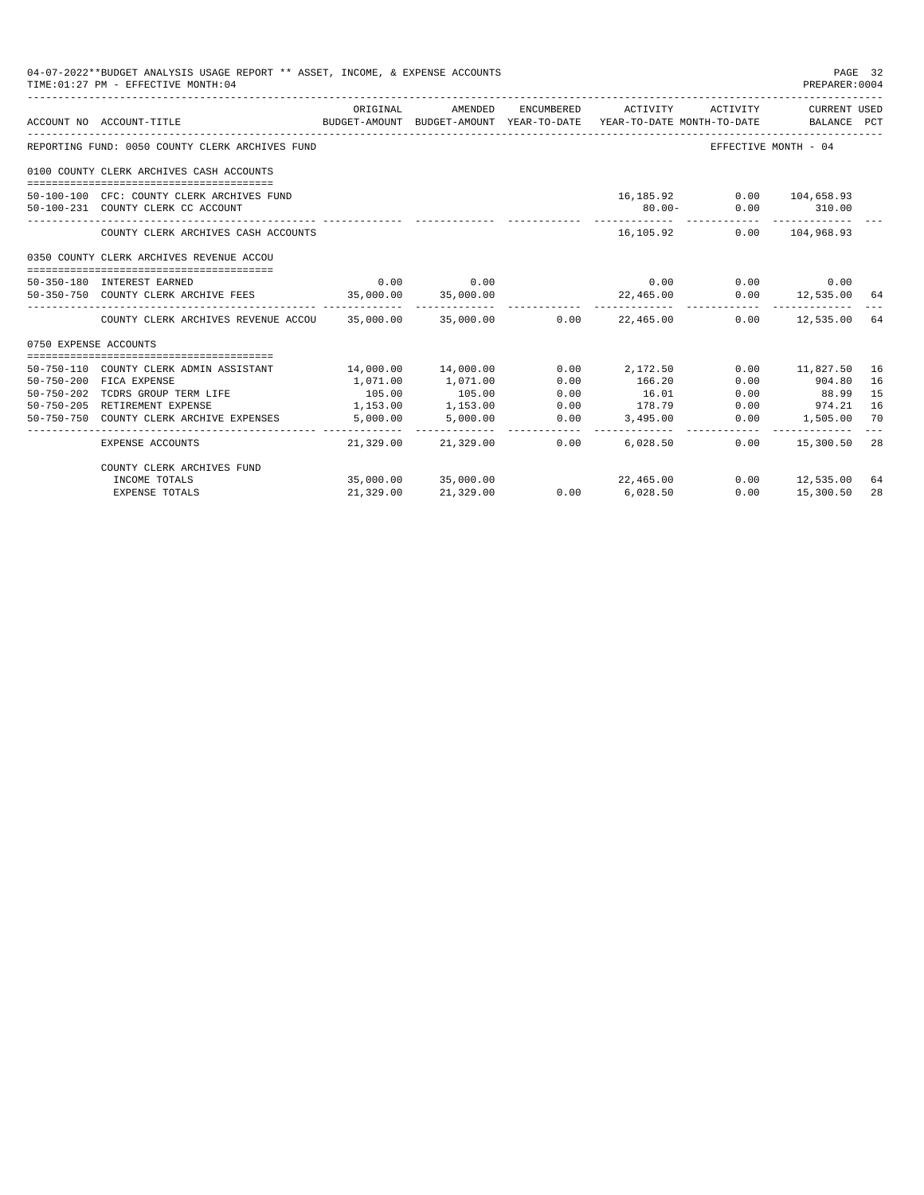04-07-2022**BUDGET ANALYSIS USAGE REPORT ** ASSET, INCOME, & EXPENSE ACCOUNTS
TIME:01:27 PM - EFFECTIVE MONTH:04

PREPARER:0004

| ACCOUNT NO | ACCOUNT-TITLE | ORIGINAL BUDGET-AMOUNT | AMENDED BUDGET-AMOUNT | ENCUMBERED YEAR-TO-DATE | ACTIVITY YEAR-TO-DATE | ACTIVITY MONTH-TO-DATE | CURRENT USED BALANCE | PCT |
|---|---|---|---|---|---|---|---|---|
| REPORTING FUND: 0050 COUNTY CLERK ARCHIVES FUND | | | | | | | EFFECTIVE MONTH - 04 | |
| 0100 COUNTY CLERK ARCHIVES CASH ACCOUNTS | | | | | | | | |
| 50-100-100 | CFC: COUNTY CLERK ARCHIVES FUND | | | | 16,185.92 | 0.00 | 104,658.93 | |
| 50-100-231 | COUNTY CLERK CC ACCOUNT | | | | 80.00- | 0.00 | 310.00 | |
| | COUNTY CLERK ARCHIVES CASH ACCOUNTS | | | | 16,105.92 | 0.00 | 104,968.93 | |
| 0350 COUNTY CLERK ARCHIVES REVENUE ACCOU | | | | | | | | |
| 50-350-180 | INTEREST EARNED | 0.00 | 0.00 | | 0.00 | 0.00 | 0.00 | |
| 50-350-750 | COUNTY CLERK ARCHIVE FEES | 35,000.00 | 35,000.00 | | 22,465.00 | 0.00 | 12,535.00 | 64 |
| | COUNTY CLERK ARCHIVES REVENUE ACCOU | 35,000.00 | 35,000.00 | 0.00 | 22,465.00 | 0.00 | 12,535.00 | 64 |
| 0750 EXPENSE ACCOUNTS | | | | | | | | |
| 50-750-110 | COUNTY CLERK ADMIN ASSISTANT | 14,000.00 | 14,000.00 | 0.00 | 2,172.50 | 0.00 | 11,827.50 | 16 |
| 50-750-200 | FICA EXPENSE | 1,071.00 | 1,071.00 | 0.00 | 166.20 | 0.00 | 904.80 | 16 |
| 50-750-202 | TCDRS GROUP TERM LIFE | 105.00 | 105.00 | 0.00 | 16.01 | 0.00 | 88.99 | 15 |
| 50-750-205 | RETIREMENT EXPENSE | 1,153.00 | 1,153.00 | 0.00 | 178.79 | 0.00 | 974.21 | 16 |
| 50-750-750 | COUNTY CLERK ARCHIVE EXPENSES | 5,000.00 | 5,000.00 | 0.00 | 3,495.00 | 0.00 | 1,505.00 | 70 |
| | EXPENSE ACCOUNTS | 21,329.00 | 21,329.00 | 0.00 | 6,028.50 | 0.00 | 15,300.50 | 28 |
| | COUNTY CLERK ARCHIVES FUND | | | | | | | |
| | INCOME TOTALS | 35,000.00 | 35,000.00 | | 22,465.00 | 0.00 | 12,535.00 | 64 |
| | EXPENSE TOTALS | 21,329.00 | 21,329.00 | 0.00 | 6,028.50 | 0.00 | 15,300.50 | 28 |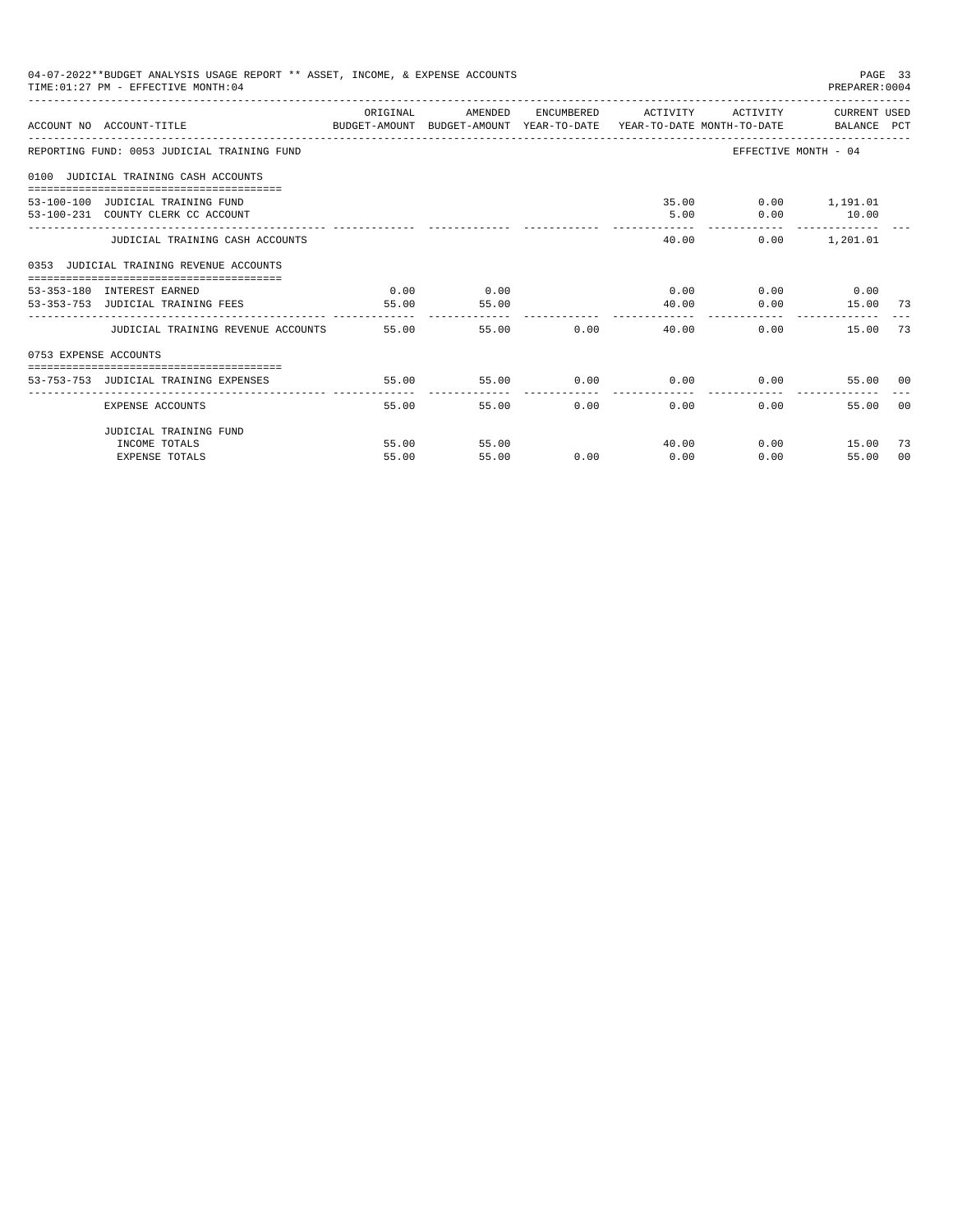04-07-2022**BUDGET ANALYSIS USAGE REPORT ** ASSET, INCOME, & EXPENSE ACCOUNTS

TIME:01:27 PM - EFFECTIVE MONTH:04

PREPARER:0004

| ACCOUNT NO | ACCOUNT-TITLE | ORIGINAL BUDGET-AMOUNT | AMENDED BUDGET-AMOUNT | ENCUMBERED YEAR-TO-DATE | ACTIVITY YEAR-TO-DATE | ACTIVITY MONTH-TO-DATE | CURRENT USED BALANCE | PCT |
|---|---|---|---|---|---|---|---|---|
| REPORTING FUND: 0053 JUDICIAL TRAINING FUND | | | | | | EFFECTIVE MONTH - 04 | | |
| 0100 JUDICIAL TRAINING CASH ACCOUNTS | | | | | | | | |
| 53-100-100 | JUDICIAL TRAINING FUND | | | | 35.00 | 0.00 | 1,191.01 | |
| 53-100-231 | COUNTY CLERK CC ACCOUNT | | | | 5.00 | 0.00 | 10.00 | |
| | JUDICIAL TRAINING CASH ACCOUNTS | | | | 40.00 | 0.00 | 1,201.01 | |
| 0353 JUDICIAL TRAINING REVENUE ACCOUNTS | | | | | | | | |
| 53-353-180 | INTEREST EARNED | 0.00 | 0.00 | | 0.00 | 0.00 | 0.00 | |
| 53-353-753 | JUDICIAL TRAINING FEES | 55.00 | 55.00 | | 40.00 | 0.00 | 15.00 | 73 |
| | JUDICIAL TRAINING REVENUE ACCOUNTS | 55.00 | 55.00 | 0.00 | 40.00 | 0.00 | 15.00 | 73 |
| 0753 EXPENSE ACCOUNTS | | | | | | | | |
| 53-753-753 | JUDICIAL TRAINING EXPENSES | 55.00 | 55.00 | 0.00 | 0.00 | 0.00 | 55.00 | 00 |
| | EXPENSE ACCOUNTS | 55.00 | 55.00 | 0.00 | 0.00 | 0.00 | 55.00 | 00 |
| | JUDICIAL TRAINING FUND | | | | | | | |
| | INCOME TOTALS | 55.00 | 55.00 | | 40.00 | 0.00 | 15.00 | 73 |
| | EXPENSE TOTALS | 55.00 | 55.00 | 0.00 | 0.00 | 0.00 | 55.00 | 00 |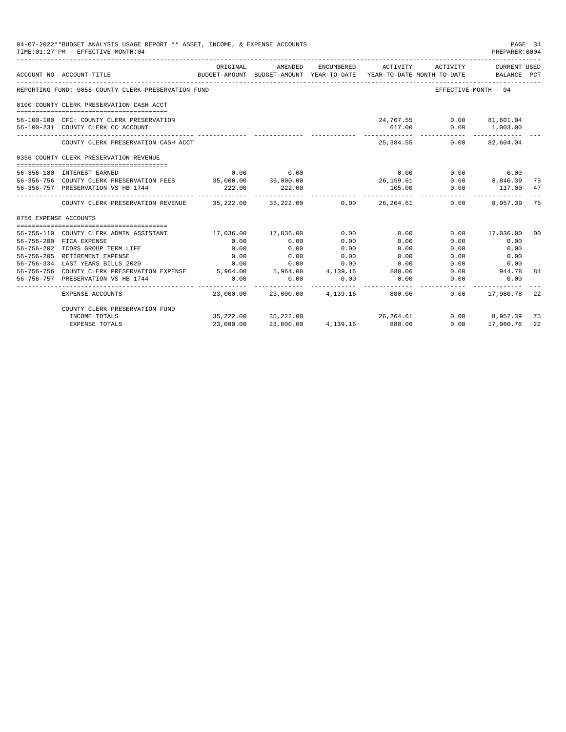04-07-2022**BUDGET ANALYSIS USAGE REPORT ** ASSET, INCOME, & EXPENSE ACCOUNTS
TIME:01:27 PM - EFFECTIVE MONTH:04

PREPARER:0004

| ACCOUNT NO | ACCOUNT-TITLE | ORIGINAL BUDGET-AMOUNT | AMENDED BUDGET-AMOUNT | ENCUMBERED YEAR-TO-DATE | ACTIVITY YEAR-TO-DATE | ACTIVITY MONTH-TO-DATE | CURRENT USED BALANCE | PCT |
|---|---|---|---|---|---|---|---|---|
| REPORTING FUND: 0056 COUNTY CLERK PRESERVATION FUND | | | | | | EFFECTIVE MONTH - 04 | | |
| 0100 COUNTY CLERK PRESERVATION CASH ACCT | | | | | | | | |
| 56-100-100 | CFC: COUNTY CLERK PRESERVATION | | | | 24,767.55 | 0.00 | 81,601.04 | |
| 56-100-231 | COUNTY CLERK CC ACCOUNT | | | | 617.00 | 0.00 | 1,003.00 | |
| | COUNTY CLERK PRESERVATION CASH ACCT | | | | 25,384.55 | 0.00 | 82,604.04 | |
| 0356 COUNTY CLERK PRESERVATION REVENUE | | | | | | | | |
| 56-356-180 | INTEREST EARNED | 0.00 | 0.00 | | 0.00 | 0.00 | 0.00 | |
| 56-356-756 | COUNTY CLERK PRESERVATION FEES | 35,000.00 | 35,000.00 | | 26,159.61 | 0.00 | 8,840.39 | 75 |
| 56-356-757 | PRESERVATION VS HB 1744 | 222.00 | 222.00 | | 105.00 | 0.00 | 117.00 | 47 |
| | COUNTY CLERK PRESERVATION REVENUE | 35,222.00 | 35,222.00 | 0.00 | 26,264.61 | 0.00 | 8,957.39 | 75 |
| 0756 EXPENSE ACCOUNTS | | | | | | | | |
| 56-756-110 | COUNTY CLERK ADMIN ASSISTANT | 17,036.00 | 17,036.00 | 0.00 | 0.00 | 0.00 | 17,036.00 | 00 |
| 56-756-200 | FICA EXPENSE | 0.00 | 0.00 | 0.00 | 0.00 | 0.00 | 0.00 | |
| 56-756-202 | TCDRS GROUP TERM LIFE | 0.00 | 0.00 | 0.00 | 0.00 | 0.00 | 0.00 | |
| 56-756-205 | RETIREMENT EXPENSE | 0.00 | 0.00 | 0.00 | 0.00 | 0.00 | 0.00 | |
| 56-756-334 | LAST YEARS BILLS 2020 | 0.00 | 0.00 | 0.00 | 0.00 | 0.00 | 0.00 | |
| 56-756-756 | COUNTY CLERK PRESERVATION EXPENSE | 5,964.00 | 5,964.00 | 4,139.16 | 880.06 | 0.00 | 944.78 | 84 |
| 56-756-757 | PRESERVATION VS HB 1744 | 0.00 | 0.00 | 0.00 | 0.00 | 0.00 | 0.00 | |
| | EXPENSE ACCOUNTS | 23,000.00 | 23,000.00 | 4,139.16 | 880.06 | 0.00 | 17,980.78 | 22 |
| | COUNTY CLERK PRESERVATION FUND | | | | | | | |
| | INCOME TOTALS | 35,222.00 | 35,222.00 | | 26,264.61 | 0.00 | 8,957.39 | 75 |
| | EXPENSE TOTALS | 23,000.00 | 23,000.00 | 4,139.16 | 880.06 | 0.00 | 17,980.78 | 22 |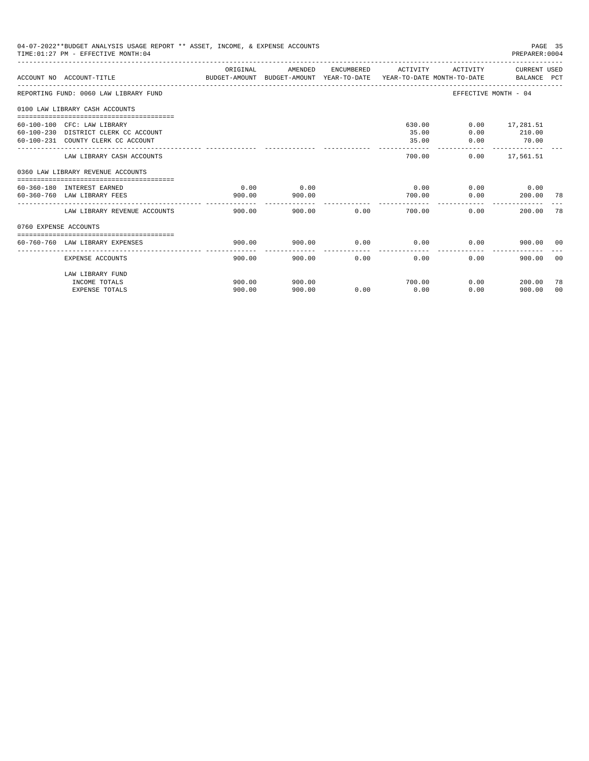04-07-2022**BUDGET ANALYSIS USAGE REPORT ** ASSET, INCOME, & EXPENSE ACCOUNTS
TIME:01:27 PM - EFFECTIVE MONTH:04
PREPARER:0004

| ACCOUNT NO | ACCOUNT-TITLE | ORIGINAL BUDGET-AMOUNT | AMENDED BUDGET-AMOUNT | ENCUMBERED YEAR-TO-DATE | ACTIVITY YEAR-TO-DATE | ACTIVITY MONTH-TO-DATE | CURRENT BALANCE | USED PCT |
|---|---|---|---|---|---|---|---|---|
| REPORTING FUND: 0060 LAW LIBRARY FUND | | | | | | EFFECTIVE MONTH - 04 | | |
| 0100 LAW LIBRARY CASH ACCOUNTS | | | | | | | | |
| 60-100-100 | CFC: LAW LIBRARY | | | | 630.00 | 0.00 | 17,281.51 | |
| 60-100-230 | DISTRICT CLERK CC ACCOUNT | | | | 35.00 | 0.00 | 210.00 | |
| 60-100-231 | COUNTY CLERK CC ACCOUNT | | | | 35.00 | 0.00 | 70.00 | |
| | LAW LIBRARY CASH ACCOUNTS | | | | 700.00 | 0.00 | 17,561.51 | |
| 0360 LAW LIBRARY REVENUE ACCOUNTS | | | | | | | | |
| 60-360-180 | INTEREST EARNED | 0.00 | 0.00 | | 0.00 | 0.00 | 0.00 | |
| 60-360-760 | LAW LIBRARY FEES | 900.00 | 900.00 | | 700.00 | 0.00 | 200.00 | 78 |
| | LAW LIBRARY REVENUE ACCOUNTS | 900.00 | 900.00 | 0.00 | 700.00 | 0.00 | 200.00 | 78 |
| 0760 EXPENSE ACCOUNTS | | | | | | | | |
| 60-760-760 | LAW LIBRARY EXPENSES | 900.00 | 900.00 | 0.00 | 0.00 | 0.00 | 900.00 | 00 |
| | EXPENSE ACCOUNTS | 900.00 | 900.00 | 0.00 | 0.00 | 0.00 | 900.00 | 00 |
| | LAW LIBRARY FUND | | | | | | | |
| | INCOME TOTALS | 900.00 | 900.00 | | 700.00 | 0.00 | 200.00 | 78 |
| | EXPENSE TOTALS | 900.00 | 900.00 | 0.00 | 0.00 | 0.00 | 900.00 | 00 |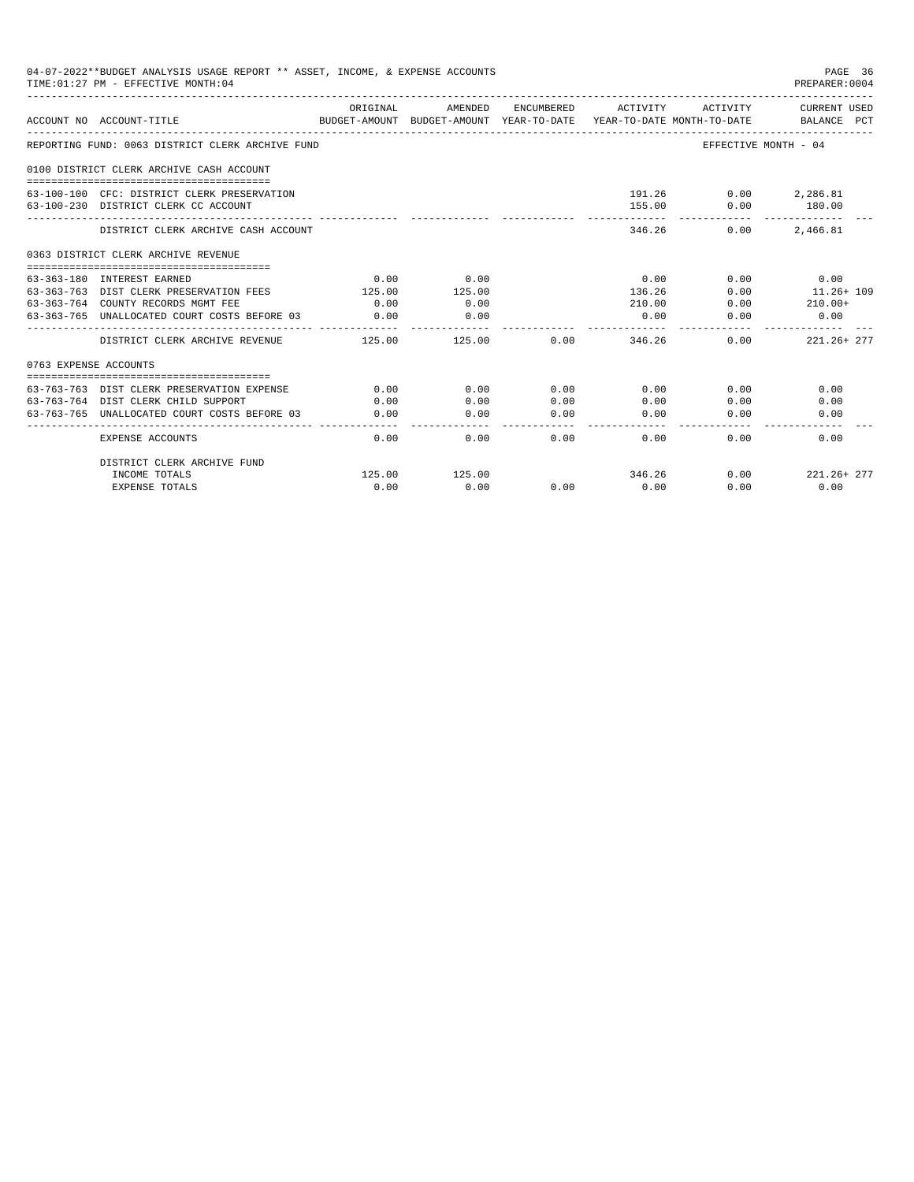04-07-2022**BUDGET ANALYSIS USAGE REPORT ** ASSET, INCOME, & EXPENSE ACCOUNTS

TIME:01:27 PM - EFFECTIVE MONTH:04

PREPARER:0004

| ACCOUNT NO | ACCOUNT-TITLE | ORIGINAL BUDGET-AMOUNT | AMENDED BUDGET-AMOUNT | ENCUMBERED YEAR-TO-DATE | ACTIVITY YEAR-TO-DATE | ACTIVITY MONTH-TO-DATE | CURRENT USED BALANCE | PCT |
|---|---|---|---|---|---|---|---|---|
| REPORTING FUND: 0063 DISTRICT CLERK ARCHIVE FUND | | | | | | EFFECTIVE MONTH - 04 | | |
| 0100 DISTRICT CLERK ARCHIVE CASH ACCOUNT | | | | | | | | |
| 63-100-100 | CFC: DISTRICT CLERK PRESERVATION | | | | 191.26 | 0.00 | 2,286.81 | |
| 63-100-230 | DISTRICT CLERK CC ACCOUNT | | | | 155.00 | 0.00 | 180.00 | |
| | DISTRICT CLERK ARCHIVE CASH ACCOUNT | | | | 346.26 | 0.00 | 2,466.81 | |
| 0363 DISTRICT CLERK ARCHIVE REVENUE | | | | | | | | |
| 63-363-180 | INTEREST EARNED | 0.00 | 0.00 | | 0.00 | 0.00 | 0.00 | |
| 63-363-763 | DIST CLERK PRESERVATION FEES | 125.00 | 125.00 | | 136.26 | 0.00 | 11.26+ | 109 |
| 63-363-764 | COUNTY RECORDS MGMT FEE | 0.00 | 0.00 | | 210.00 | 0.00 | 210.00+ | |
| 63-363-765 | UNALLOCATED COURT COSTS BEFORE 03 | 0.00 | 0.00 | | 0.00 | 0.00 | 0.00 | |
| | DISTRICT CLERK ARCHIVE REVENUE | 125.00 | 125.00 | 0.00 | 346.26 | 0.00 | 221.26+ | 277 |
| 0763 EXPENSE ACCOUNTS | | | | | | | | |
| 63-763-763 | DIST CLERK PRESERVATION EXPENSE | 0.00 | 0.00 | 0.00 | 0.00 | 0.00 | 0.00 | |
| 63-763-764 | DIST CLERK CHILD SUPPORT | 0.00 | 0.00 | 0.00 | 0.00 | 0.00 | 0.00 | |
| 63-763-765 | UNALLOCATED COURT COSTS BEFORE 03 | 0.00 | 0.00 | 0.00 | 0.00 | 0.00 | 0.00 | |
| | EXPENSE ACCOUNTS | 0.00 | 0.00 | 0.00 | 0.00 | 0.00 | 0.00 | |
| | DISTRICT CLERK ARCHIVE FUND | | | | | | | |
| | INCOME TOTALS | 125.00 | 125.00 | | 346.26 | 0.00 | 221.26+ | 277 |
| | EXPENSE TOTALS | 0.00 | 0.00 | 0.00 | 0.00 | 0.00 | 0.00 | |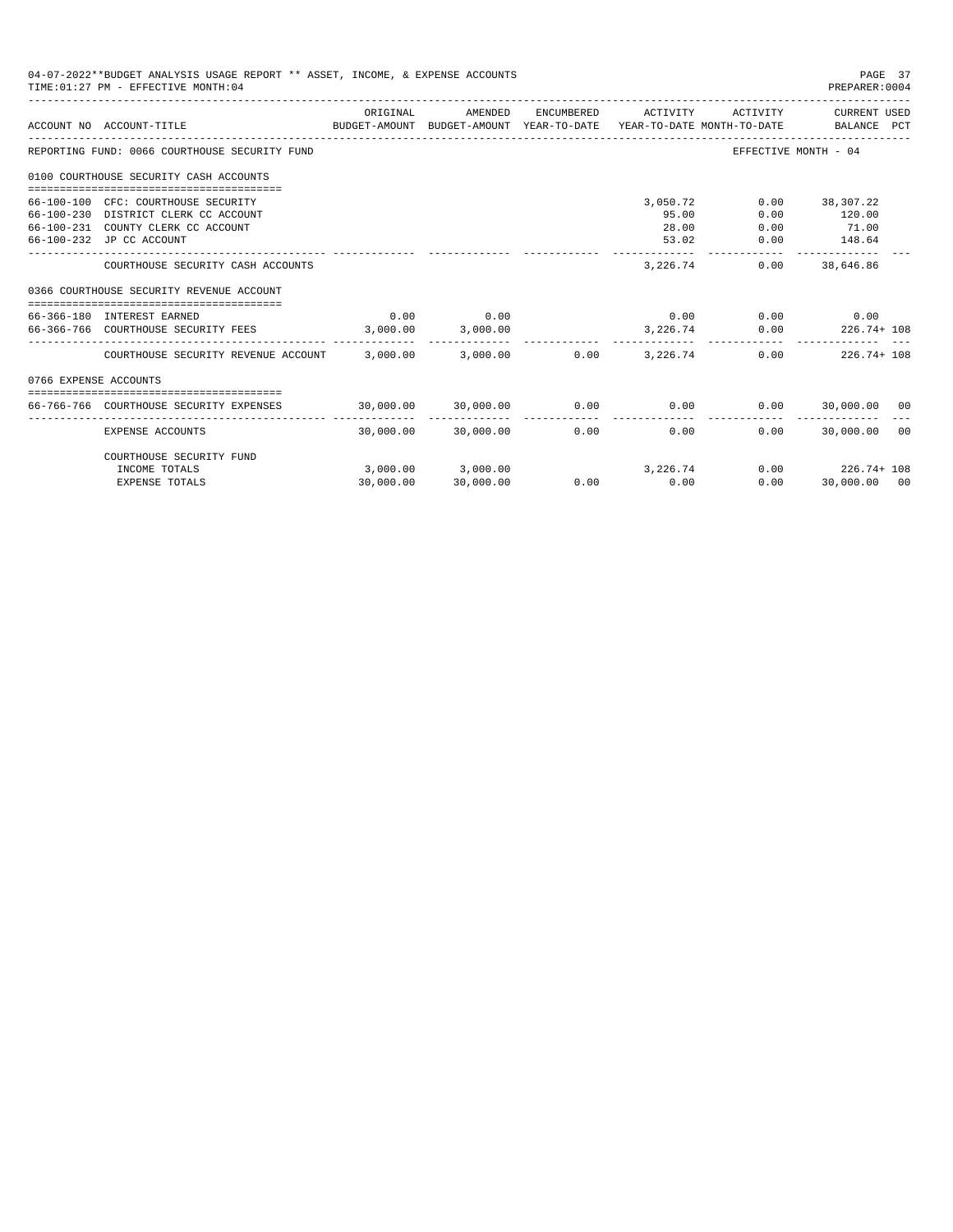04-07-2022**BUDGET ANALYSIS USAGE REPORT ** ASSET, INCOME, & EXPENSE ACCOUNTS
TIME:01:27 PM - EFFECTIVE MONTH:04

PREPARER:0004

| ACCOUNT NO | ACCOUNT-TITLE | ORIGINAL BUDGET-AMOUNT | AMENDED BUDGET-AMOUNT | ENCUMBERED YEAR-TO-DATE | ACTIVITY YEAR-TO-DATE | ACTIVITY MONTH-TO-DATE | CURRENT USED BALANCE | PCT |
|---|---|---|---|---|---|---|---|---|
| REPORTING FUND: 0066 COURTHOUSE SECURITY FUND | | | | | | EFFECTIVE MONTH - 04 | | |
| 0100 COURTHOUSE SECURITY CASH ACCOUNTS | | | | | | | | |
| 66-100-100 | CFC: COURTHOUSE SECURITY | | | | 3,050.72 | 0.00 | 38,307.22 | |
| 66-100-230 | DISTRICT CLERK CC ACCOUNT | | | | 95.00 | 0.00 | 120.00 | |
| 66-100-231 | COUNTY CLERK CC ACCOUNT | | | | 28.00 | 0.00 | 71.00 | |
| 66-100-232 | JP CC ACCOUNT | | | | 53.02 | 0.00 | 148.64 | |
| | COURTHOUSE SECURITY CASH ACCOUNTS | | | | 3,226.74 | 0.00 | 38,646.86 | |
| 0366 COURTHOUSE SECURITY REVENUE ACCOUNT | | | | | | | | |
| 66-366-180 | INTEREST EARNED | 0.00 | 0.00 | | 0.00 | 0.00 | 0.00 | |
| 66-366-766 | COURTHOUSE SECURITY FEES | 3,000.00 | 3,000.00 | | 3,226.74 | 0.00 | 226.74+ | 108 |
| | COURTHOUSE SECURITY REVENUE ACCOUNT | 3,000.00 | 3,000.00 | 0.00 | 3,226.74 | 0.00 | 226.74+ | 108 |
| 0766 EXPENSE ACCOUNTS | | | | | | | | |
| 66-766-766 | COURTHOUSE SECURITY EXPENSES | 30,000.00 | 30,000.00 | 0.00 | 0.00 | 0.00 | 30,000.00 | 00 |
| | EXPENSE ACCOUNTS | 30,000.00 | 30,000.00 | 0.00 | 0.00 | 0.00 | 30,000.00 | 00 |
| | COURTHOUSE SECURITY FUND | | | | | | | |
| | INCOME TOTALS | 3,000.00 | 3,000.00 | | 3,226.74 | 0.00 | 226.74+ | 108 |
| | EXPENSE TOTALS | 30,000.00 | 30,000.00 | 0.00 | 0.00 | 0.00 | 30,000.00 | 00 |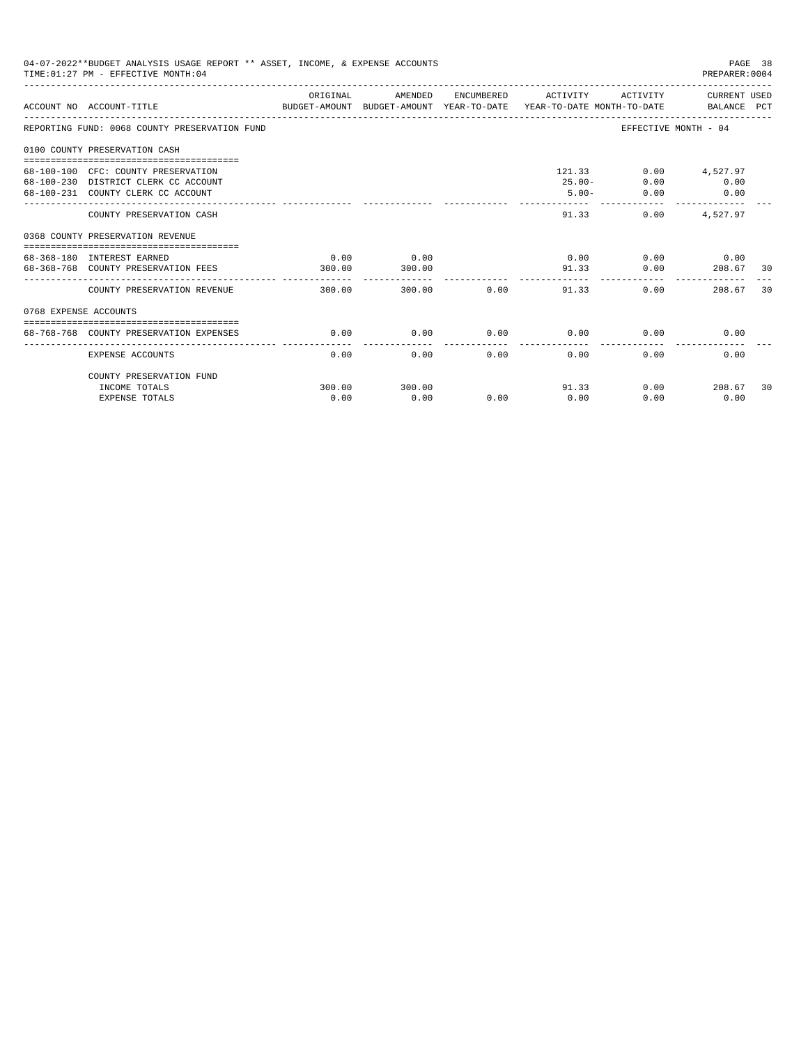04-07-2022**BUDGET ANALYSIS USAGE REPORT ** ASSET, INCOME, & EXPENSE ACCOUNTS
TIME:01:27 PM - EFFECTIVE MONTH:04
PREPARER:0004

| ACCOUNT NO | ACCOUNT-TITLE | ORIGINAL BUDGET-AMOUNT | AMENDED BUDGET-AMOUNT | ENCUMBERED YEAR-TO-DATE | ACTIVITY YEAR-TO-DATE | ACTIVITY MONTH-TO-DATE | CURRENT USED BALANCE | PCT |
|---|---|---|---|---|---|---|---|---|
| REPORTING FUND: 0068 COUNTY PRESERVATION FUND | | | | | | EFFECTIVE MONTH - 04 | | |
| 0100 COUNTY PRESERVATION CASH | | | | | | | | |
| 68-100-100 | CFC: COUNTY PRESERVATION | | | | 121.33 | 0.00 | 4,527.97 | |
| 68-100-230 | DISTRICT CLERK CC ACCOUNT | | | | 25.00- | 0.00 | 0.00 | |
| 68-100-231 | COUNTY CLERK CC ACCOUNT | | | | 5.00- | 0.00 | 0.00 | |
| | COUNTY PRESERVATION CASH | | | | 91.33 | 0.00 | 4,527.97 | |
| 0368 COUNTY PRESERVATION REVENUE | | | | | | | | |
| 68-368-180 | INTEREST EARNED | 0.00 | 0.00 | | 0.00 | 0.00 | 0.00 | |
| 68-368-768 | COUNTY PRESERVATION FEES | 300.00 | 300.00 | | 91.33 | 0.00 | 208.67 | 30 |
| | COUNTY PRESERVATION REVENUE | 300.00 | 300.00 | 0.00 | 91.33 | 0.00 | 208.67 | 30 |
| 0768 EXPENSE ACCOUNTS | | | | | | | | |
| 68-768-768 | COUNTY PRESERVATION EXPENSES | 0.00 | 0.00 | 0.00 | 0.00 | 0.00 | 0.00 | |
| | EXPENSE ACCOUNTS | 0.00 | 0.00 | 0.00 | 0.00 | 0.00 | 0.00 | |
| | COUNTY PRESERVATION FUND | | | | | | | |
| | INCOME TOTALS | 300.00 | 300.00 | | 91.33 | 0.00 | 208.67 | 30 |
| | EXPENSE TOTALS | 0.00 | 0.00 | 0.00 | 0.00 | 0.00 | 0.00 | |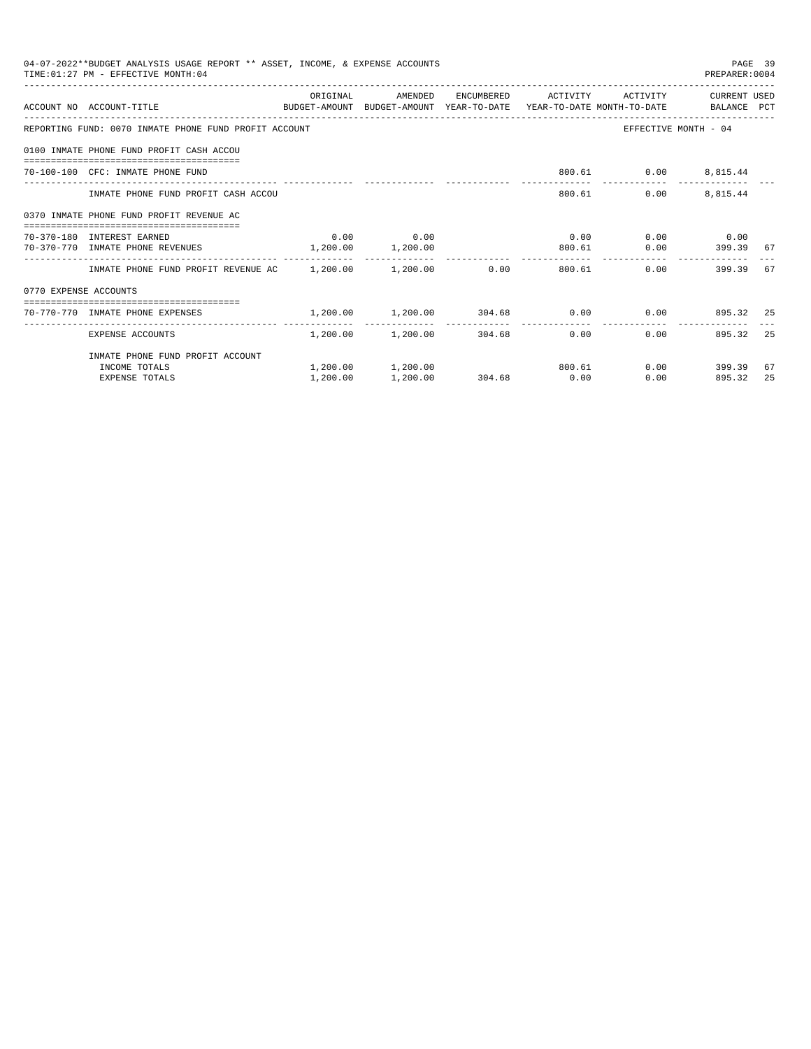04-07-2022**BUDGET ANALYSIS USAGE REPORT ** ASSET, INCOME, & EXPENSE ACCOUNTS
TIME:01:27 PM - EFFECTIVE MONTH:04

PREPARER:0004

| ACCOUNT NO | ACCOUNT-TITLE | ORIGINAL BUDGET-AMOUNT | AMENDED BUDGET-AMOUNT | ENCUMBERED YEAR-TO-DATE | ACTIVITY YEAR-TO-DATE | ACTIVITY MONTH-TO-DATE | CURRENT BALANCE | USED PCT |
|---|---|---|---|---|---|---|---|---|
| REPORTING FUND: 0070 INMATE PHONE FUND PROFIT ACCOUNT | | | | | | EFFECTIVE MONTH - 04 | | |
| 0100 INMATE PHONE FUND PROFIT CASH ACCOU | | | | | | | | |
| 70-100-100 | CFC: INMATE PHONE FUND | | | | 800.61 | 0.00 | 8,815.44 | |
| | INMATE PHONE FUND PROFIT CASH ACCOU | | | | 800.61 | 0.00 | 8,815.44 | |
| 0370 INMATE PHONE FUND PROFIT REVENUE AC | | | | | | | | |
| 70-370-180 | INTEREST EARNED | 0.00 | 0.00 | | 0.00 | 0.00 | 0.00 | |
| 70-370-770 | INMATE PHONE REVENUES | 1,200.00 | 1,200.00 | | 800.61 | 0.00 | 399.39 | 67 |
| | INMATE PHONE FUND PROFIT REVENUE AC | 1,200.00 | 1,200.00 | 0.00 | 800.61 | 0.00 | 399.39 | 67 |
| 0770 EXPENSE ACCOUNTS | | | | | | | | |
| 70-770-770 | INMATE PHONE EXPENSES | 1,200.00 | 1,200.00 | 304.68 | 0.00 | 0.00 | 895.32 | 25 |
| | EXPENSE ACCOUNTS | 1,200.00 | 1,200.00 | 304.68 | 0.00 | 0.00 | 895.32 | 25 |
| | INMATE PHONE FUND PROFIT ACCOUNT | | | | | | | |
| | INCOME TOTALS | 1,200.00 | 1,200.00 | | 800.61 | 0.00 | 399.39 | 67 |
| | EXPENSE TOTALS | 1,200.00 | 1,200.00 | 304.68 | 0.00 | 0.00 | 895.32 | 25 |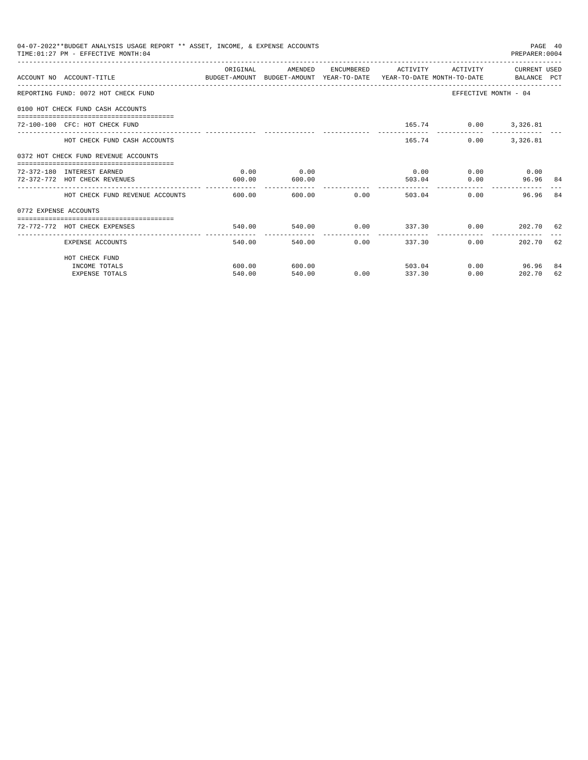04-07-2022**BUDGET ANALYSIS USAGE REPORT ** ASSET, INCOME, & EXPENSE ACCOUNTS

TIME:01:27 PM - EFFECTIVE MONTH:04

PREPARER:0004

| ACCOUNT NO | ACCOUNT-TITLE | ORIGINAL BUDGET-AMOUNT | AMENDED BUDGET-AMOUNT | ENCUMBERED YEAR-TO-DATE | ACTIVITY YEAR-TO-DATE | ACTIVITY MONTH-TO-DATE | CURRENT USED BALANCE | PCT |
|---|---|---|---|---|---|---|---|---|
| REPORTING FUND: 0072 HOT CHECK FUND | | | | | | EFFECTIVE MONTH - 04 | | |
| 0100 HOT CHECK FUND CASH ACCOUNTS | | | | | | | | |
| 72-100-100 | CFC: HOT CHECK FUND | | | | 165.74 | 0.00 | 3,326.81 | |
| | HOT CHECK FUND CASH ACCOUNTS | | | | 165.74 | 0.00 | 3,326.81 | |
| 0372 HOT CHECK FUND REVENUE ACCOUNTS | | | | | | | | |
| 72-372-180 | INTEREST EARNED | 0.00 | 0.00 | | 0.00 | 0.00 | 0.00 | |
| 72-372-772 | HOT CHECK REVENUES | 600.00 | 600.00 | | 503.04 | 0.00 | 96.96 | 84 |
| | HOT CHECK FUND REVENUE ACCOUNTS | 600.00 | 600.00 | 0.00 | 503.04 | 0.00 | 96.96 | 84 |
| 0772 EXPENSE ACCOUNTS | | | | | | | | |
| 72-772-772 | HOT CHECK EXPENSES | 540.00 | 540.00 | 0.00 | 337.30 | 0.00 | 202.70 | 62 |
| | EXPENSE ACCOUNTS | 540.00 | 540.00 | 0.00 | 337.30 | 0.00 | 202.70 | 62 |
| | HOT CHECK FUND | | | | | | | |
| | INCOME TOTALS | 600.00 | 600.00 | | 503.04 | 0.00 | 96.96 | 84 |
| | EXPENSE TOTALS | 540.00 | 540.00 | 0.00 | 337.30 | 0.00 | 202.70 | 62 |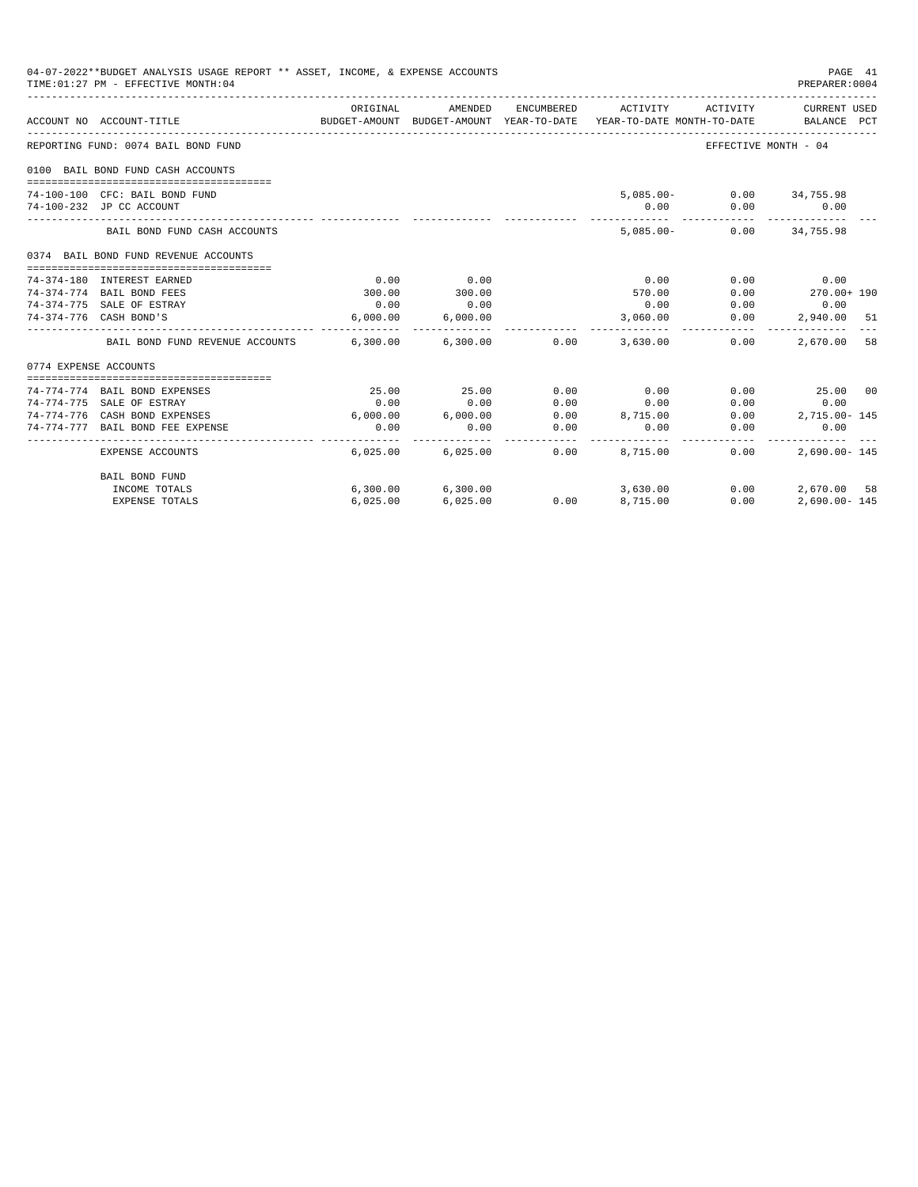04-07-2022**BUDGET ANALYSIS USAGE REPORT ** ASSET, INCOME, & EXPENSE ACCOUNTS
TIME:01:27 PM - EFFECTIVE MONTH:04

PREPARER:0004

| ACCOUNT NO | ACCOUNT-TITLE | ORIGINAL BUDGET-AMOUNT | AMENDED BUDGET-AMOUNT | ENCUMBERED YEAR-TO-DATE | ACTIVITY YEAR-TO-DATE | ACTIVITY MONTH-TO-DATE | CURRENT USED BALANCE | PCT |
|---|---|---|---|---|---|---|---|---|
| REPORTING FUND: 0074 BAIL BOND FUND | | | | | | | EFFECTIVE MONTH - 04 | |
| 0100 BAIL BOND FUND CASH ACCOUNTS | | | | | | | | |
| 74-100-100 | CFC: BAIL BOND FUND | | | | 5,085.00- | 0.00 | 34,755.98 | |
| 74-100-232 | JP CC ACCOUNT | | | | 0.00 | 0.00 | 0.00 | |
| | BAIL BOND FUND CASH ACCOUNTS | | | | 5,085.00- | 0.00 | 34,755.98 | |
| 0374 BAIL BOND FUND REVENUE ACCOUNTS | | | | | | | | |
| 74-374-180 | INTEREST EARNED | 0.00 | 0.00 | | 0.00 | 0.00 | 0.00 | |
| 74-374-774 | BAIL BOND FEES | 300.00 | 300.00 | | 570.00 | 0.00 | 270.00+ | 190 |
| 74-374-775 | SALE OF ESTRAY | 0.00 | 0.00 | | 0.00 | 0.00 | 0.00 | |
| 74-374-776 | CASH BOND'S | 6,000.00 | 6,000.00 | | 3,060.00 | 0.00 | 2,940.00 | 51 |
| | BAIL BOND FUND REVENUE ACCOUNTS | 6,300.00 | 6,300.00 | 0.00 | 3,630.00 | 0.00 | 2,670.00 | 58 |
| 0774 EXPENSE ACCOUNTS | | | | | | | | |
| 74-774-774 | BAIL BOND EXPENSES | 25.00 | 25.00 | 0.00 | 0.00 | 0.00 | 25.00 | 00 |
| 74-774-775 | SALE OF ESTRAY | 0.00 | 0.00 | 0.00 | 0.00 | 0.00 | 0.00 | |
| 74-774-776 | CASH BOND EXPENSES | 6,000.00 | 6,000.00 | 0.00 | 8,715.00 | 0.00 | 2,715.00- | 145 |
| 74-774-777 | BAIL BOND FEE EXPENSE | 0.00 | 0.00 | 0.00 | 0.00 | 0.00 | 0.00 | |
| | EXPENSE ACCOUNTS | 6,025.00 | 6,025.00 | 0.00 | 8,715.00 | 0.00 | 2,690.00- | 145 |
| | BAIL BOND FUND | | | | | | | |
| | INCOME TOTALS | 6,300.00 | 6,300.00 | | 3,630.00 | 0.00 | 2,670.00 | 58 |
| | EXPENSE TOTALS | 6,025.00 | 6,025.00 | 0.00 | 8,715.00 | 0.00 | 2,690.00- | 145 |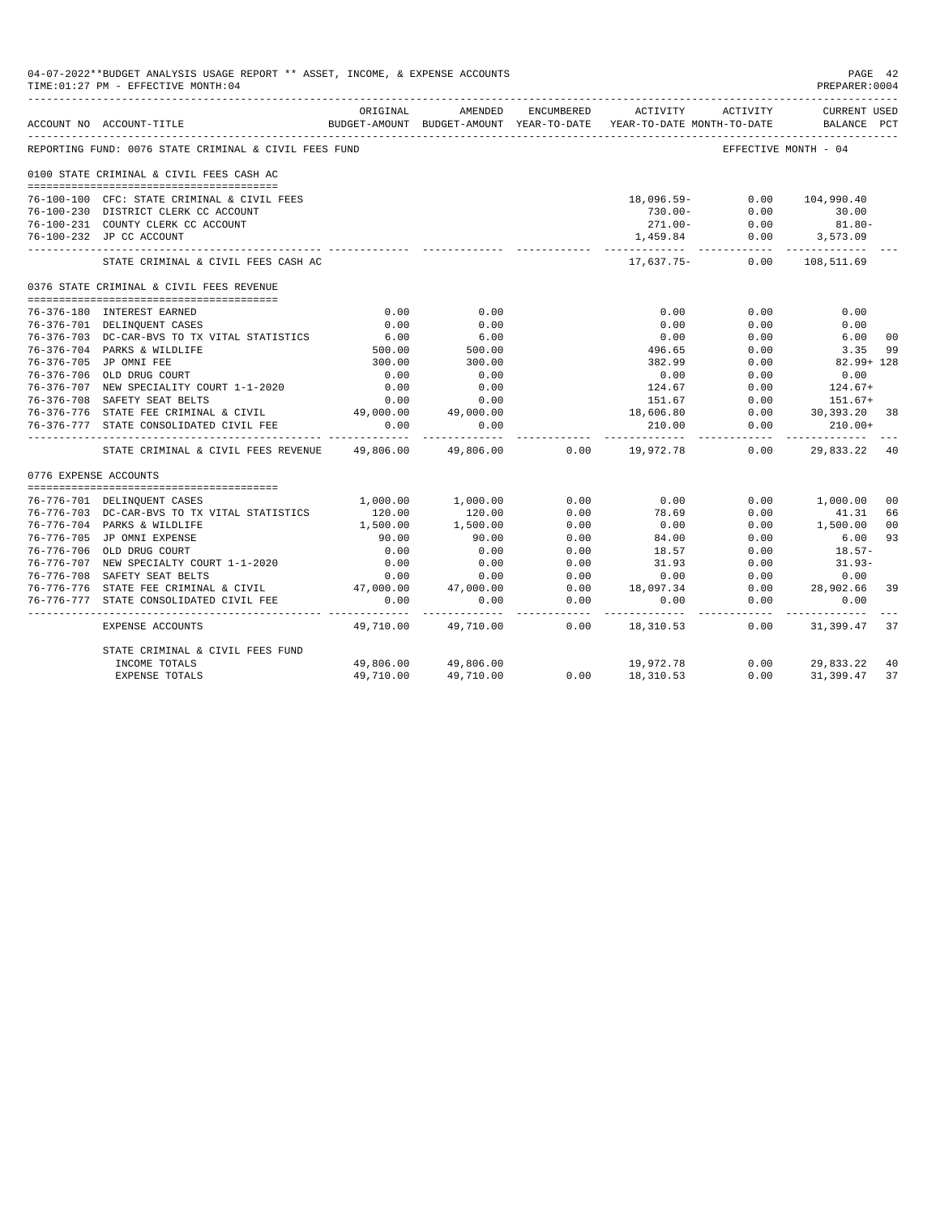04-07-2022**BUDGET ANALYSIS USAGE REPORT ** ASSET, INCOME, & EXPENSE ACCOUNTS

TIME:01:27 PM - EFFECTIVE MONTH:04

PREPARER:0004

| ACCOUNT NO | ACCOUNT-TITLE | ORIGINAL BUDGET-AMOUNT | AMENDED BUDGET-AMOUNT | ENCUMBERED YEAR-TO-DATE | ACTIVITY YEAR-TO-DATE | ACTIVITY MONTH-TO-DATE | CURRENT USED BALANCE | PCT |
|---|---|---|---|---|---|---|---|---|
| REPORTING FUND: 0076 STATE CRIMINAL & CIVIL FEES FUND | | | | | | | EFFECTIVE MONTH - 04 | |
| 0100 STATE CRIMINAL & CIVIL FEES CASH AC | | | | | | | | |
| 76-100-100 | CFC: STATE CRIMINAL & CIVIL FEES | | | | 18,096.59- | 0.00 | 104,990.40 | |
| 76-100-230 | DISTRICT CLERK CC ACCOUNT | | | | 730.00- | 0.00 | 30.00 | |
| 76-100-231 | COUNTY CLERK CC ACCOUNT | | | | 271.00- | 0.00 | 81.80- | |
| 76-100-232 | JP CC ACCOUNT | | | | 1,459.84 | 0.00 | 3,573.09 | |
| | STATE CRIMINAL & CIVIL FEES CASH AC | | | | 17,637.75- | 0.00 | 108,511.69 | |
| 0376 STATE CRIMINAL & CIVIL FEES REVENUE | | | | | | | | |
| 76-376-180 | INTEREST EARNED | 0.00 | 0.00 | | 0.00 | 0.00 | 0.00 | |
| 76-376-701 | DELINQUENT CASES | 0.00 | 0.00 | | 0.00 | 0.00 | 0.00 | |
| 76-376-703 | DC-CAR-BVS TO TX VITAL STATISTICS | 6.00 | 6.00 | | 0.00 | 0.00 | 6.00 | 00 |
| 76-376-704 | PARKS & WILDLIFE | 500.00 | 500.00 | | 496.65 | 0.00 | 3.35 | 99 |
| 76-376-705 | JP OMNI FEE | 300.00 | 300.00 | | 382.99 | 0.00 | 82.99+ | 128 |
| 76-376-706 | OLD DRUG COURT | 0.00 | 0.00 | | 0.00 | 0.00 | 0.00 | |
| 76-376-707 | NEW SPECIALITY COURT 1-1-2020 | 0.00 | 0.00 | | 124.67 | 0.00 | 124.67+ | |
| 76-376-708 | SAFETY SEAT BELTS | 0.00 | 0.00 | | 151.67 | 0.00 | 151.67+ | |
| 76-376-776 | STATE FEE CRIMINAL & CIVIL | 49,000.00 | 49,000.00 | | 18,606.80 | 0.00 | 30,393.20 | 38 |
| 76-376-777 | STATE CONSOLIDATED CIVIL FEE | 0.00 | 0.00 | | 210.00 | 0.00 | 210.00+ | |
| | STATE CRIMINAL & CIVIL FEES REVENUE | 49,806.00 | 49,806.00 | 0.00 | 19,972.78 | 0.00 | 29,833.22 | 40 |
| 0776 EXPENSE ACCOUNTS | | | | | | | | |
| 76-776-701 | DELINQUENT CASES | 1,000.00 | 1,000.00 | 0.00 | 0.00 | 0.00 | 1,000.00 | 00 |
| 76-776-703 | DC-CAR-BVS TO TX VITAL STATISTICS | 120.00 | 120.00 | 0.00 | 78.69 | 0.00 | 41.31 | 66 |
| 76-776-704 | PARKS & WILDLIFE | 1,500.00 | 1,500.00 | 0.00 | 0.00 | 0.00 | 1,500.00 | 00 |
| 76-776-705 | JP OMNI EXPENSE | 90.00 | 90.00 | 0.00 | 84.00 | 0.00 | 6.00 | 93 |
| 76-776-706 | OLD DRUG COURT | 0.00 | 0.00 | 0.00 | 18.57 | 0.00 | 18.57- | |
| 76-776-707 | NEW SPECIALTY COURT 1-1-2020 | 0.00 | 0.00 | 0.00 | 31.93 | 0.00 | 31.93- | |
| 76-776-708 | SAFETY SEAT BELTS | 0.00 | 0.00 | 0.00 | 0.00 | 0.00 | 0.00 | |
| 76-776-776 | STATE FEE CRIMINAL & CIVIL | 47,000.00 | 47,000.00 | 0.00 | 18,097.34 | 0.00 | 28,902.66 | 39 |
| 76-776-777 | STATE CONSOLIDATED CIVIL FEE | 0.00 | 0.00 | 0.00 | 0.00 | 0.00 | 0.00 | |
| | EXPENSE ACCOUNTS | 49,710.00 | 49,710.00 | 0.00 | 18,310.53 | 0.00 | 31,399.47 | 37 |
| | STATE CRIMINAL & CIVIL FEES FUND | | | | | | | |
| | INCOME TOTALS | 49,806.00 | 49,806.00 | | 19,972.78 | 0.00 | 29,833.22 | 40 |
| | EXPENSE TOTALS | 49,710.00 | 49,710.00 | 0.00 | 18,310.53 | 0.00 | 31,399.47 | 37 |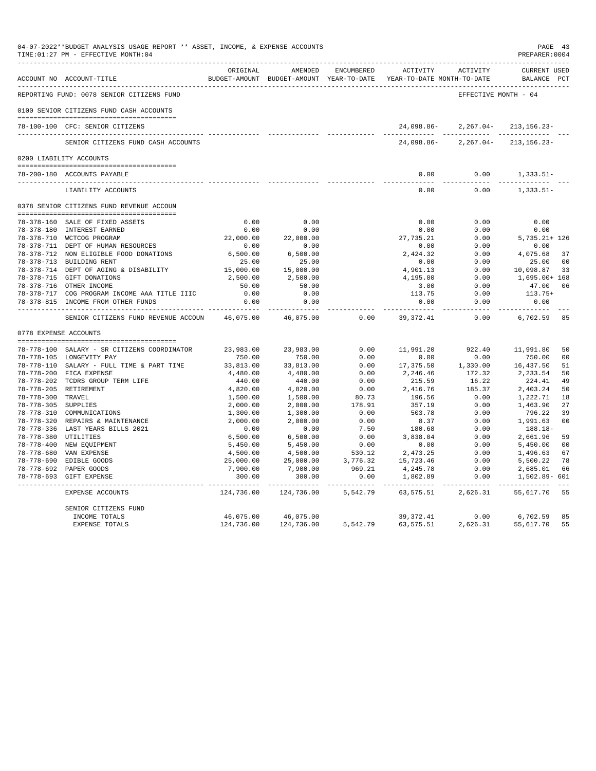04-07-2022**BUDGET ANALYSIS USAGE REPORT ** ASSET, INCOME, & EXPENSE ACCOUNTS

TIME:01:27 PM - EFFECTIVE MONTH:04

PREPARER:0004

| ACCOUNT NO | ACCOUNT-TITLE | ORIGINAL BUDGET-AMOUNT | AMENDED BUDGET-AMOUNT | ENCUMBERED YEAR-TO-DATE | ACTIVITY YEAR-TO-DATE | ACTIVITY MONTH-TO-DATE | CURRENT USED BALANCE | PCT |
|---|---|---|---|---|---|---|---|---|
| REPORTING FUND: 0078 SENIOR CITIZENS FUND | | | | | | | EFFECTIVE MONTH - 04 | |
| 0100 SENIOR CITIZENS FUND CASH ACCOUNTS | | | | | | | | |
| 78-100-100 | CFC: SENIOR CITIZENS | | | | 24,098.86- | 2,267.04- | 213,156.23- | |
| | SENIOR CITIZENS FUND CASH ACCOUNTS | | | | 24,098.86- | 2,267.04- | 213,156.23- | |
| 0200 LIABILITY ACCOUNTS | | | | | | | | |
| 78-200-180 | ACCOUNTS PAYABLE | | | | 0.00 | 0.00 | 1,333.51- | |
| | LIABILITY ACCOUNTS | | | | 0.00 | 0.00 | 1,333.51- | |
| 0378 SENIOR CITIZENS FUND REVENUE ACCOUN | | | | | | | | |
| 78-378-160 | SALE OF FIXED ASSETS | 0.00 | 0.00 | | 0.00 | 0.00 | 0.00 | |
| 78-378-180 | INTEREST EARNED | 0.00 | 0.00 | | 0.00 | 0.00 | 0.00 | |
| 78-378-710 | WCTCOG PROGRAM | 22,000.00 | 22,000.00 | | 27,735.21 | 0.00 | 5,735.21+ | 126 |
| 78-378-711 | DEPT OF HUMAN RESOURCES | 0.00 | 0.00 | | 0.00 | 0.00 | 0.00 | |
| 78-378-712 | NON ELIGIBLE FOOD DONATIONS | 6,500.00 | 6,500.00 | | 2,424.32 | 0.00 | 4,075.68 | 37 |
| 78-378-713 | BUILDING RENT | 25.00 | 25.00 | | 0.00 | 0.00 | 25.00 | 00 |
| 78-378-714 | DEPT OF AGING & DISABILITY | 15,000.00 | 15,000.00 | | 4,901.13 | 0.00 | 10,098.87 | 33 |
| 78-378-715 | GIFT DONATIONS | 2,500.00 | 2,500.00 | | 4,195.00 | 0.00 | 1,695.00+ | 168 |
| 78-378-716 | OTHER INCOME | 50.00 | 50.00 | | 3.00 | 0.00 | 47.00 | 06 |
| 78-378-717 | COG PROGRAM INCOME AAA TITLE IIIC | 0.00 | 0.00 | | 113.75 | 0.00 | 113.75+ | |
| 78-378-815 | INCOME FROM OTHER FUNDS | 0.00 | 0.00 | | 0.00 | 0.00 | 0.00 | |
| | SENIOR CITIZENS FUND REVENUE ACCOUN | 46,075.00 | 46,075.00 | 0.00 | 39,372.41 | 0.00 | 6,702.59 | 85 |
| 0778 EXPENSE ACCOUNTS | | | | | | | | |
| 78-778-100 | SALARY - SR CITIZENS COORDINATOR | 23,983.00 | 23,983.00 | 0.00 | 11,991.20 | 922.40 | 11,991.80 | 50 |
| 78-778-105 | LONGEVITY PAY | 750.00 | 750.00 | 0.00 | 0.00 | 0.00 | 750.00 | 00 |
| 78-778-110 | SALARY - FULL TIME & PART TIME | 33,813.00 | 33,813.00 | 0.00 | 17,375.50 | 1,330.00 | 16,437.50 | 51 |
| 78-778-200 | FICA EXPENSE | 4,480.00 | 4,480.00 | 0.00 | 2,246.46 | 172.32 | 2,233.54 | 50 |
| 78-778-202 | TCDRS GROUP TERM LIFE | 440.00 | 440.00 | 0.00 | 215.59 | 16.22 | 224.41 | 49 |
| 78-778-205 | RETIREMENT | 4,820.00 | 4,820.00 | 0.00 | 2,416.76 | 185.37 | 2,403.24 | 50 |
| 78-778-300 | TRAVEL | 1,500.00 | 1,500.00 | 80.73 | 196.56 | 0.00 | 1,222.71 | 18 |
| 78-778-305 | SUPPLIES | 2,000.00 | 2,000.00 | 178.91 | 357.19 | 0.00 | 1,463.90 | 27 |
| 78-778-310 | COMMUNICATIONS | 1,300.00 | 1,300.00 | 0.00 | 503.78 | 0.00 | 796.22 | 39 |
| 78-778-320 | REPAIRS & MAINTENANCE | 2,000.00 | 2,000.00 | 0.00 | 8.37 | 0.00 | 1,991.63 | 00 |
| 78-778-336 | LAST YEARS BILLS 2021 | 0.00 | 0.00 | 7.50 | 180.68 | 0.00 | 188.18- | |
| 78-778-380 | UTILITIES | 6,500.00 | 6,500.00 | 0.00 | 3,838.04 | 0.00 | 2,661.96 | 59 |
| 78-778-400 | NEW EQUIPMENT | 5,450.00 | 5,450.00 | 0.00 | 0.00 | 0.00 | 5,450.00 | 00 |
| 78-778-680 | VAN EXPENSE | 4,500.00 | 4,500.00 | 530.12 | 2,473.25 | 0.00 | 1,496.63 | 67 |
| 78-778-690 | EDIBLE GOODS | 25,000.00 | 25,000.00 | 3,776.32 | 15,723.46 | 0.00 | 5,500.22 | 78 |
| 78-778-692 | PAPER GOODS | 7,900.00 | 7,900.00 | 969.21 | 4,245.78 | 0.00 | 2,685.01 | 66 |
| 78-778-693 | GIFT EXPENSE | 300.00 | 300.00 | 0.00 | 1,802.89 | 0.00 | 1,502.89- | 601 |
| | EXPENSE ACCOUNTS | 124,736.00 | 124,736.00 | 5,542.79 | 63,575.51 | 2,626.31 | 55,617.70 | 55 |
| | SENIOR CITIZENS FUND | | | | | | | |
| | INCOME TOTALS | 46,075.00 | 46,075.00 | | 39,372.41 | 0.00 | 6,702.59 | 85 |
| | EXPENSE TOTALS | 124,736.00 | 124,736.00 | 5,542.79 | 63,575.51 | 2,626.31 | 55,617.70 | 55 |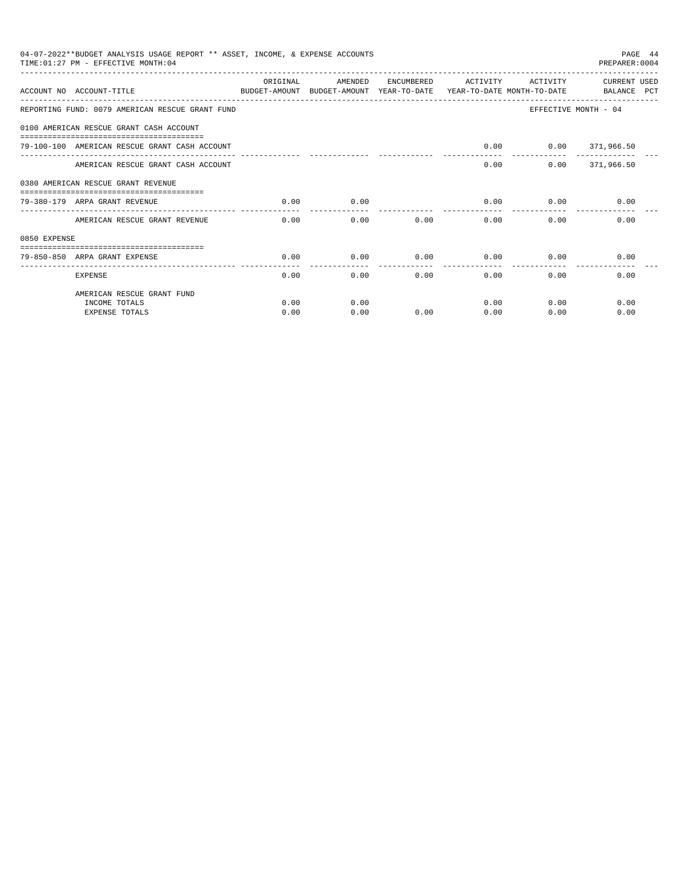04-07-2022**BUDGET ANALYSIS USAGE REPORT ** ASSET, INCOME, & EXPENSE ACCOUNTS

TIME:01:27 PM - EFFECTIVE MONTH:04

PREPARER:0004

| ACCOUNT NO | ACCOUNT-TITLE | ORIGINAL BUDGET-AMOUNT | AMENDED BUDGET-AMOUNT | ENCUMBERED YEAR-TO-DATE | ACTIVITY YEAR-TO-DATE | ACTIVITY MONTH-TO-DATE | CURRENT BALANCE | USED PCT |
|---|---|---|---|---|---|---|---|---|
| REPORTING FUND: 0079 AMERICAN RESCUE GRANT FUND | | | | | | EFFECTIVE MONTH - 04 | | |
| 0100 AMERICAN RESCUE GRANT CASH ACCOUNT | | | | | | | | |
| 79-100-100 | AMERICAN RESCUE GRANT CASH ACCOUNT | | | | 0.00 | 0.00 | 371,966.50 | |
| | AMERICAN RESCUE GRANT CASH ACCOUNT | | | | 0.00 | 0.00 | 371,966.50 | |
| 0380 AMERICAN RESCUE GRANT REVENUE | | | | | | | | |
| 79-380-179 | ARPA GRANT REVENUE | 0.00 | 0.00 | | 0.00 | 0.00 | 0.00 | |
| | AMERICAN RESCUE GRANT REVENUE | 0.00 | 0.00 | 0.00 | 0.00 | 0.00 | 0.00 | |
| 0850 EXPENSE | | | | | | | | |
| 79-850-850 | ARPA GRANT EXPENSE | 0.00 | 0.00 | 0.00 | 0.00 | 0.00 | 0.00 | |
| | EXPENSE | 0.00 | 0.00 | 0.00 | 0.00 | 0.00 | 0.00 | |
| | AMERICAN RESCUE GRANT FUND | | | | | | | |
| | INCOME TOTALS | 0.00 | 0.00 | | 0.00 | 0.00 | 0.00 | |
| | EXPENSE TOTALS | 0.00 | 0.00 | 0.00 | 0.00 | 0.00 | 0.00 | |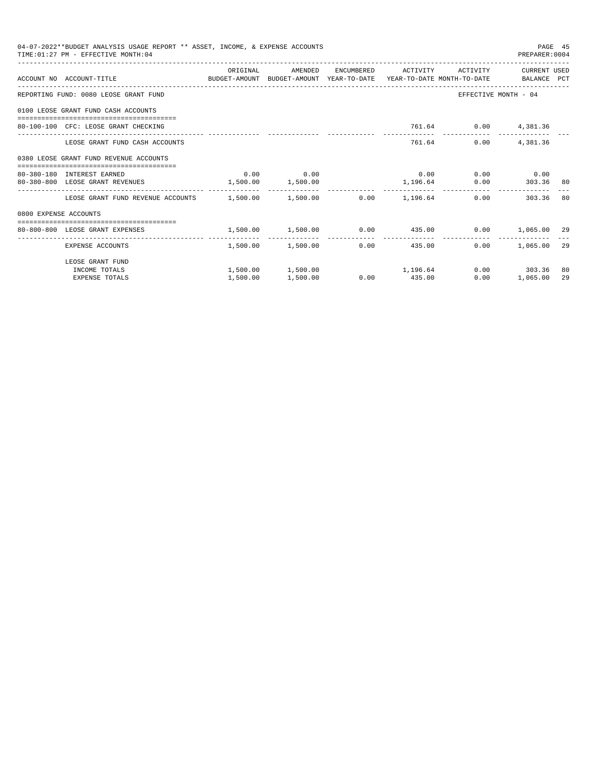04-07-2022**BUDGET ANALYSIS USAGE REPORT ** ASSET, INCOME, & EXPENSE ACCOUNTS
TIME:01:27 PM - EFFECTIVE MONTH:04
PREPARER:0004

| ACCOUNT NO | ACCOUNT-TITLE | ORIGINAL BUDGET-AMOUNT | AMENDED BUDGET-AMOUNT | ENCUMBERED YEAR-TO-DATE | ACTIVITY YEAR-TO-DATE | ACTIVITY MONTH-TO-DATE | CURRENT BALANCE | USED PCT |
|---|---|---|---|---|---|---|---|---|
| REPORTING FUND: 0080 LEOSE GRANT FUND | | | | | | | EFFECTIVE MONTH - 04 | |
| 0100 LEOSE GRANT FUND CASH ACCOUNTS | | | | | | | | |
| 80-100-100 | CFC: LEOSE GRANT CHECKING | | | | 761.64 | 0.00 | 4,381.36 | |
| | LEOSE GRANT FUND CASH ACCOUNTS | | | | 761.64 | 0.00 | 4,381.36 | |
| 0380 LEOSE GRANT FUND REVENUE ACCOUNTS | | | | | | | | |
| 80-380-180 | INTEREST EARNED | 0.00 | 0.00 | | 0.00 | 0.00 | 0.00 | |
| 80-380-800 | LEOSE GRANT REVENUES | 1,500.00 | 1,500.00 | | 1,196.64 | 0.00 | 303.36 | 80 |
| | LEOSE GRANT FUND REVENUE ACCOUNTS | 1,500.00 | 1,500.00 | 0.00 | 1,196.64 | 0.00 | 303.36 | 80 |
| 0800 EXPENSE ACCOUNTS | | | | | | | | |
| 80-800-800 | LEOSE GRANT EXPENSES | 1,500.00 | 1,500.00 | 0.00 | 435.00 | 0.00 | 1,065.00 | 29 |
| | EXPENSE ACCOUNTS | 1,500.00 | 1,500.00 | 0.00 | 435.00 | 0.00 | 1,065.00 | 29 |
| | LEOSE GRANT FUND | | | | | | | |
| | INCOME TOTALS | 1,500.00 | 1,500.00 | | 1,196.64 | 0.00 | 303.36 | 80 |
| | EXPENSE TOTALS | 1,500.00 | 1,500.00 | 0.00 | 435.00 | 0.00 | 1,065.00 | 29 |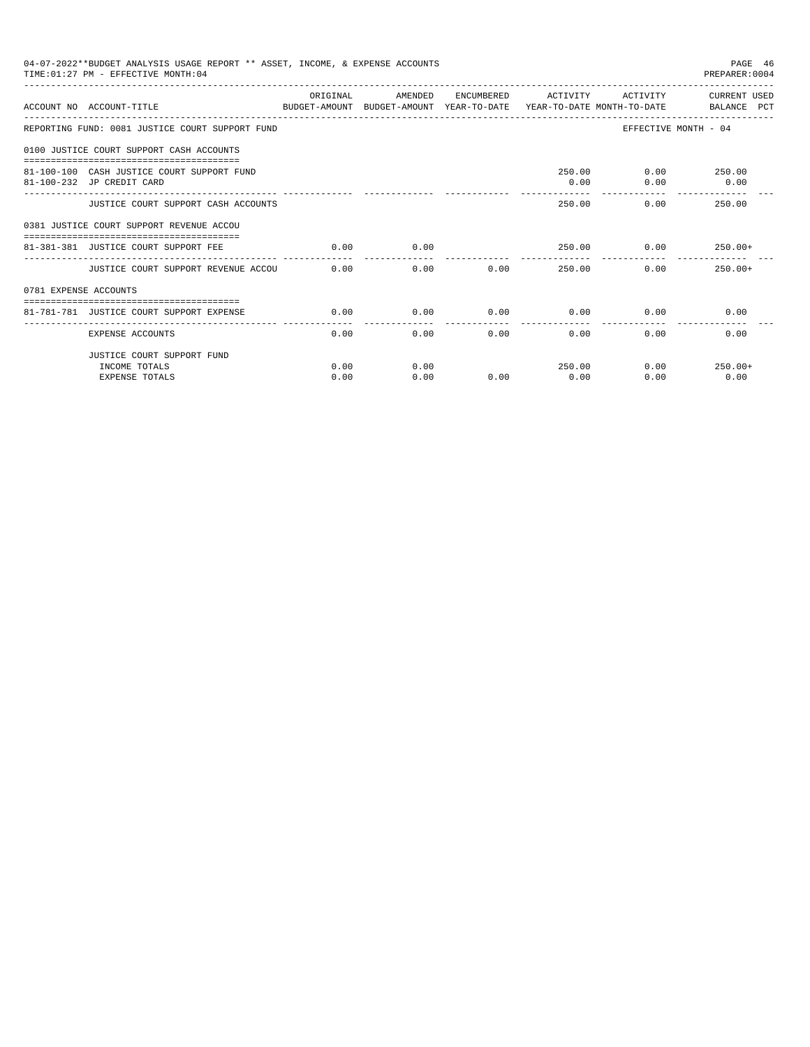04-07-2022**BUDGET ANALYSIS USAGE REPORT ** ASSET, INCOME, & EXPENSE ACCOUNTS

TIME:01:27 PM - EFFECTIVE MONTH:04

PREPARER:0004

| ACCOUNT NO | ACCOUNT-TITLE | ORIGINAL BUDGET-AMOUNT | AMENDED BUDGET-AMOUNT | ENCUMBERED YEAR-TO-DATE | ACTIVITY YEAR-TO-DATE | ACTIVITY MONTH-TO-DATE | CURRENT USED BALANCE PCT |
|---|---|---|---|---|---|---|---|
| REPORTING FUND: 0081 JUSTICE COURT SUPPORT FUND | | | | | | | EFFECTIVE MONTH - 04 |
| 0100 JUSTICE COURT SUPPORT CASH ACCOUNTS | | | | | | | |
| 81-100-100 | CASH JUSTICE COURT SUPPORT FUND | | | | 250.00 | 0.00 | 250.00 |
| 81-100-232 | JP CREDIT CARD | | | | 0.00 | 0.00 | 0.00 |
| | JUSTICE COURT SUPPORT CASH ACCOUNTS | | | | 250.00 | 0.00 | 250.00 |
| 0381 JUSTICE COURT SUPPORT REVENUE ACCOU | | | | | | | |
| 81-381-381 | JUSTICE COURT SUPPORT FEE | 0.00 | 0.00 | | 250.00 | 0.00 | 250.00+ |
| | JUSTICE COURT SUPPORT REVENUE ACCOU | 0.00 | 0.00 | 0.00 | 250.00 | 0.00 | 250.00+ |
| 0781 EXPENSE ACCOUNTS | | | | | | | |
| 81-781-781 | JUSTICE COURT SUPPORT EXPENSE | 0.00 | 0.00 | 0.00 | 0.00 | 0.00 | 0.00 |
| | EXPENSE ACCOUNTS | 0.00 | 0.00 | 0.00 | 0.00 | 0.00 | 0.00 |
| | JUSTICE COURT SUPPORT FUND | | | | | | |
| | INCOME TOTALS | 0.00 | 0.00 | | 250.00 | 0.00 | 250.00+ |
| | EXPENSE TOTALS | 0.00 | 0.00 | 0.00 | 0.00 | 0.00 | 0.00 |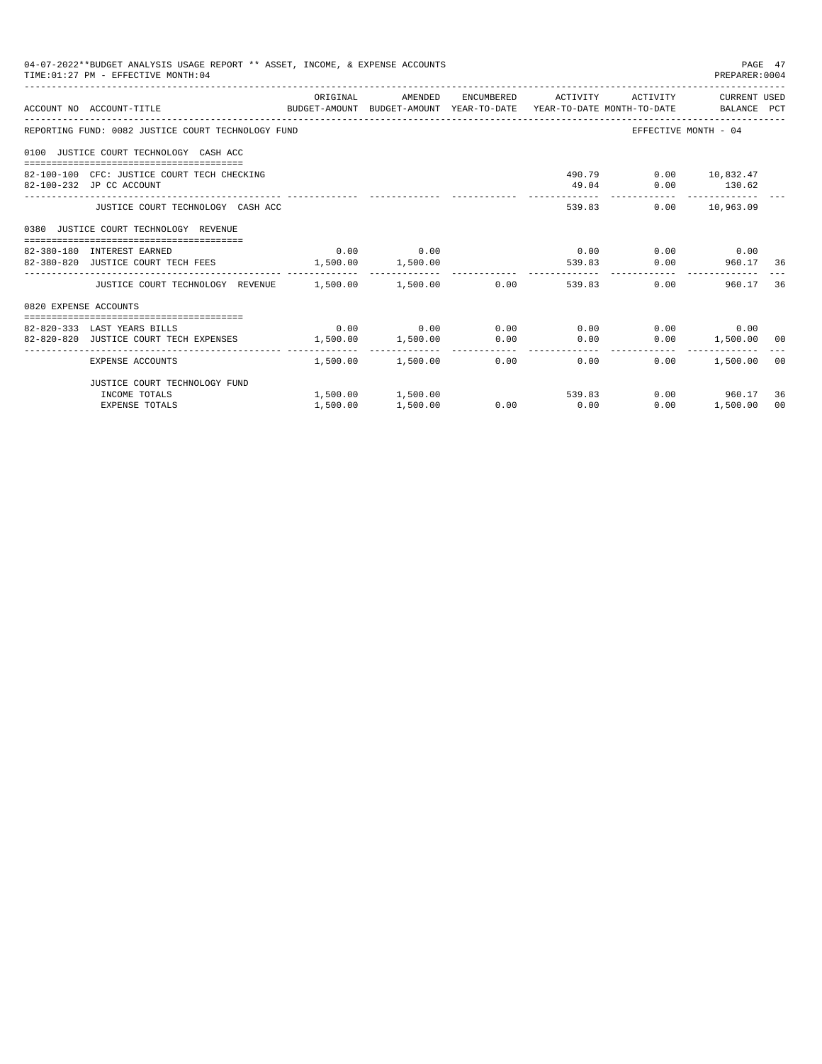04-07-2022**BUDGET ANALYSIS USAGE REPORT ** ASSET, INCOME, & EXPENSE ACCOUNTS

TIME:01:27 PM - EFFECTIVE MONTH:04

PREPARER:0004

| ACCOUNT NO | ACCOUNT-TITLE | ORIGINAL BUDGET-AMOUNT | AMENDED BUDGET-AMOUNT | ENCUMBERED YEAR-TO-DATE | ACTIVITY YEAR-TO-DATE | ACTIVITY MONTH-TO-DATE | CURRENT USED BALANCE | PCT |
|---|---|---|---|---|---|---|---|---|
| REPORTING FUND: 0082 JUSTICE COURT TECHNOLOGY FUND | | | | | | EFFECTIVE MONTH - 04 | | |
| 0100 JUSTICE COURT TECHNOLOGY CASH ACC | | | | | | | | |
| 82-100-100 | CFC: JUSTICE COURT TECH CHECKING | | | | 490.79 | 0.00 | 10,832.47 | |
| 82-100-232 | JP CC ACCOUNT | | | | 49.04 | 0.00 | 130.62 | |
| | JUSTICE COURT TECHNOLOGY CASH ACC | | | | 539.83 | 0.00 | 10,963.09 | |
| 0380 JUSTICE COURT TECHNOLOGY REVENUE | | | | | | | | |
| 82-380-180 | INTEREST EARNED | 0.00 | 0.00 | | 0.00 | 0.00 | 0.00 | |
| 82-380-820 | JUSTICE COURT TECH FEES | 1,500.00 | 1,500.00 | | 539.83 | 0.00 | 960.17 | 36 |
| | JUSTICE COURT TECHNOLOGY REVENUE | 1,500.00 | 1,500.00 | 0.00 | 539.83 | 0.00 | 960.17 | 36 |
| 0820 EXPENSE ACCOUNTS | | | | | | | | |
| 82-820-333 | LAST YEARS BILLS | 0.00 | 0.00 | 0.00 | 0.00 | 0.00 | 0.00 | |
| 82-820-820 | JUSTICE COURT TECH EXPENSES | 1,500.00 | 1,500.00 | 0.00 | 0.00 | 0.00 | 1,500.00 | 00 |
| | EXPENSE ACCOUNTS | 1,500.00 | 1,500.00 | 0.00 | 0.00 | 0.00 | 1,500.00 | 00 |
| | JUSTICE COURT TECHNOLOGY FUND | | | | | | | |
| | INCOME TOTALS | 1,500.00 | 1,500.00 | | 539.83 | 0.00 | 960.17 | 36 |
| | EXPENSE TOTALS | 1,500.00 | 1,500.00 | 0.00 | 0.00 | 0.00 | 1,500.00 | 00 |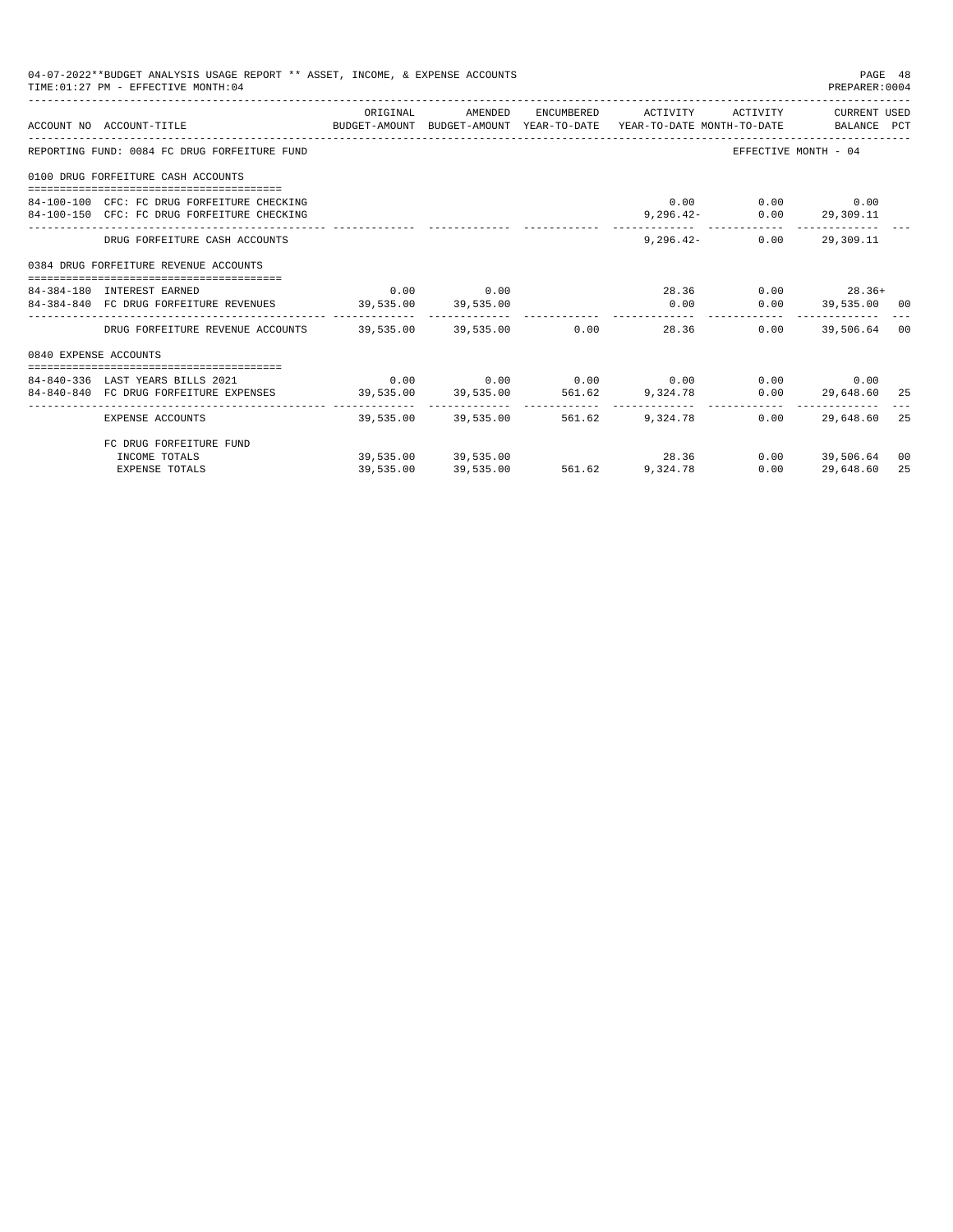04-07-2022**BUDGET ANALYSIS USAGE REPORT ** ASSET, INCOME, & EXPENSE ACCOUNTS
TIME:01:27 PM - EFFECTIVE MONTH:04

PREPARER:0004

| ACCOUNT NO | ACCOUNT-TITLE | ORIGINAL BUDGET-AMOUNT | AMENDED BUDGET-AMOUNT | ENCUMBERED YEAR-TO-DATE | ACTIVITY YEAR-TO-DATE | ACTIVITY MONTH-TO-DATE | CURRENT USED BALANCE | PCT |
|---|---|---|---|---|---|---|---|---|
| REPORTING FUND: 0084 FC DRUG FORFEITURE FUND | | | | | | EFFECTIVE MONTH - 04 | | |
| 0100 DRUG FORFEITURE CASH ACCOUNTS | | | | | | | | |
| 84-100-100 | CFC: FC DRUG FORFEITURE CHECKING | | | | 0.00 | 0.00 | 0.00 | |
| 84-100-150 | CFC: FC DRUG FORFEITURE CHECKING | | | | 9,296.42- | 0.00 | 29,309.11 | |
| | DRUG FORFEITURE CASH ACCOUNTS | | | | 9,296.42- | 0.00 | 29,309.11 | |
| 0384 DRUG FORFEITURE REVENUE ACCOUNTS | | | | | | | | |
| 84-384-180 | INTEREST EARNED | 0.00 | 0.00 | | 28.36 | 0.00 | 28.36+ | |
| 84-384-840 | FC DRUG FORFEITURE REVENUES | 39,535.00 | 39,535.00 | | 0.00 | 0.00 | 39,535.00 | 00 |
| | DRUG FORFEITURE REVENUE ACCOUNTS | 39,535.00 | 39,535.00 | 0.00 | 28.36 | 0.00 | 39,506.64 | 00 |
| 0840 EXPENSE ACCOUNTS | | | | | | | | |
| 84-840-336 | LAST YEARS BILLS 2021 | 0.00 | 0.00 | 0.00 | 0.00 | 0.00 | 0.00 | |
| 84-840-840 | FC DRUG FORFEITURE EXPENSES | 39,535.00 | 39,535.00 | 561.62 | 9,324.78 | 0.00 | 29,648.60 | 25 |
| | EXPENSE ACCOUNTS | 39,535.00 | 39,535.00 | 561.62 | 9,324.78 | 0.00 | 29,648.60 | 25 |
| | FC DRUG FORFEITURE FUND | | | | | | | |
| | INCOME TOTALS | 39,535.00 | 39,535.00 | | 28.36 | 0.00 | 39,506.64 | 00 |
| | EXPENSE TOTALS | 39,535.00 | 39,535.00 | 561.62 | 9,324.78 | 0.00 | 29,648.60 | 25 |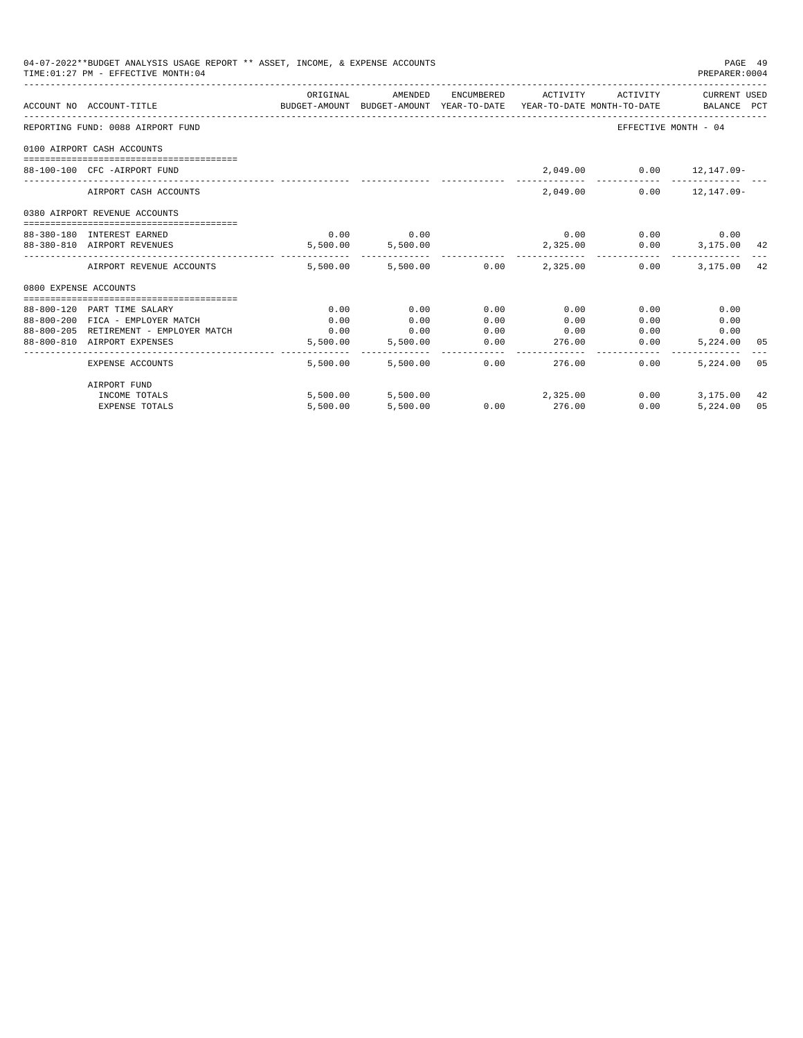04-07-2022**BUDGET ANALYSIS USAGE REPORT ** ASSET, INCOME, & EXPENSE ACCOUNTS

TIME:01:27 PM - EFFECTIVE MONTH:04

PREPARER:0004

| ACCOUNT NO | ACCOUNT-TITLE | ORIGINAL BUDGET-AMOUNT | AMENDED BUDGET-AMOUNT | ENCUMBERED YEAR-TO-DATE | ACTIVITY YEAR-TO-DATE | ACTIVITY MONTH-TO-DATE | CURRENT USED BALANCE | PCT |
|---|---|---|---|---|---|---|---|---|
| REPORTING FUND: 0088 AIRPORT FUND | | | | | | | EFFECTIVE MONTH - 04 | |
| 0100 AIRPORT CASH ACCOUNTS | | | | | | | | |
| 88-100-100 | CFC -AIRPORT FUND | | | | 2,049.00 | 0.00 | 12,147.09- | |
| | AIRPORT CASH ACCOUNTS | | | | 2,049.00 | 0.00 | 12,147.09- | |
| 0380 AIRPORT REVENUE ACCOUNTS | | | | | | | | |
| 88-380-180 | INTEREST EARNED | 0.00 | 0.00 | | 0.00 | 0.00 | 0.00 | |
| 88-380-810 | AIRPORT REVENUES | 5,500.00 | 5,500.00 | | 2,325.00 | 0.00 | 3,175.00 | 42 |
| | AIRPORT REVENUE ACCOUNTS | 5,500.00 | 5,500.00 | 0.00 | 2,325.00 | 0.00 | 3,175.00 | 42 |
| 0800 EXPENSE ACCOUNTS | | | | | | | | |
| 88-800-120 | PART TIME SALARY | 0.00 | 0.00 | 0.00 | 0.00 | 0.00 | 0.00 | |
| 88-800-200 | FICA - EMPLOYER MATCH | 0.00 | 0.00 | 0.00 | 0.00 | 0.00 | 0.00 | |
| 88-800-205 | RETIREMENT - EMPLOYER MATCH | 0.00 | 0.00 | 0.00 | 0.00 | 0.00 | 0.00 | |
| 88-800-810 | AIRPORT EXPENSES | 5,500.00 | 5,500.00 | 0.00 | 276.00 | 0.00 | 5,224.00 | 05 |
| | EXPENSE ACCOUNTS | 5,500.00 | 5,500.00 | 0.00 | 276.00 | 0.00 | 5,224.00 | 05 |
| | AIRPORT FUND | | | | | | | |
| | INCOME TOTALS | 5,500.00 | 5,500.00 | | 2,325.00 | 0.00 | 3,175.00 | 42 |
| | EXPENSE TOTALS | 5,500.00 | 5,500.00 | 0.00 | 276.00 | 0.00 | 5,224.00 | 05 |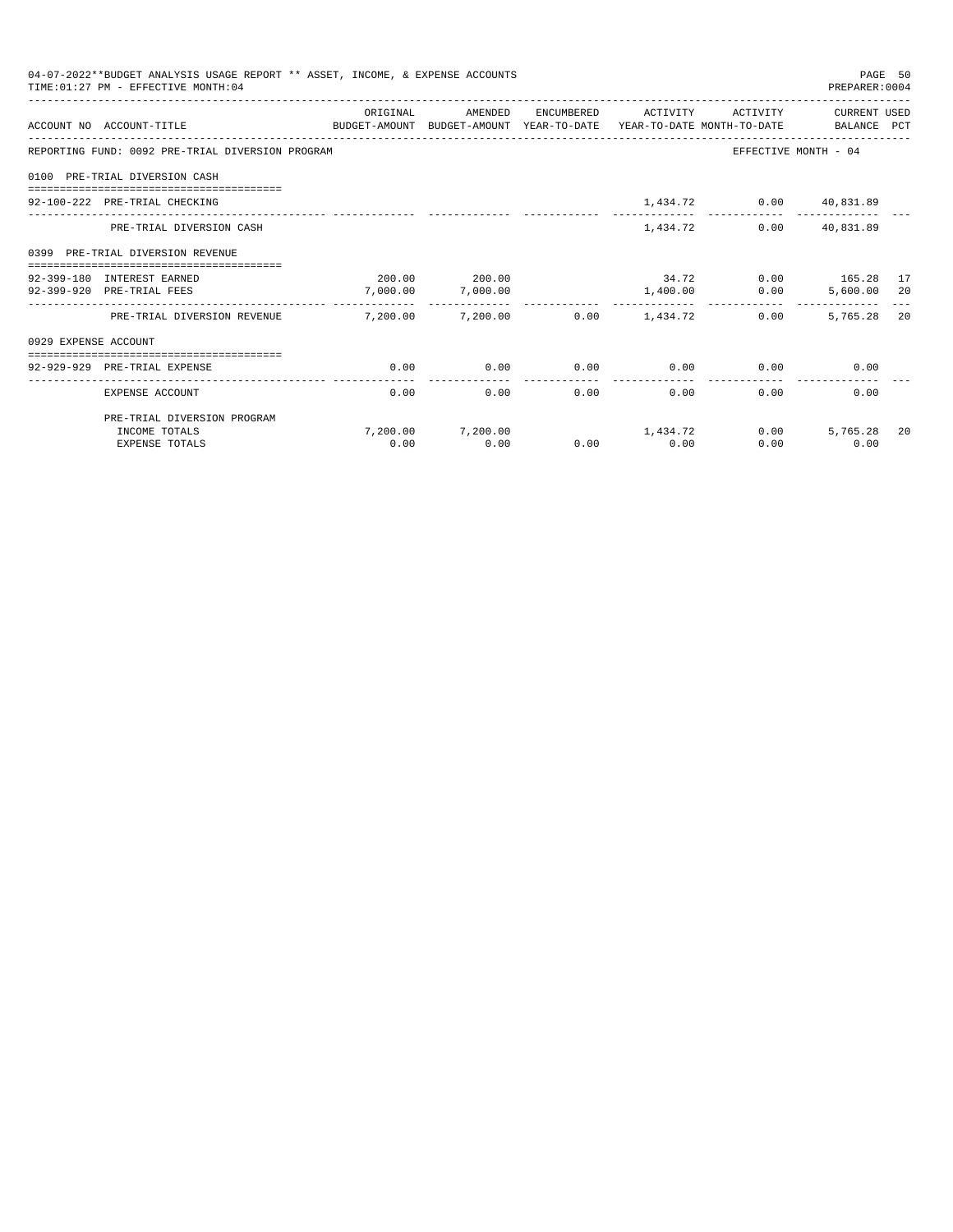04-07-2022**BUDGET ANALYSIS USAGE REPORT ** ASSET, INCOME, & EXPENSE ACCOUNTS
TIME:01:27 PM - EFFECTIVE MONTH:04

PREPARER:0004

| ACCOUNT NO ACCOUNT-TITLE | ORIGINAL BUDGET-AMOUNT | AMENDED BUDGET-AMOUNT | ENCUMBERED YEAR-TO-DATE | ACTIVITY YEAR-TO-DATE | ACTIVITY MONTH-TO-DATE | CURRENT BALANCE | USED PCT |
|---|---|---|---|---|---|---|---|
| REPORTING FUND: 0092 PRE-TRIAL DIVERSION PROGRAM | | | | | | EFFECTIVE MONTH - 04 | |
| 0100 PRE-TRIAL DIVERSION CASH | | | | | | | |
| 92-100-222 PRE-TRIAL CHECKING | | | | 1,434.72 | 0.00 | 40,831.89 | |
| PRE-TRIAL DIVERSION CASH | | | | 1,434.72 | 0.00 | 40,831.89 | |
| 0399 PRE-TRIAL DIVERSION REVENUE | | | | | | | |
| 92-399-180 INTEREST EARNED | 200.00 | 200.00 | | 34.72 | 0.00 | 165.28 | 17 |
| 92-399-920 PRE-TRIAL FEES | 7,000.00 | 7,000.00 | | 1,400.00 | 0.00 | 5,600.00 | 20 |
| PRE-TRIAL DIVERSION REVENUE | 7,200.00 | 7,200.00 | 0.00 | 1,434.72 | 0.00 | 5,765.28 | 20 |
| 0929 EXPENSE ACCOUNT | | | | | | | |
| 92-929-929 PRE-TRIAL EXPENSE | 0.00 | 0.00 | 0.00 | 0.00 | 0.00 | 0.00 | |
| EXPENSE ACCOUNT | 0.00 | 0.00 | 0.00 | 0.00 | 0.00 | 0.00 | |
| PRE-TRIAL DIVERSION PROGRAM | | | | | | | |
| INCOME TOTALS | 7,200.00 | 7,200.00 | | 1,434.72 | 0.00 | 5,765.28 | 20 |
| EXPENSE TOTALS | 0.00 | 0.00 | 0.00 | 0.00 | 0.00 | 0.00 | |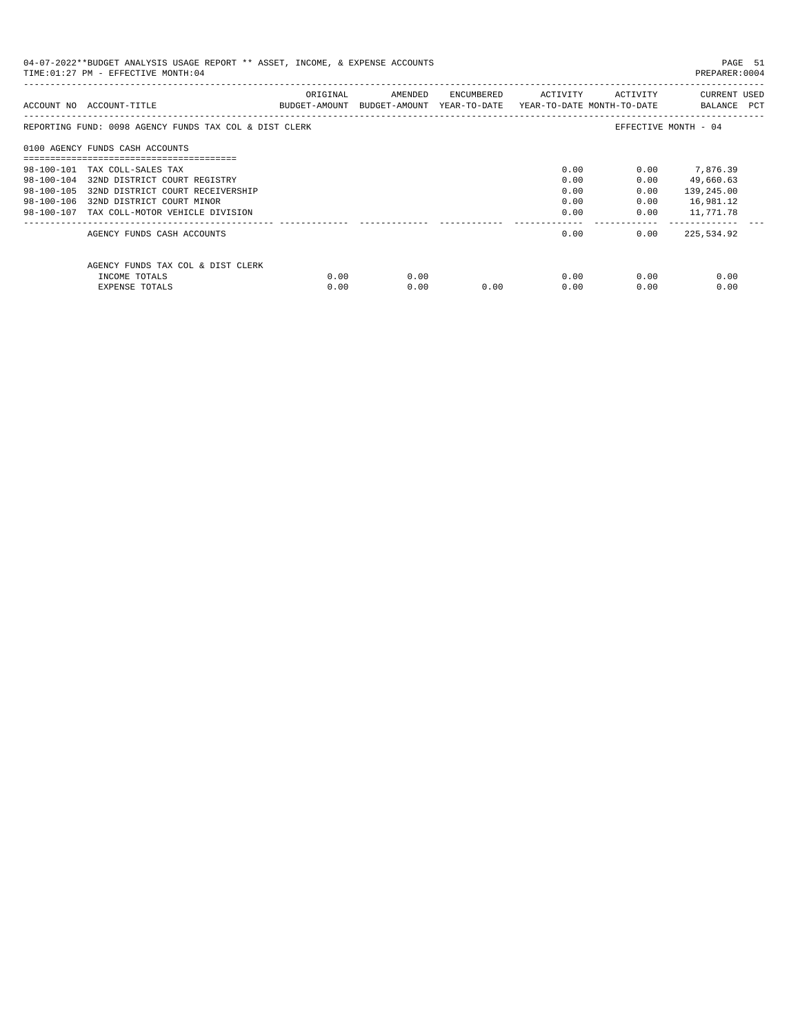04-07-2022**BUDGET ANALYSIS USAGE REPORT ** ASSET, INCOME, & EXPENSE ACCOUNTS

TIME:01:27 PM - EFFECTIVE MONTH:04

PREPARER:0004

| ACCOUNT NO | ACCOUNT-TITLE | ORIGINAL BUDGET-AMOUNT | AMENDED BUDGET-AMOUNT | ENCUMBERED YEAR-TO-DATE | ACTIVITY YEAR-TO-DATE | ACTIVITY MONTH-TO-DATE | CURRENT BALANCE | USED PCT |
|---|---|---|---|---|---|---|---|---|
| REPORTING FUND: 0098 AGENCY FUNDS TAX COL & DIST CLERK | | | | | | EFFECTIVE MONTH - 04 | | |
| 0100 AGENCY FUNDS CASH ACCOUNTS | | | | | | | | |
| 98-100-101 | TAX COLL-SALES TAX | | | | 0.00 | 0.00 | 7,876.39 | |
| 98-100-104 | 32ND DISTRICT COURT REGISTRY | | | | 0.00 | 0.00 | 49,660.63 | |
| 98-100-105 | 32ND DISTRICT COURT RECEIVERSHIP | | | | 0.00 | 0.00 | 139,245.00 | |
| 98-100-106 | 32ND DISTRICT COURT MINOR | | | | 0.00 | 0.00 | 16,981.12 | |
| 98-100-107 | TAX COLL-MOTOR VEHICLE DIVISION | | | | 0.00 | 0.00 | 11,771.78 | |
| | AGENCY FUNDS CASH ACCOUNTS | | | | 0.00 | 0.00 | 225,534.92 | |
| | AGENCY FUNDS TAX COL & DIST CLERK | | | | | | | |
| | INCOME TOTALS | 0.00 | 0.00 | | 0.00 | 0.00 | 0.00 | |
| | EXPENSE TOTALS | 0.00 | 0.00 | 0.00 | 0.00 | 0.00 | 0.00 | |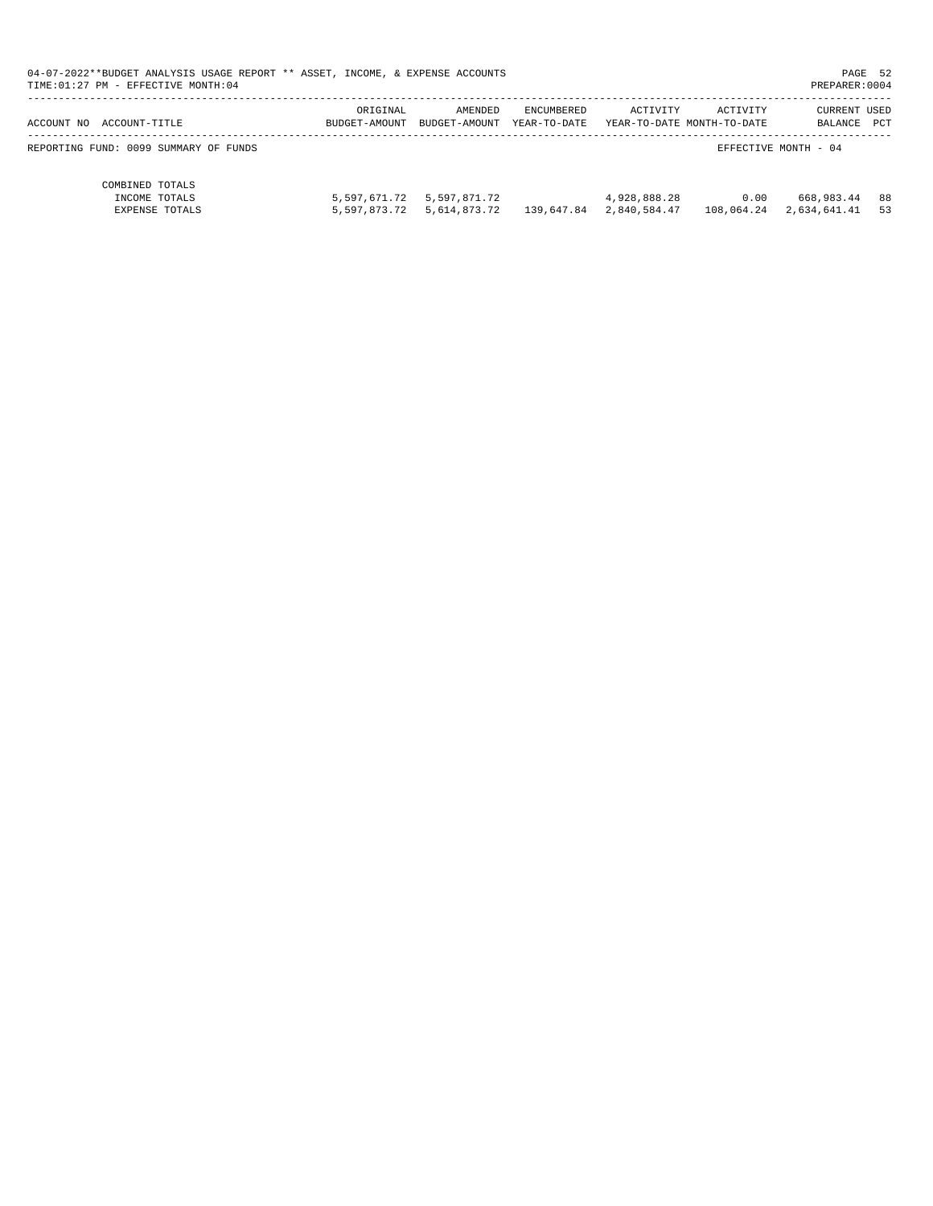04-07-2022**BUDGET ANALYSIS USAGE REPORT ** ASSET, INCOME, & EXPENSE ACCOUNTS
TIME:01:27 PM - EFFECTIVE MONTH:04

PREPARER:0004

| ACCOUNT NO | ACCOUNT-TITLE | ORIGINAL BUDGET-AMOUNT | AMENDED BUDGET-AMOUNT | ENCUMBERED YEAR-TO-DATE | ACTIVITY YEAR-TO-DATE | ACTIVITY MONTH-TO-DATE | CURRENT BALANCE | USED PCT |
|---|---|---|---|---|---|---|---|---|
| REPORTING FUND: 0099 SUMMARY OF FUNDS | | | | | | EFFECTIVE MONTH - 04 | | |
| | COMBINED TOTALS | | | | | | | |
| | INCOME TOTALS | 5,597,671.72 | 5,597,871.72 | | 4,928,888.28 | 0.00 | 668,983.44 | 88 |
| | EXPENSE TOTALS | 5,597,873.72 | 5,614,873.72 | 139,647.84 | 2,840,584.47 | 108,064.24 | 2,634,641.41 | 53 |